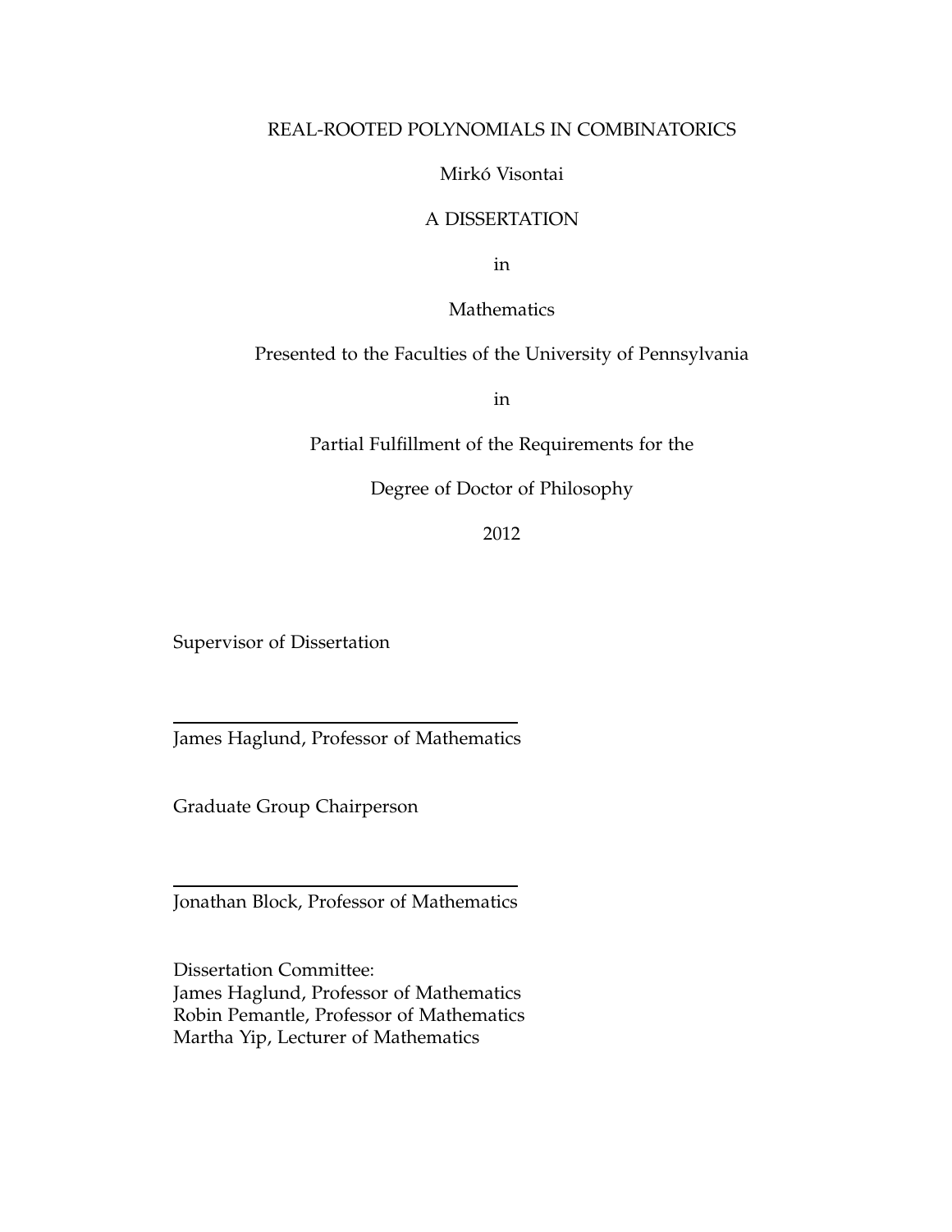# REAL-ROOTED POLYNOMIALS IN COMBINATORICS

Mirkó Visontai

A DISSERTATION

in

Mathematics

Presented to the Faculties of the University of Pennsylvania

in

Partial Fulfillment of the Requirements for the

Degree of Doctor of Philosophy

2012

Supervisor of Dissertation

James Haglund, Professor of Mathematics

Graduate Group Chairperson

Jonathan Block, Professor of Mathematics

Dissertation Committee:
James Haglund, Professor of Mathematics
Robin Pemantle, Professor of Mathematics
Martha Yip, Lecturer of Mathematics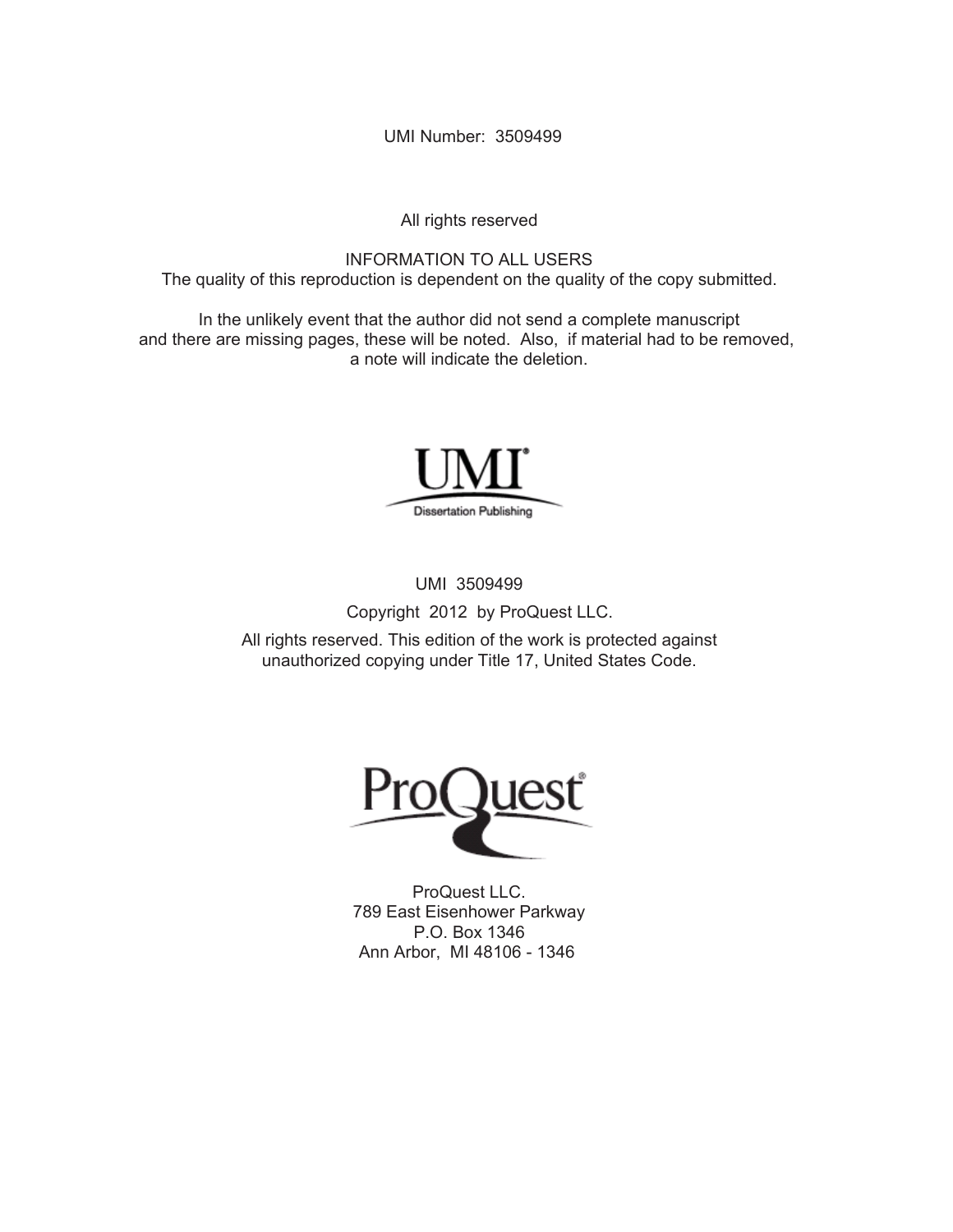UMI Number: 3509499

All rights reserved

INFORMATION TO ALL USERS
The quality of this reproduction is dependent on the quality of the copy submitted.

In the unlikely event that the author did not send a complete manuscript
and there are missing pages, these will be noted. Also, if material had to be removed,
a note will indicate the deletion.

UMI
Dissertation Publishing

UMI 3509499

Copyright 2012 by ProQuest LLC.

All rights reserved. This edition of the work is protected against
unauthorized copying under Title 17, United States Code.

ProQuest

ProQuest LLC.
789 East Eisenhower Parkway
P.O. Box 1346
Ann Arbor, MI 48106 - 1346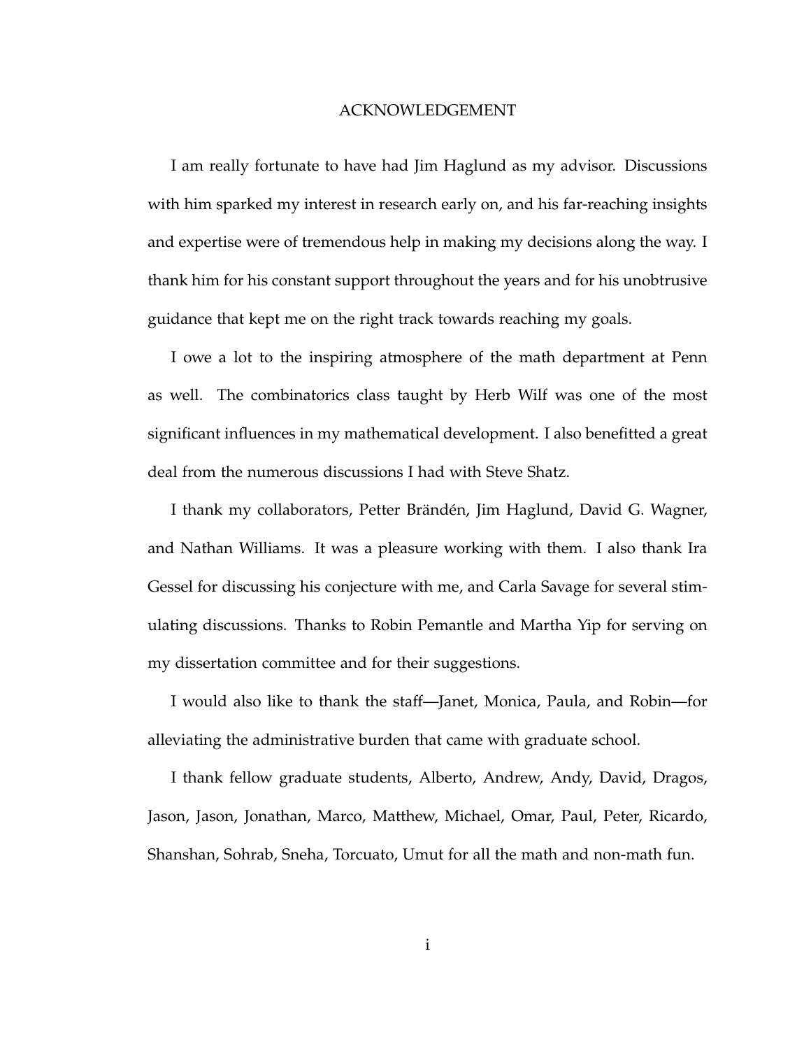# ACKNOWLEDGEMENT

I am really fortunate to have had Jim Haglund as my advisor. Discussions with him sparked my interest in research early on, and his far-reaching insights and expertise were of tremendous help in making my decisions along the way. I thank him for his constant support throughout the years and for his unobtrusive guidance that kept me on the right track towards reaching my goals.

I owe a lot to the inspiring atmosphere of the math department at Penn as well. The combinatorics class taught by Herb Wilf was one of the most significant influences in my mathematical development. I also benefitted a great deal from the numerous discussions I had with Steve Shatz.

I thank my collaborators, Petter Brändén, Jim Haglund, David G. Wagner, and Nathan Williams. It was a pleasure working with them. I also thank Ira Gessel for discussing his conjecture with me, and Carla Savage for several stimulating discussions. Thanks to Robin Pemantle and Martha Yip for serving on my dissertation committee and for their suggestions.

I would also like to thank the staff—Janet, Monica, Paula, and Robin—for alleviating the administrative burden that came with graduate school.

I thank fellow graduate students, Alberto, Andrew, Andy, David, Dragos, Jason, Jason, Jonathan, Marco, Matthew, Michael, Omar, Paul, Peter, Ricardo, Shanshan, Sohrab, Sneha, Torcuato, Umut for all the math and non-math fun.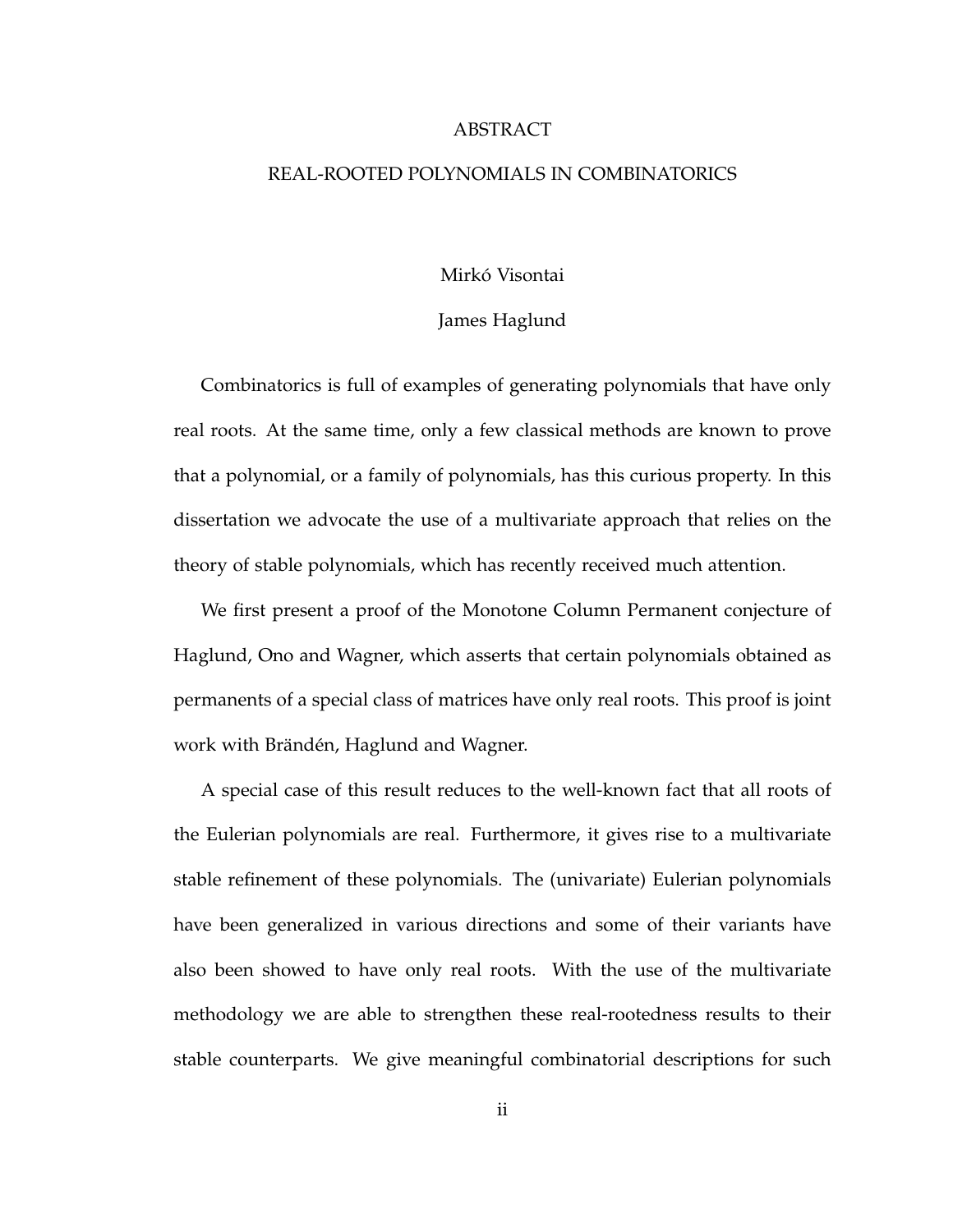# ABSTRACT

## REAL-ROOTED POLYNOMIALS IN COMBINATORICS

Mirkó Visontai

James Haglund

Combinatorics is full of examples of generating polynomials that have only real roots. At the same time, only a few classical methods are known to prove that a polynomial, or a family of polynomials, has this curious property. In this dissertation we advocate the use of a multivariate approach that relies on the theory of stable polynomials, which has recently received much attention.

We first present a proof of the Monotone Column Permanent conjecture of Haglund, Ono and Wagner, which asserts that certain polynomials obtained as permanents of a special class of matrices have only real roots. This proof is joint work with Brändén, Haglund and Wagner.

A special case of this result reduces to the well-known fact that all roots of the Eulerian polynomials are real. Furthermore, it gives rise to a multivariate stable refinement of these polynomials. The (univariate) Eulerian polynomials have been generalized in various directions and some of their variants have also been showed to have only real roots. With the use of the multivariate methodology we are able to strengthen these real-rootedness results to their stable counterparts. We give meaningful combinatorial descriptions for such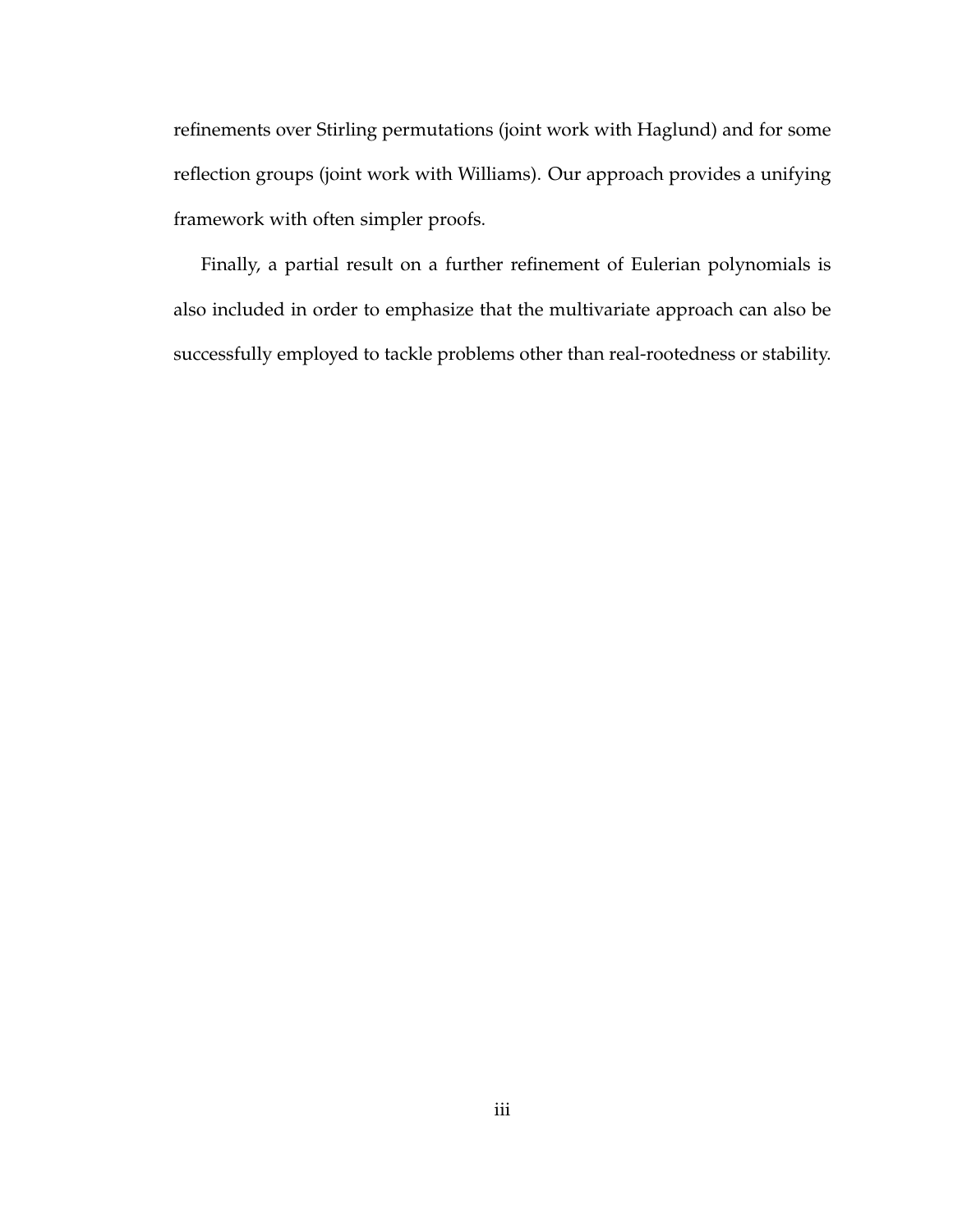refinements over Stirling permutations (joint work with Haglund) and for some reflection groups (joint work with Williams). Our approach provides a unifying framework with often simpler proofs.

Finally, a partial result on a further refinement of Eulerian polynomials is also included in order to emphasize that the multivariate approach can also be successfully employed to tackle problems other than real-rootedness or stability.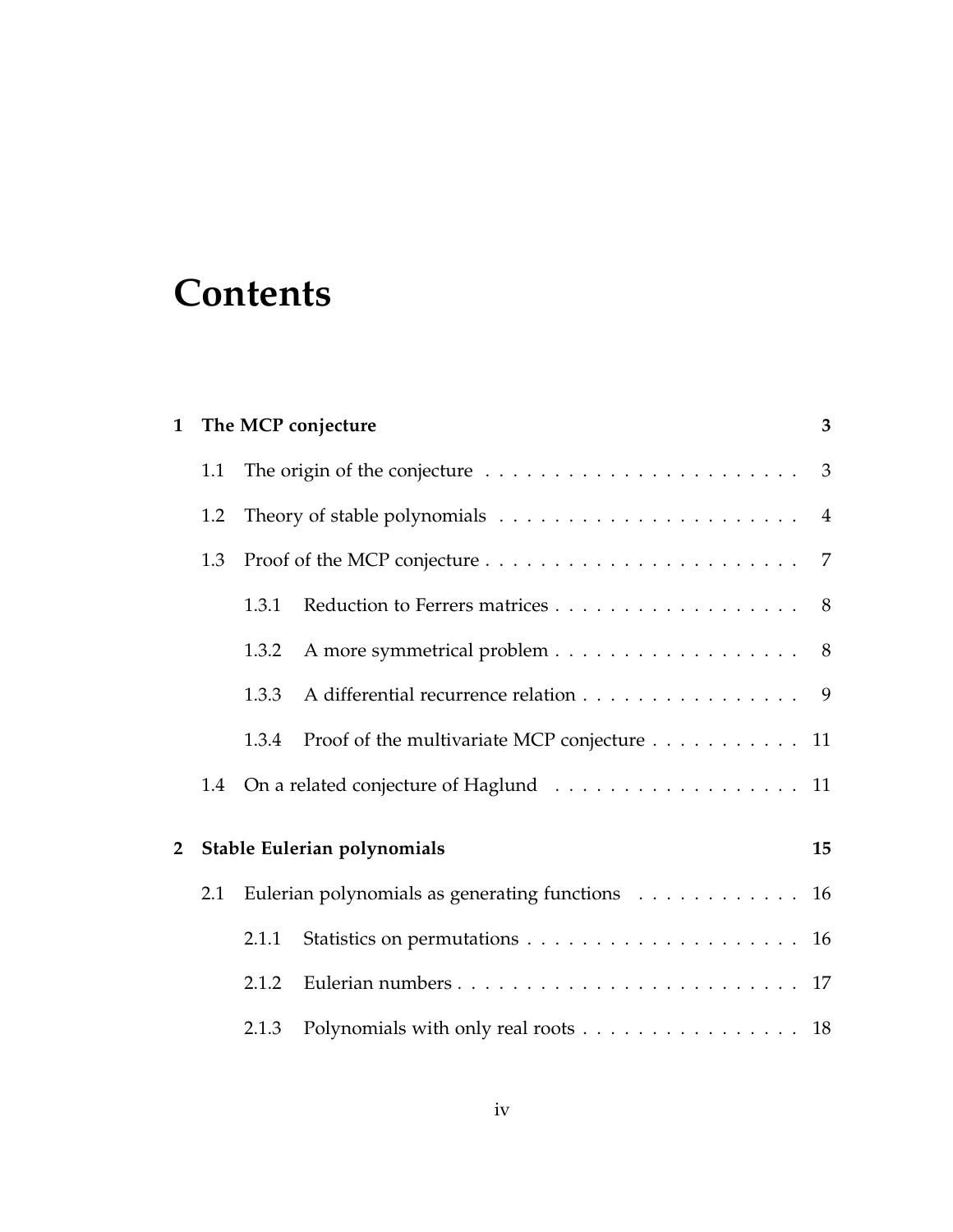# Contents

**1 The MCP conjecture** **3**

1.1 The origin of the conjecture . . . . . . . . . . . . . . . . . . . . . . . 3

1.2 Theory of stable polynomials . . . . . . . . . . . . . . . . . . . . . . 4

1.3 Proof of the MCP conjecture . . . . . . . . . . . . . . . . . . . . . . . 7

1.3.1 Reduction to Ferrers matrices . . . . . . . . . . . . . . . . . . 8

1.3.2 A more symmetrical problem . . . . . . . . . . . . . . . . . . 8

1.3.3 A differential recurrence relation . . . . . . . . . . . . . . . . 9

1.3.4 Proof of the multivariate MCP conjecture . . . . . . . . . . . 11

1.4 On a related conjecture of Haglund . . . . . . . . . . . . . . . . . . 11

**2 Stable Eulerian polynomials** **15**

2.1 Eulerian polynomials as generating functions . . . . . . . . . . . . 16

2.1.1 Statistics on permutations . . . . . . . . . . . . . . . . . . . . 16

2.1.2 Eulerian numbers . . . . . . . . . . . . . . . . . . . . . . . . . 17

2.1.3 Polynomials with only real roots . . . . . . . . . . . . . . . . 18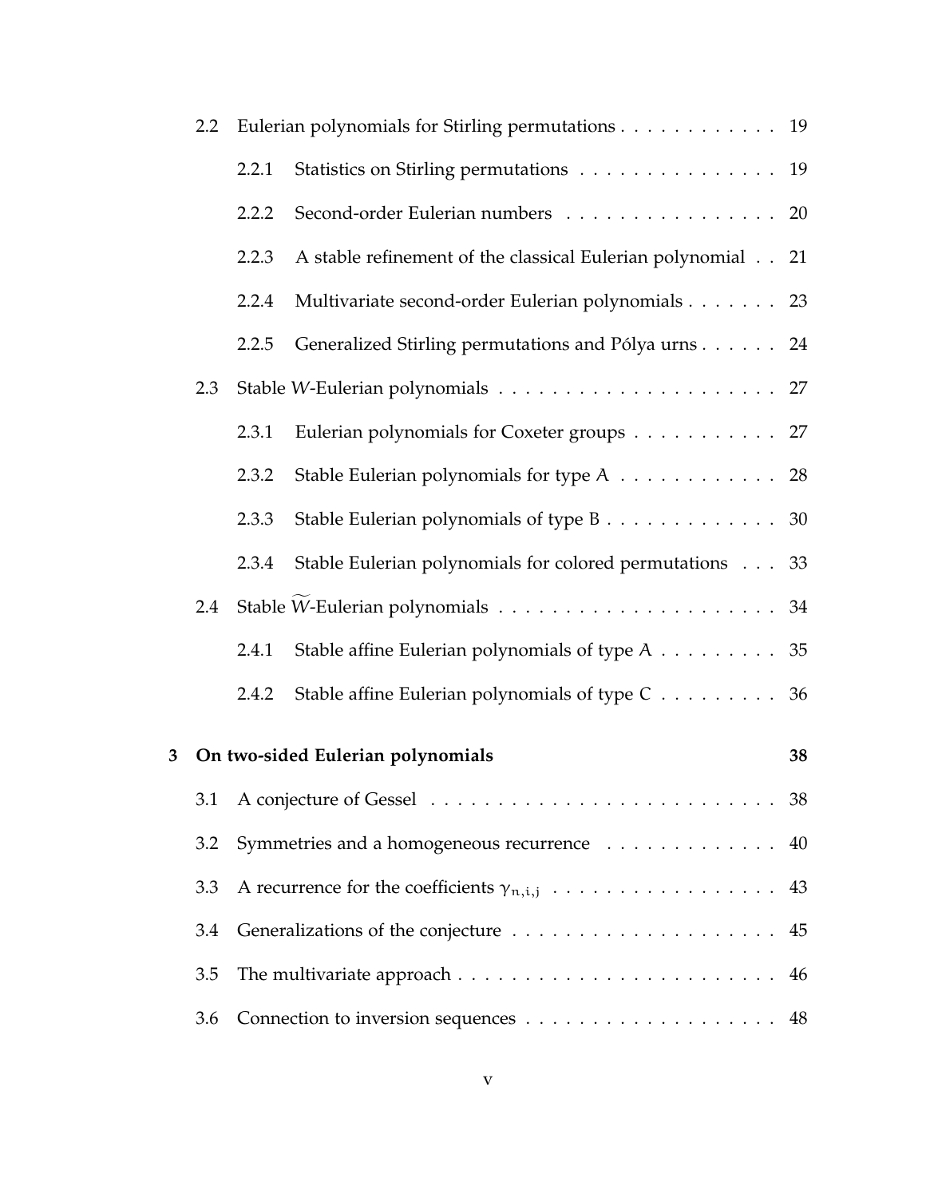- 2.2 Eulerian polynomials for Stirling permutations . . . . . . . . . . . . 19
  - 2.2.1 Statistics on Stirling permutations . . . . . . . . . . . . . . . 19
  - 2.2.2 Second-order Eulerian numbers . . . . . . . . . . . . . . . . 20
  - 2.2.3 A stable refinement of the classical Eulerian polynomial . . 21
  - 2.2.4 Multivariate second-order Eulerian polynomials . . . . . . . 23
  - 2.2.5 Generalized Stirling permutations and Pólya urns . . . . . . 24
- 2.3 Stable $W$-Eulerian polynomials . . . . . . . . . . . . . . . . . . . . . 27
  - 2.3.1 Eulerian polynomials for Coxeter groups . . . . . . . . . . . 27
  - 2.3.2 Stable Eulerian polynomials for type $A$ . . . . . . . . . . . . 28
  - 2.3.3 Stable Eulerian polynomials of type $B$ . . . . . . . . . . . . . 30
  - 2.3.4 Stable Eulerian polynomials for colored permutations . . . 33
- 2.4 Stable $\widetilde{W}$-Eulerian polynomials . . . . . . . . . . . . . . . . . . . . 34
  - 2.4.1 Stable affine Eulerian polynomials of type $A$ . . . . . . . . . 35
  - 2.4.2 Stable affine Eulerian polynomials of type $C$ . . . . . . . . . 36

**3 On two-sided Eulerian polynomials** **38**

- 3.1 A conjecture of Gessel . . . . . . . . . . . . . . . . . . . . . . . . . . 38
- 3.2 Symmetries and a homogeneous recurrence . . . . . . . . . . . . . 40
- 3.3 A recurrence for the coefficients $\gamma_{n,i,j}$ . . . . . . . . . . . . . . . . . 43
- 3.4 Generalizations of the conjecture . . . . . . . . . . . . . . . . . . . . 45
- 3.5 The multivariate approach . . . . . . . . . . . . . . . . . . . . . . . . 46
- 3.6 Connection to inversion sequences . . . . . . . . . . . . . . . . . . . 48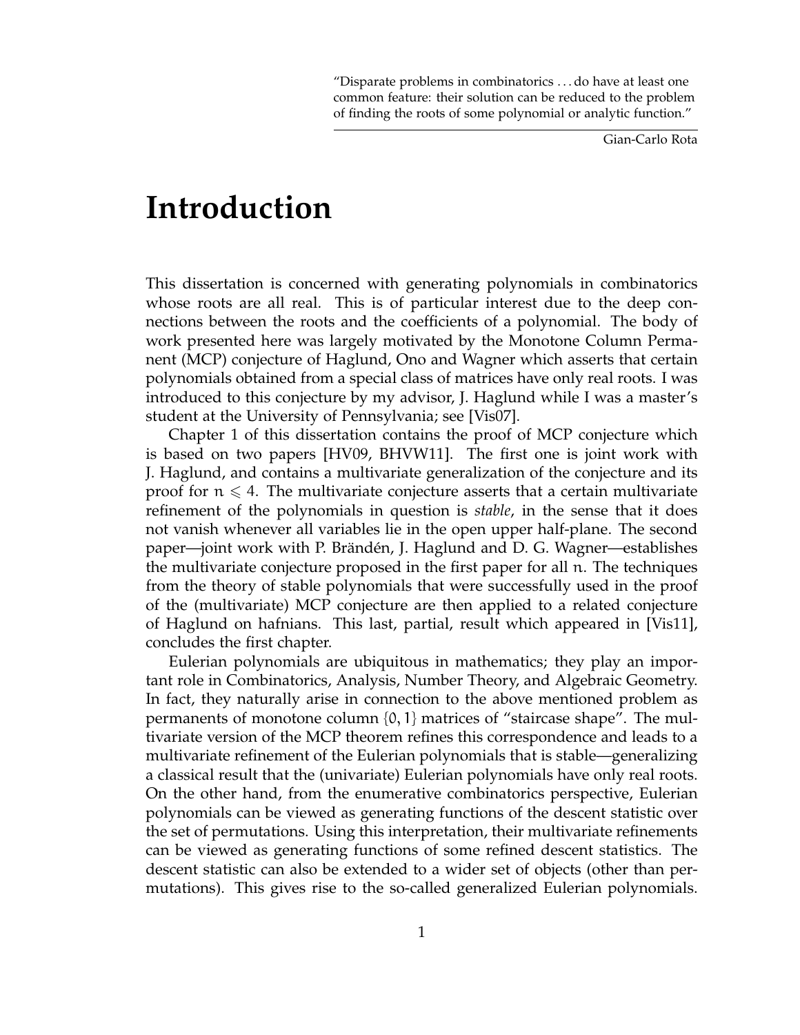> "Disparate problems in combinatorics ... do have at least one common feature: their solution can be reduced to the problem of finding the roots of some polynomial or analytic function."
>
> Gian-Carlo Rota

# Introduction

This dissertation is concerned with generating polynomials in combinatorics whose roots are all real. This is of particular interest due to the deep connections between the roots and the coefficients of a polynomial. The body of work presented here was largely motivated by the Monotone Column Permanent (MCP) conjecture of Haglund, Ono and Wagner which asserts that certain polynomials obtained from a special class of matrices have only real roots. I was introduced to this conjecture by my advisor, J. Haglund while I was a master's student at the University of Pennsylvania; see [Vis07].

Chapter 1 of this dissertation contains the proof of MCP conjecture which is based on two papers [HV09, BHVW11]. The first one is joint work with J. Haglund, and contains a multivariate generalization of the conjecture and its proof for $n \leqslant 4$. The multivariate conjecture asserts that a certain multivariate refinement of the polynomials in question is *stable*, in the sense that it does not vanish whenever all variables lie in the open upper half-plane. The second paper—joint work with P. Brändén, J. Haglund and D. G. Wagner—establishes the multivariate conjecture proposed in the first paper for all $n$. The techniques from the theory of stable polynomials that were successfully used in the proof of the (multivariate) MCP conjecture are then applied to a related conjecture of Haglund on hafnians. This last, partial, result which appeared in [Vis11], concludes the first chapter.

Eulerian polynomials are ubiquitous in mathematics; they play an important role in Combinatorics, Analysis, Number Theory, and Algebraic Geometry. In fact, they naturally arise in connection to the above mentioned problem as permanents of monotone column $\{0, 1\}$ matrices of "staircase shape". The multivariate version of the MCP theorem refines this correspondence and leads to a multivariate refinement of the Eulerian polynomials that is stable—generalizing a classical result that the (univariate) Eulerian polynomials have only real roots. On the other hand, from the enumerative combinatorics perspective, Eulerian polynomials can be viewed as generating functions of the descent statistic over the set of permutations. Using this interpretation, their multivariate refinements can be viewed as generating functions of some refined descent statistics. The descent statistic can also be extended to a wider set of objects (other than permutations). This gives rise to the so-called generalized Eulerian polynomials.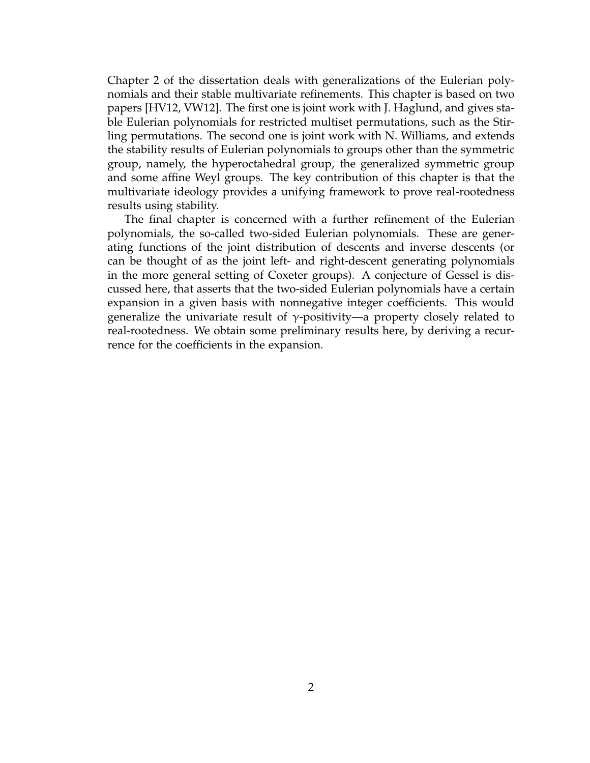Chapter 2 of the dissertation deals with generalizations of the Eulerian polynomials and their stable multivariate refinements. This chapter is based on two papers [HV12, VW12]. The first one is joint work with J. Haglund, and gives stable Eulerian polynomials for restricted multiset permutations, such as the Stirling permutations. The second one is joint work with N. Williams, and extends the stability results of Eulerian polynomials to groups other than the symmetric group, namely, the hyperoctahedral group, the generalized symmetric group and some affine Weyl groups. The key contribution of this chapter is that the multivariate ideology provides a unifying framework to prove real-rootedness results using stability.

The final chapter is concerned with a further refinement of the Eulerian polynomials, the so-called two-sided Eulerian polynomials. These are generating functions of the joint distribution of descents and inverse descents (or can be thought of as the joint left- and right-descent generating polynomials in the more general setting of Coxeter groups). A conjecture of Gessel is discussed here, that asserts that the two-sided Eulerian polynomials have a certain expansion in a given basis with nonnegative integer coefficients. This would generalize the univariate result of $\gamma$-positivity—a property closely related to real-rootedness. We obtain some preliminary results here, by deriving a recurrence for the coefficients in the expansion.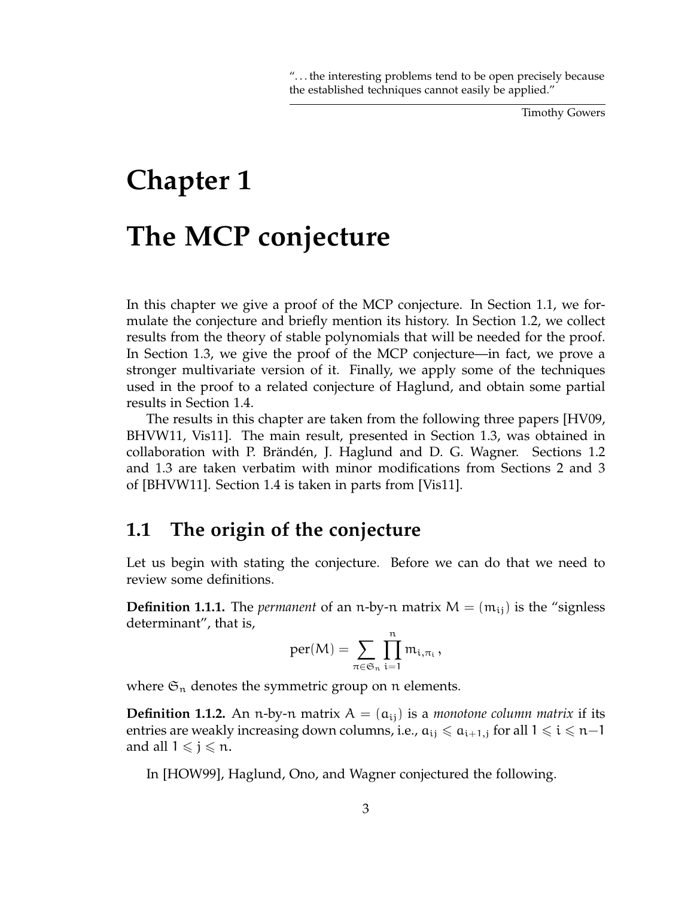"... the interesting problems tend to be open precisely because the established techniques cannot easily be applied."

Timothy Gowers

# Chapter 1

# The MCP conjecture

In this chapter we give a proof of the MCP conjecture. In Section 1.1, we formulate the conjecture and briefly mention its history. In Section 1.2, we collect results from the theory of stable polynomials that will be needed for the proof. In Section 1.3, we give the proof of the MCP conjecture—in fact, we prove a stronger multivariate version of it. Finally, we apply some of the techniques used in the proof to a related conjecture of Haglund, and obtain some partial results in Section 1.4.

The results in this chapter are taken from the following three papers [HV09, BHVW11, Vis11]. The main result, presented in Section 1.3, was obtained in collaboration with P. Brändén, J. Haglund and D. G. Wagner. Sections 1.2 and 1.3 are taken verbatim with minor modifications from Sections 2 and 3 of [BHVW11]. Section 1.4 is taken in parts from [Vis11].

## 1.1 The origin of the conjecture

Let us begin with stating the conjecture. Before we can do that we need to review some definitions.

**Definition 1.1.1.** The *permanent* of an $n$-by-$n$ matrix $M = (m_{ij})$ is the "signless determinant", that is,

$$\mathrm{per}(M) = \sum_{\pi \in \mathfrak{S}_n} \prod_{i=1}^{n} m_{i,\pi_i},$$

where $\mathfrak{S}_n$ denotes the symmetric group on $n$ elements.

**Definition 1.1.2.** An $n$-by-$n$ matrix $A = (a_{ij})$ is a *monotone column matrix* if its entries are weakly increasing down columns, i.e., $a_{ij} \leqslant a_{i+1,j}$ for all $1 \leqslant i \leqslant n-1$ and all $1 \leqslant j \leqslant n$.

In [HOW99], Haglund, Ono, and Wagner conjectured the following.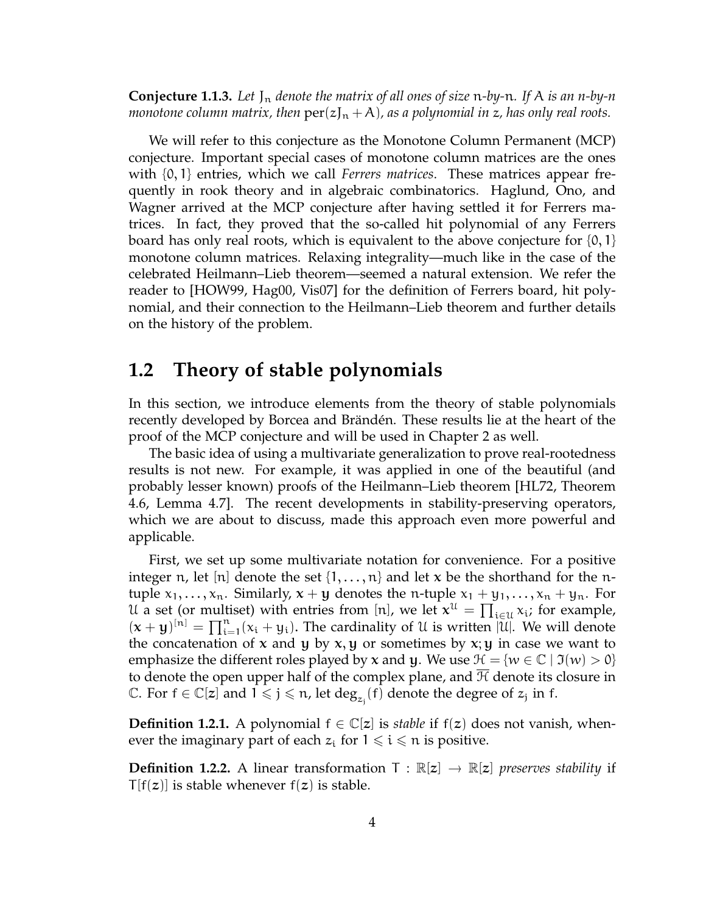**Conjecture 1.1.3.** *Let $J_n$ denote the matrix of all ones of size $n$-by-$n$. If $A$ is an $n$-by-$n$ monotone column matrix, then $\operatorname{per}(zJ_n + A)$, as a polynomial in $z$, has only real roots.*

We will refer to this conjecture as the Monotone Column Permanent (MCP) conjecture. Important special cases of monotone column matrices are the ones with $\{0, 1\}$ entries, which we call *Ferrers matrices*. These matrices appear frequently in rook theory and in algebraic combinatorics. Haglund, Ono, and Wagner arrived at the MCP conjecture after having settled it for Ferrers matrices. In fact, they proved that the so-called hit polynomial of any Ferrers board has only real roots, which is equivalent to the above conjecture for $\{0, 1\}$ monotone column matrices. Relaxing integrality—much like in the case of the celebrated Heilmann–Lieb theorem—seemed a natural extension. We refer the reader to [HOW99, Hag00, Vis07] for the definition of Ferrers board, hit polynomial, and their connection to the Heilmann–Lieb theorem and further details on the history of the problem.

## 1.2 Theory of stable polynomials

In this section, we introduce elements from the theory of stable polynomials recently developed by Borcea and Brändén. These results lie at the heart of the proof of the MCP conjecture and will be used in Chapter 2 as well.

The basic idea of using a multivariate generalization to prove real-rootedness results is not new. For example, it was applied in one of the beautiful (and probably lesser known) proofs of the Heilmann–Lieb theorem [HL72, Theorem 4.6, Lemma 4.7]. The recent developments in stability-preserving operators, which we are about to discuss, made this approach even more powerful and applicable.

First, we set up some multivariate notation for convenience. For a positive integer $n$, let $[n]$ denote the set $\{1, \ldots, n\}$ and let $\mathbf{x}$ be the shorthand for the $n$-tuple $x_1, \ldots, x_n$. Similarly, $\mathbf{x} + \mathbf{y}$ denotes the $n$-tuple $x_1 + y_1, \ldots, x_n + y_n$. For $\mathcal{U}$ a set (or multiset) with entries from $[n]$, we let $\mathbf{x}^{\mathcal{U}} = \prod_{i \in \mathcal{U}} x_i$; for example, $(\mathbf{x} + \mathbf{y})^{[n]} = \prod_{i=1}^{n}(x_i + y_i)$. The cardinality of $\mathcal{U}$ is written $|\mathcal{U}|$. We will denote the concatenation of $\mathbf{x}$ and $\mathbf{y}$ by $\mathbf{x}, \mathbf{y}$ or sometimes by $\mathbf{x}; \mathbf{y}$ in case we want to emphasize the different roles played by $\mathbf{x}$ and $\mathbf{y}$. We use $\mathcal{H} = \{w \in \mathbb{C} \mid \Im(w) > 0\}$ to denote the open upper half of the complex plane, and $\overline{\mathcal{H}}$ denote its closure in $\mathbb{C}$. For $f \in \mathbb{C}[\mathbf{z}]$ and $1 \leqslant j \leqslant n$, let $\deg_{z_j}(f)$ denote the degree of $z_j$ in $f$.

**Definition 1.2.1.** A polynomial $f \in \mathbb{C}[\mathbf{z}]$ is *stable* if $f(\mathbf{z})$ does not vanish, whenever the imaginary part of each $z_i$ for $1 \leqslant i \leqslant n$ is positive.

**Definition 1.2.2.** A linear transformation $T : \mathbb{R}[\mathbf{z}] \to \mathbb{R}[\mathbf{z}]$ *preserves stability* if $T[f(\mathbf{z})]$ is stable whenever $f(\mathbf{z})$ is stable.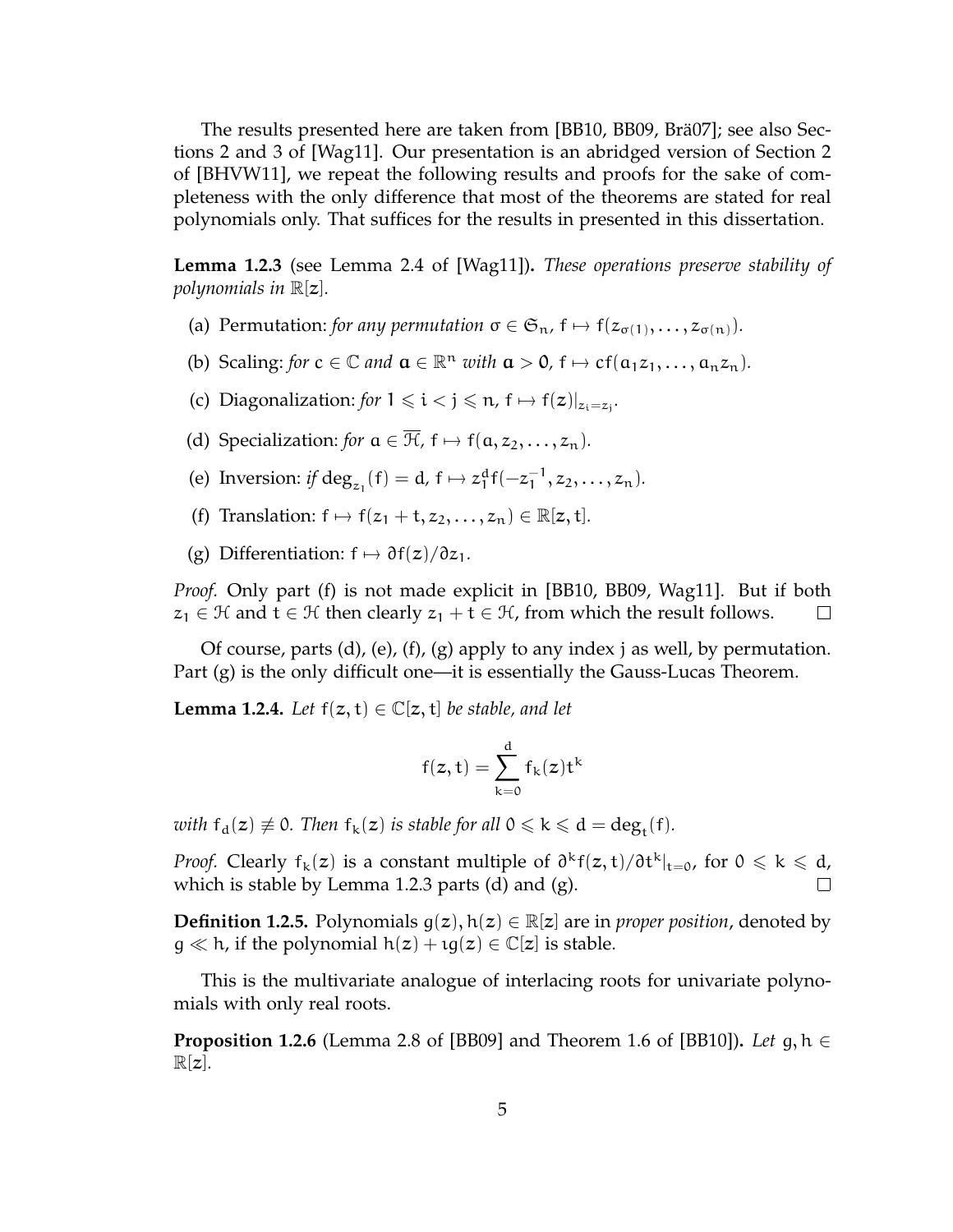The results presented here are taken from [BB10, BB09, Brä07]; see also Sections 2 and 3 of [Wag11]. Our presentation is an abridged version of Section 2 of [BHVW11], we repeat the following results and proofs for the sake of completeness with the only difference that most of the theorems are stated for real polynomials only. That suffices for the results in presented in this dissertation.

**Lemma 1.2.3** (see Lemma 2.4 of [Wag11])**.** *These operations preserve stability of polynomials in $\mathbb{R}[\mathbf{z}]$.*

(a) Permutation: *for any permutation $\sigma \in \mathfrak{S}_n$, $f \mapsto f(z_{\sigma(1)}, \ldots, z_{\sigma(n)})$.*

(b) Scaling: *for $c \in \mathbb{C}$ and $\mathbf{a} \in \mathbb{R}^n$ with $\mathbf{a} > 0$, $f \mapsto cf(a_1 z_1, \ldots, a_n z_n)$.*

(c) Diagonalization: *for $1 \leqslant i < j \leqslant n$, $f \mapsto f(\mathbf{z})|_{z_i = z_j}$.*

(d) Specialization: *for $a \in \overline{\mathcal{H}}$, $f \mapsto f(a, z_2, \ldots, z_n)$.*

(e) Inversion: *if $\deg_{z_1}(f) = d$, $f \mapsto z_1^d f(-z_1^{-1}, z_2, \ldots, z_n)$.*

(f) Translation: $f \mapsto f(z_1 + t, z_2, \ldots, z_n) \in \mathbb{R}[\mathbf{z}, t]$.

(g) Differentiation: $f \mapsto \partial f(\mathbf{z})/\partial z_1$.

*Proof.* Only part (f) is not made explicit in [BB10, BB09, Wag11]. But if both $z_1 \in \mathcal{H}$ and $t \in \mathcal{H}$ then clearly $z_1 + t \in \mathcal{H}$, from which the result follows. □

Of course, parts (d), (e), (f), (g) apply to any index j as well, by permutation. Part (g) is the only difficult one—it is essentially the Gauss-Lucas Theorem.

**Lemma 1.2.4.** *Let $f(\mathbf{z}, t) \in \mathbb{C}[\mathbf{z}, t]$ be stable, and let*

$$f(\mathbf{z}, t) = \sum_{k=0}^{d} f_k(\mathbf{z}) t^k$$

*with $f_d(\mathbf{z}) \not\equiv 0$. Then $f_k(\mathbf{z})$ is stable for all $0 \leqslant k \leqslant d = \deg_t(f)$.*

*Proof.* Clearly $f_k(\mathbf{z})$ is a constant multiple of $\partial^k f(\mathbf{z}, t)/\partial t^k|_{t=0}$, for $0 \leqslant k \leqslant d$, which is stable by Lemma 1.2.3 parts (d) and (g). □

**Definition 1.2.5.** Polynomials $g(\mathbf{z}), h(\mathbf{z}) \in \mathbb{R}[\mathbf{z}]$ are in *proper position*, denoted by $g \ll h$, if the polynomial $h(\mathbf{z}) + \imath g(\mathbf{z}) \in \mathbb{C}[\mathbf{z}]$ is stable.

This is the multivariate analogue of interlacing roots for univariate polynomials with only real roots.

**Proposition 1.2.6** (Lemma 2.8 of [BB09] and Theorem 1.6 of [BB10])**.** *Let $g, h \in \mathbb{R}[\mathbf{z}]$.*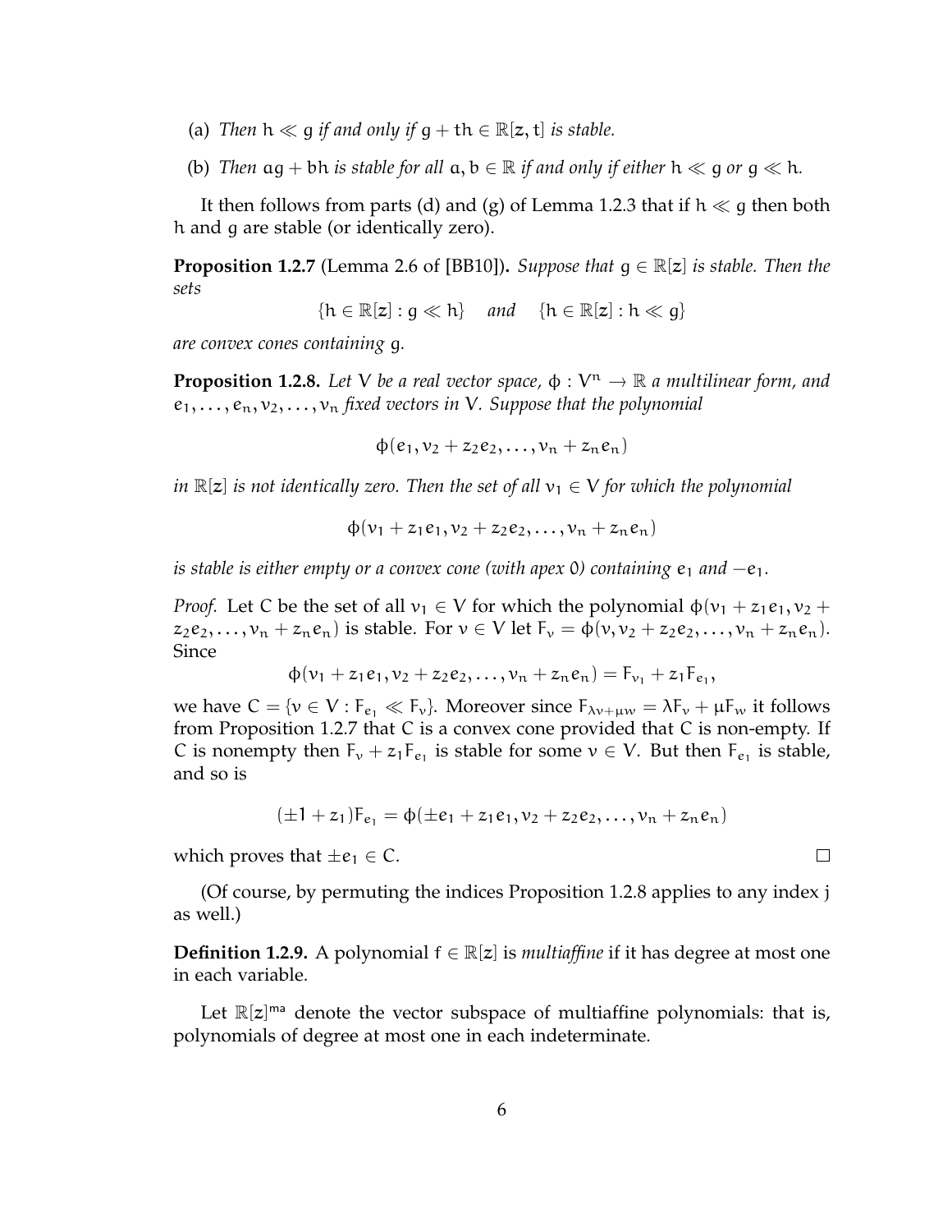(a) *Then* $h \ll g$ *if and only if* $g + th \in \mathbb{R}[\mathbf{z}, t]$ *is stable.*

(b) *Then* $ag + bh$ *is stable for all* $a, b \in \mathbb{R}$ *if and only if either* $h \ll g$ *or* $g \ll h$*.*

It then follows from parts (d) and (g) of Lemma 1.2.3 that if $h \ll g$ then both $h$ and $g$ are stable (or identically zero).

**Proposition 1.2.7** (Lemma 2.6 of [BB10])**.** *Suppose that* $g \in \mathbb{R}[\mathbf{z}]$ *is stable. Then the sets*

$$\{h \in \mathbb{R}[\mathbf{z}] : g \ll h\} \quad \textit{and} \quad \{h \in \mathbb{R}[\mathbf{z}] : h \ll g\}$$

*are convex cones containing* $g$*.*

**Proposition 1.2.8.** *Let* $V$ *be a real vector space,* $\phi : V^n \to \mathbb{R}$ *a multilinear form, and* $e_1, \ldots, e_n, v_2, \ldots, v_n$ *fixed vectors in* $V$*. Suppose that the polynomial*

$$\phi(e_1, v_2 + z_2 e_2, \ldots, v_n + z_n e_n)$$

*in* $\mathbb{R}[\mathbf{z}]$ *is not identically zero. Then the set of all* $v_1 \in V$ *for which the polynomial*

$$\phi(v_1 + z_1 e_1, v_2 + z_2 e_2, \ldots, v_n + z_n e_n)$$

*is stable is either empty or a convex cone (with apex* $0$*) containing* $e_1$ *and* $-e_1$*.*

*Proof.* Let $C$ be the set of all $v_1 \in V$ for which the polynomial $\phi(v_1 + z_1 e_1, v_2 + z_2 e_2, \ldots, v_n + z_n e_n)$ is stable. For $v \in V$ let $F_v = \phi(v, v_2 + z_2 e_2, \ldots, v_n + z_n e_n)$. Since

$$\phi(v_1 + z_1 e_1, v_2 + z_2 e_2, \ldots, v_n + z_n e_n) = F_{v_1} + z_1 F_{e_1},$$

we have $C = \{v \in V : F_{e_1} \ll F_v\}$. Moreover since $F_{\lambda v + \mu w} = \lambda F_v + \mu F_w$ it follows from Proposition 1.2.7 that $C$ is a convex cone provided that $C$ is non-empty. If $C$ is nonempty then $F_v + z_1 F_{e_1}$ is stable for some $v \in V$. But then $F_{e_1}$ is stable, and so is

$$(\pm 1 + z_1) F_{e_1} = \phi(\pm e_1 + z_1 e_1, v_2 + z_2 e_2, \ldots, v_n + z_n e_n)$$

which proves that $\pm e_1 \in C$. $\square$

(Of course, by permuting the indices Proposition 1.2.8 applies to any index $j$ as well.)

**Definition 1.2.9.** A polynomial $f \in \mathbb{R}[\mathbf{z}]$ is *multiaffine* if it has degree at most one in each variable.

Let $\mathbb{R}[\mathbf{z}]^{\mathsf{ma}}$ denote the vector subspace of multiaffine polynomials: that is, polynomials of degree at most one in each indeterminate.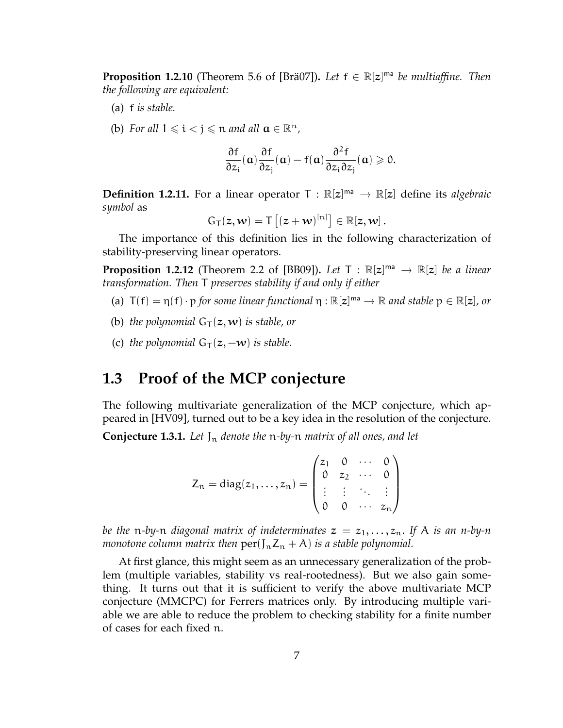**Proposition 1.2.10** (Theorem 5.6 of [Brä07])**.** *Let $f \in \mathbb{R}[\boldsymbol{z}]^{\mathsf{ma}}$ be multiaffine. Then the following are equivalent:*

(a) *$f$ is stable.*

(b) *For all $1 \leqslant i < j \leqslant n$ and all $\boldsymbol{a} \in \mathbb{R}^n$,*

$$\frac{\partial f}{\partial z_i}(\boldsymbol{a})\frac{\partial f}{\partial z_j}(\boldsymbol{a}) - f(\boldsymbol{a})\frac{\partial^2 f}{\partial z_i \partial z_j}(\boldsymbol{a}) \geqslant 0.$$

**Definition 1.2.11.** For a linear operator $T : \mathbb{R}[\boldsymbol{z}]^{\mathsf{ma}} \to \mathbb{R}[\boldsymbol{z}]$ define its *algebraic symbol* as

$$G_T(\boldsymbol{z}, \boldsymbol{w}) = T\left[(\boldsymbol{z} + \boldsymbol{w})^{[n]}\right] \in \mathbb{R}[\boldsymbol{z}, \boldsymbol{w}].$$

The importance of this definition lies in the following characterization of stability-preserving linear operators.

**Proposition 1.2.12** (Theorem 2.2 of [BB09])**.** *Let $T : \mathbb{R}[\boldsymbol{z}]^{\mathsf{ma}} \to \mathbb{R}[\boldsymbol{z}]$ be a linear transformation. Then $T$ preserves stability if and only if either*

(a) *$T(f) = \eta(f) \cdot p$ for some linear functional $\eta : \mathbb{R}[\boldsymbol{z}]^{\mathsf{ma}} \to \mathbb{R}$ and stable $p \in \mathbb{R}[\boldsymbol{z}]$, or*

(b) *the polynomial $G_T(\boldsymbol{z}, \boldsymbol{w})$ is stable, or*

(c) *the polynomial $G_T(\boldsymbol{z}, -\boldsymbol{w})$ is stable.*

## 1.3 Proof of the MCP conjecture

The following multivariate generalization of the MCP conjecture, which appeared in [HV09], turned out to be a key idea in the resolution of the conjecture.

**Conjecture 1.3.1.** *Let $J_n$ denote the $n$-by-$n$ matrix of all ones, and let*

$$Z_n = \operatorname{diag}(z_1, \ldots, z_n) = \begin{pmatrix} z_1 & 0 & \cdots & 0 \\ 0 & z_2 & \cdots & 0 \\ \vdots & \vdots & \ddots & \vdots \\ 0 & 0 & \cdots & z_n \end{pmatrix}$$

*be the $n$-by-$n$ diagonal matrix of indeterminates $\boldsymbol{z} = z_1, \ldots, z_n$. If $A$ is an $n$-by-$n$ monotone column matrix then $\operatorname{per}(J_n Z_n + A)$ is a stable polynomial.*

At first glance, this might seem as an unnecessary generalization of the problem (multiple variables, stability vs real-rootedness). But we also gain something. It turns out that it is sufficient to verify the above multivariate MCP conjecture (MMCPC) for Ferrers matrices only. By introducing multiple variable we are able to reduce the problem to checking stability for a finite number of cases for each fixed $n$.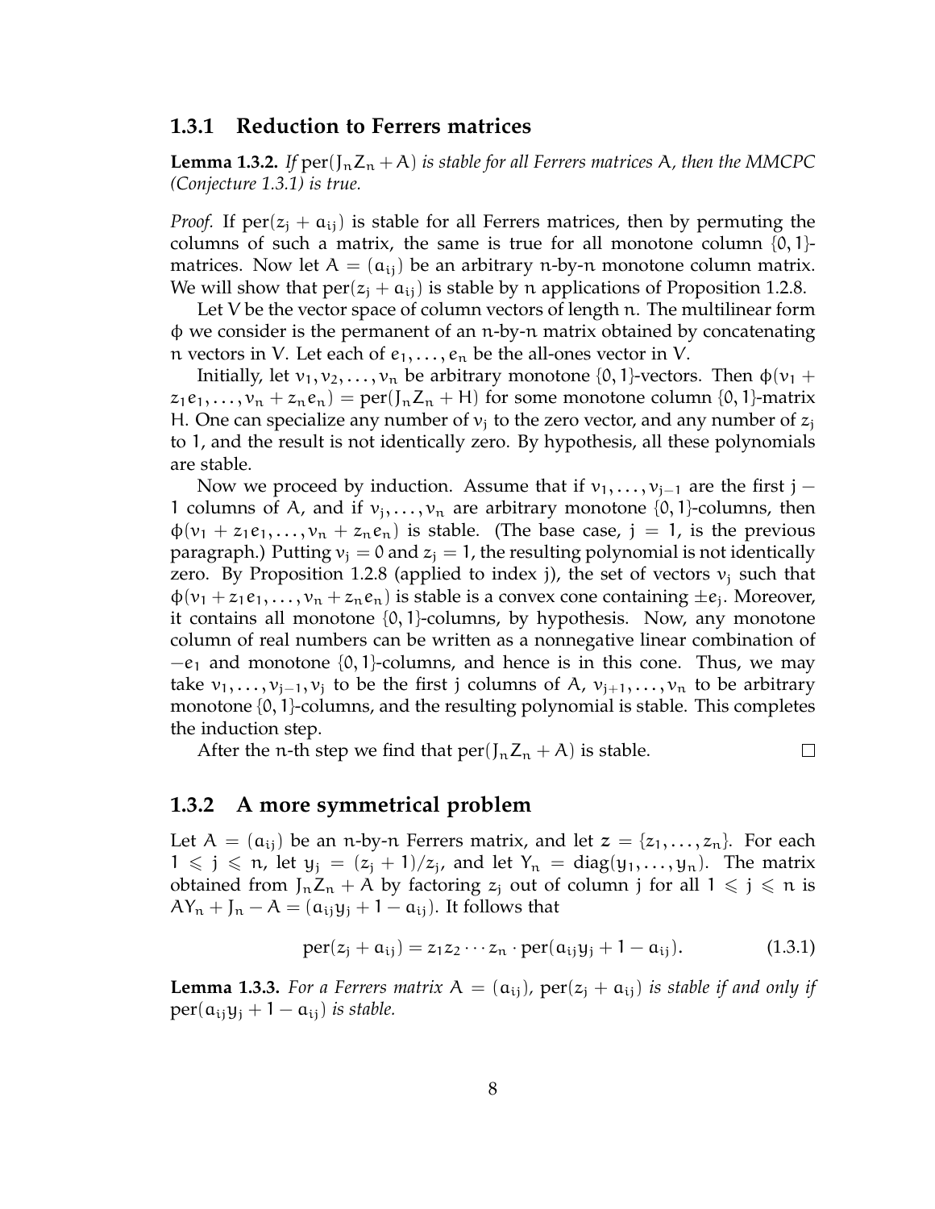### 1.3.1 Reduction to Ferrers matrices

**Lemma 1.3.2.** *If* $\mathrm{per}(J_n Z_n + A)$ *is stable for all Ferrers matrices* $A$*, then the MMCPC (Conjecture 1.3.1) is true.*

*Proof.* If $\mathrm{per}(z_j + a_{ij})$ is stable for all Ferrers matrices, then by permuting the columns of such a matrix, the same is true for all monotone column $\{0,1\}$-matrices. Now let $A = (a_{ij})$ be an arbitrary $n$-by-$n$ monotone column matrix. We will show that $\mathrm{per}(z_j + a_{ij})$ is stable by $n$ applications of Proposition 1.2.8.

Let $V$ be the vector space of column vectors of length $n$. The multilinear form $\phi$ we consider is the permanent of an $n$-by-$n$ matrix obtained by concatenating $n$ vectors in $V$. Let each of $e_1, \ldots, e_n$ be the all-ones vector in $V$.

Initially, let $v_1, v_2, \ldots, v_n$ be arbitrary monotone $\{0,1\}$-vectors. Then $\phi(v_1 + z_1 e_1, \ldots, v_n + z_n e_n) = \mathrm{per}(J_n Z_n + H)$ for some monotone column $\{0,1\}$-matrix $H$. One can specialize any number of $v_j$ to the zero vector, and any number of $z_j$ to $1$, and the result is not identically zero. By hypothesis, all these polynomials are stable.

Now we proceed by induction. Assume that if $v_1, \ldots, v_{j-1}$ are the first $j-1$ columns of $A$, and if $v_j, \ldots, v_n$ are arbitrary monotone $\{0,1\}$-columns, then $\phi(v_1 + z_1 e_1, \ldots, v_n + z_n e_n)$ is stable. (The base case, $j = 1$, is the previous paragraph.) Putting $v_j = 0$ and $z_j = 1$, the resulting polynomial is not identically zero. By Proposition 1.2.8 (applied to index $j$), the set of vectors $v_j$ such that $\phi(v_1 + z_1 e_1, \ldots, v_n + z_n e_n)$ is stable is a convex cone containing $\pm e_j$. Moreover, it contains all monotone $\{0,1\}$-columns, by hypothesis. Now, any monotone column of real numbers can be written as a nonnegative linear combination of $-e_1$ and monotone $\{0,1\}$-columns, and hence is in this cone. Thus, we may take $v_1, \ldots, v_{j-1}, v_j$ to be the first $j$ columns of $A$, $v_{j+1}, \ldots, v_n$ to be arbitrary monotone $\{0,1\}$-columns, and the resulting polynomial is stable. This completes the induction step.

After the $n$-th step we find that $\mathrm{per}(J_n Z_n + A)$ is stable. $\square$

### 1.3.2 A more symmetrical problem

Let $A = (a_{ij})$ be an $n$-by-$n$ Ferrers matrix, and let $\mathbf{z} = \{z_1, \ldots, z_n\}$. For each $1 \leqslant j \leqslant n$, let $y_j = (z_j + 1)/z_j$, and let $Y_n = \mathrm{diag}(y_1, \ldots, y_n)$. The matrix obtained from $J_n Z_n + A$ by factoring $z_j$ out of column $j$ for all $1 \leqslant j \leqslant n$ is $AY_n + J_n - A = (a_{ij} y_j + 1 - a_{ij})$. It follows that

$$\mathrm{per}(z_j + a_{ij}) = z_1 z_2 \cdots z_n \cdot \mathrm{per}(a_{ij} y_j + 1 - a_{ij}). \tag{1.3.1}$$

**Lemma 1.3.3.** *For a Ferrers matrix* $A = (a_{ij})$*,* $\mathrm{per}(z_j + a_{ij})$ *is stable if and only if* $\mathrm{per}(a_{ij} y_j + 1 - a_{ij})$ *is stable.*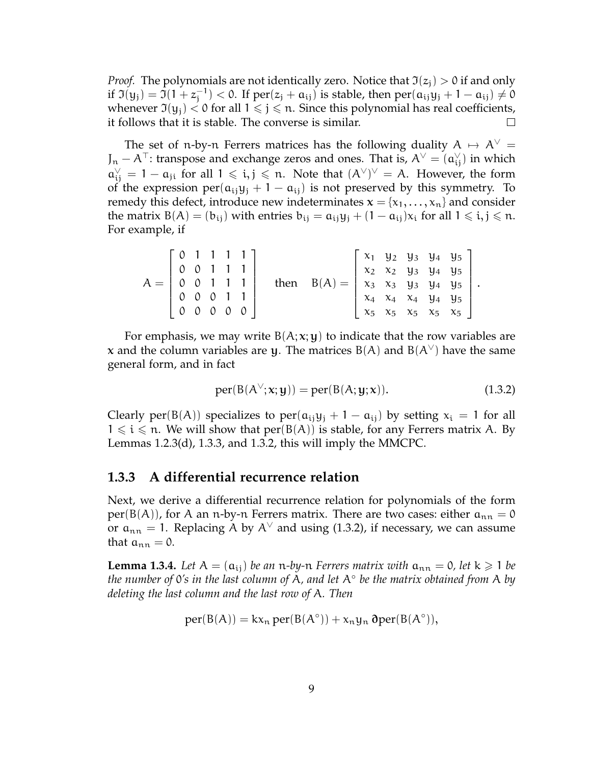*Proof.* The polynomials are not identically zero. Notice that $\Im(z_j) > 0$ if and only if $\Im(y_j) = \Im(1 + z_j^{-1}) < 0$. If $\text{per}(z_j + a_{ij})$ is stable, then $\text{per}(a_{ij}y_j + 1 - a_{ij}) \neq 0$ whenever $\Im(y_j) < 0$ for all $1 \leqslant j \leqslant n$. Since this polynomial has real coefficients, it follows that it is stable. The converse is similar. $\square$

The set of $n$-by-$n$ Ferrers matrices has the following duality $A \mapsto A^\vee = J_n - A^\top$: transpose and exchange zeros and ones. That is, $A^\vee = (a_{ij}^\vee)$ in which $a_{ij}^\vee = 1 - a_{ji}$ for all $1 \leqslant i, j \leqslant n$. Note that $(A^\vee)^\vee = A$. However, the form of the expression $\text{per}(a_{ij}y_j + 1 - a_{ij})$ is not preserved by this symmetry. To remedy this defect, introduce new indeterminates $\mathbf{x} = \{x_1, \ldots, x_n\}$ and consider the matrix $B(A) = (b_{ij})$ with entries $b_{ij} = a_{ij}y_j + (1 - a_{ij})x_i$ for all $1 \leqslant i, j \leqslant n$. For example, if

$$A = \begin{bmatrix} 0 & 1 & 1 & 1 & 1 \\ 0 & 0 & 1 & 1 & 1 \\ 0 & 0 & 1 & 1 & 1 \\ 0 & 0 & 0 & 1 & 1 \\ 0 & 0 & 0 & 0 & 0 \end{bmatrix} \quad \text{then} \quad B(A) = \begin{bmatrix} x_1 & y_2 & y_3 & y_4 & y_5 \\ x_2 & x_2 & y_3 & y_4 & y_5 \\ x_3 & x_3 & y_3 & y_4 & y_5 \\ x_4 & x_4 & x_4 & y_4 & y_5 \\ x_5 & x_5 & x_5 & x_5 & x_5 \end{bmatrix}.$$

For emphasis, we may write $B(A; \mathbf{x}; \mathbf{y})$ to indicate that the row variables are $\mathbf{x}$ and the column variables are $\mathbf{y}$. The matrices $B(A)$ and $B(A^\vee)$ have the same general form, and in fact

$$\text{per}(B(A^\vee; \mathbf{x}; \mathbf{y})) = \text{per}(B(A; \mathbf{y}; \mathbf{x})). \tag{1.3.2}$$

Clearly $\text{per}(B(A))$ specializes to $\text{per}(a_{ij}y_j + 1 - a_{ij})$ by setting $x_i = 1$ for all $1 \leqslant i \leqslant n$. We will show that $\text{per}(B(A))$ is stable, for any Ferrers matrix $A$. By Lemmas 1.2.3(d), 1.3.3, and 1.3.2, this will imply the MMCPC.

### 1.3.3 A differential recurrence relation

Next, we derive a differential recurrence relation for polynomials of the form $\text{per}(B(A))$, for $A$ an $n$-by-$n$ Ferrers matrix. There are two cases: either $a_{nn} = 0$ or $a_{nn} = 1$. Replacing $A$ by $A^\vee$ and using (1.3.2), if necessary, we can assume that $a_{nn} = 0$.

**Lemma 1.3.4.** *Let $A = (a_{ij})$ be an $n$-by-$n$ Ferrers matrix with $a_{nn} = 0$, let $k \geqslant 1$ be the number of 0's in the last column of $A$, and let $A^\circ$ be the matrix obtained from $A$ by deleting the last column and the last row of $A$. Then*

$$\text{per}(B(A)) = kx_n \, \text{per}(B(A^\circ)) + x_n y_n \, \boldsymbol{\partial}\text{per}(B(A^\circ)),$$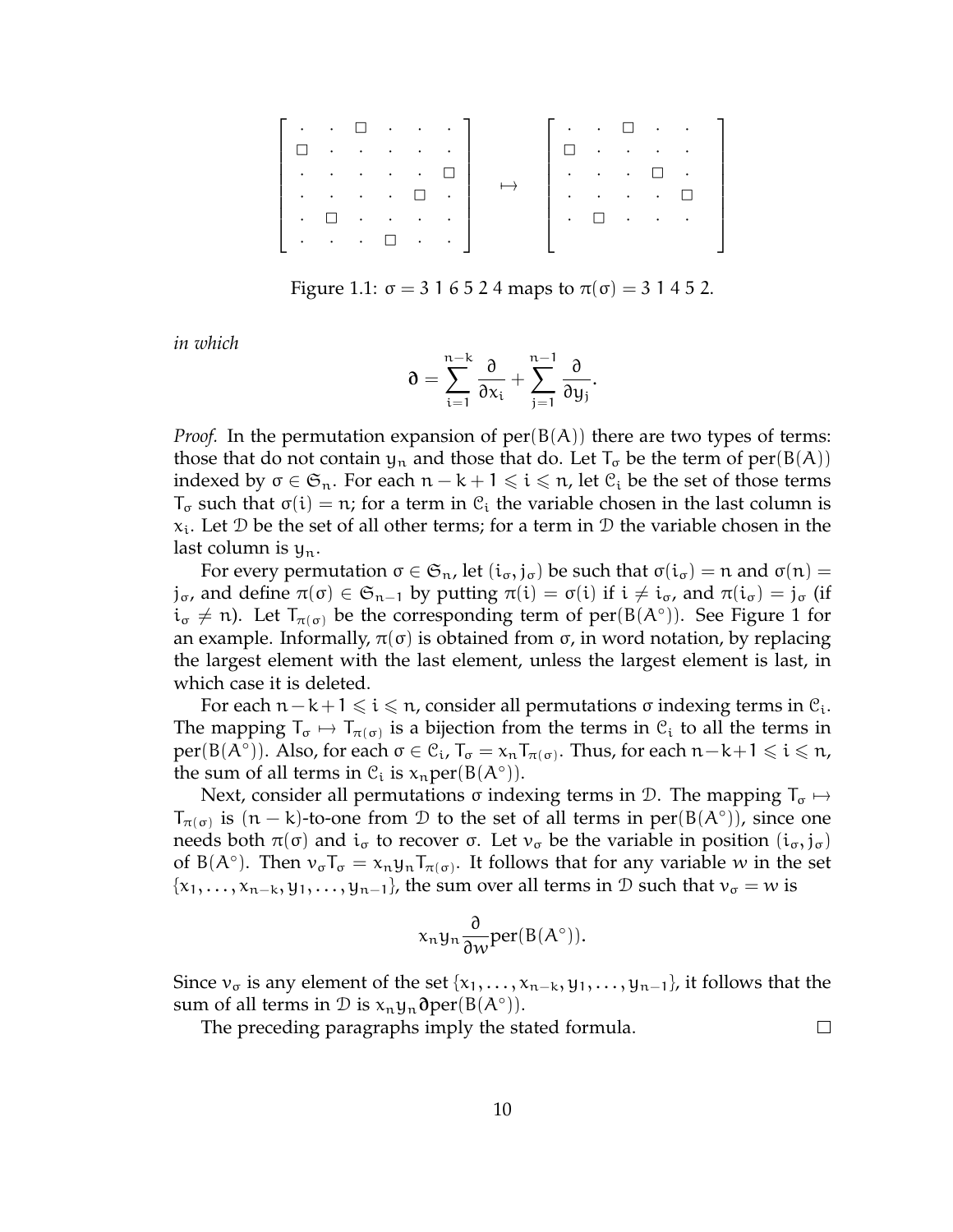$$
\begin{bmatrix}
\cdot & \cdot & \square & \cdot & \cdot & \cdot \\
\square & \cdot & \cdot & \cdot & \cdot & \cdot \\
\cdot & \cdot & \cdot & \cdot & \cdot & \square \\
\cdot & \cdot & \cdot & \cdot & \square & \cdot \\
\cdot & \square & \cdot & \cdot & \cdot & \cdot \\
\cdot & \cdot & \cdot & \square & \cdot & \cdot
\end{bmatrix}
\mapsto
\begin{bmatrix}
\cdot & \cdot & \square & \cdot & \cdot \\
\square & \cdot & \cdot & \cdot & \cdot \\
\cdot & \cdot & \cdot & \square & \cdot \\
\cdot & \cdot & \cdot & \cdot & \square \\
\cdot & \square & \cdot & \cdot & \cdot \\
 & & & &
\end{bmatrix}
$$

Figure 1.1: $\sigma = 3\ 1\ 6\ 5\ 2\ 4$ maps to $\pi(\sigma) = 3\ 1\ 4\ 5\ 2$.

*in which*

$$\boldsymbol{\partial} = \sum_{i=1}^{n-k} \frac{\partial}{\partial x_i} + \sum_{j=1}^{n-1} \frac{\partial}{\partial y_j}.$$

*Proof.* In the permutation expansion of $\mathrm{per}(B(A))$ there are two types of terms: those that do not contain $y_n$ and those that do. Let $T_\sigma$ be the term of $\mathrm{per}(B(A))$ indexed by $\sigma \in \mathfrak{S}_n$. For each $n-k+1 \leqslant i \leqslant n$, let $\mathcal{C}_i$ be the set of those terms $T_\sigma$ such that $\sigma(i) = n$; for a term in $\mathcal{C}_i$ the variable chosen in the last column is $x_i$. Let $\mathcal{D}$ be the set of all other terms; for a term in $\mathcal{D}$ the variable chosen in the last column is $y_n$.

For every permutation $\sigma \in \mathfrak{S}_n$, let $(i_\sigma, j_\sigma)$ be such that $\sigma(i_\sigma) = n$ and $\sigma(n) = j_\sigma$, and define $\pi(\sigma) \in \mathfrak{S}_{n-1}$ by putting $\pi(i) = \sigma(i)$ if $i \neq i_\sigma$, and $\pi(i_\sigma) = j_\sigma$ (if $i_\sigma \neq n$). Let $T_{\pi(\sigma)}$ be the corresponding term of $\mathrm{per}(B(A^\circ))$. See Figure 1 for an example. Informally, $\pi(\sigma)$ is obtained from $\sigma$, in word notation, by replacing the largest element with the last element, unless the largest element is last, in which case it is deleted.

For each $n-k+1 \leqslant i \leqslant n$, consider all permutations $\sigma$ indexing terms in $\mathcal{C}_i$. The mapping $T_\sigma \mapsto T_{\pi(\sigma)}$ is a bijection from the terms in $\mathcal{C}_i$ to all the terms in $\mathrm{per}(B(A^\circ))$. Also, for each $\sigma \in \mathcal{C}_i$, $T_\sigma = x_n T_{\pi(\sigma)}$. Thus, for each $n-k+1 \leqslant i \leqslant n$, the sum of all terms in $\mathcal{C}_i$ is $x_n \mathrm{per}(B(A^\circ))$.

Next, consider all permutations $\sigma$ indexing terms in $\mathcal{D}$. The mapping $T_\sigma \mapsto T_{\pi(\sigma)}$ is $(n-k)$-to-one from $\mathcal{D}$ to the set of all terms in $\mathrm{per}(B(A^\circ))$, since one needs both $\pi(\sigma)$ and $i_\sigma$ to recover $\sigma$. Let $v_\sigma$ be the variable in position $(i_\sigma, j_\sigma)$ of $B(A^\circ)$. Then $v_\sigma T_\sigma = x_n y_n T_{\pi(\sigma)}$. It follows that for any variable $w$ in the set $\{x_1, \ldots, x_{n-k}, y_1, \ldots, y_{n-1}\}$, the sum over all terms in $\mathcal{D}$ such that $v_\sigma = w$ is

$$x_n y_n \frac{\partial}{\partial w} \mathrm{per}(B(A^\circ)).$$

Since $v_\sigma$ is any element of the set $\{x_1, \ldots, x_{n-k}, y_1, \ldots, y_{n-1}\}$, it follows that the sum of all terms in $\mathcal{D}$ is $x_n y_n \boldsymbol{\partial} \mathrm{per}(B(A^\circ))$.

The preceding paragraphs imply the stated formula. $\square$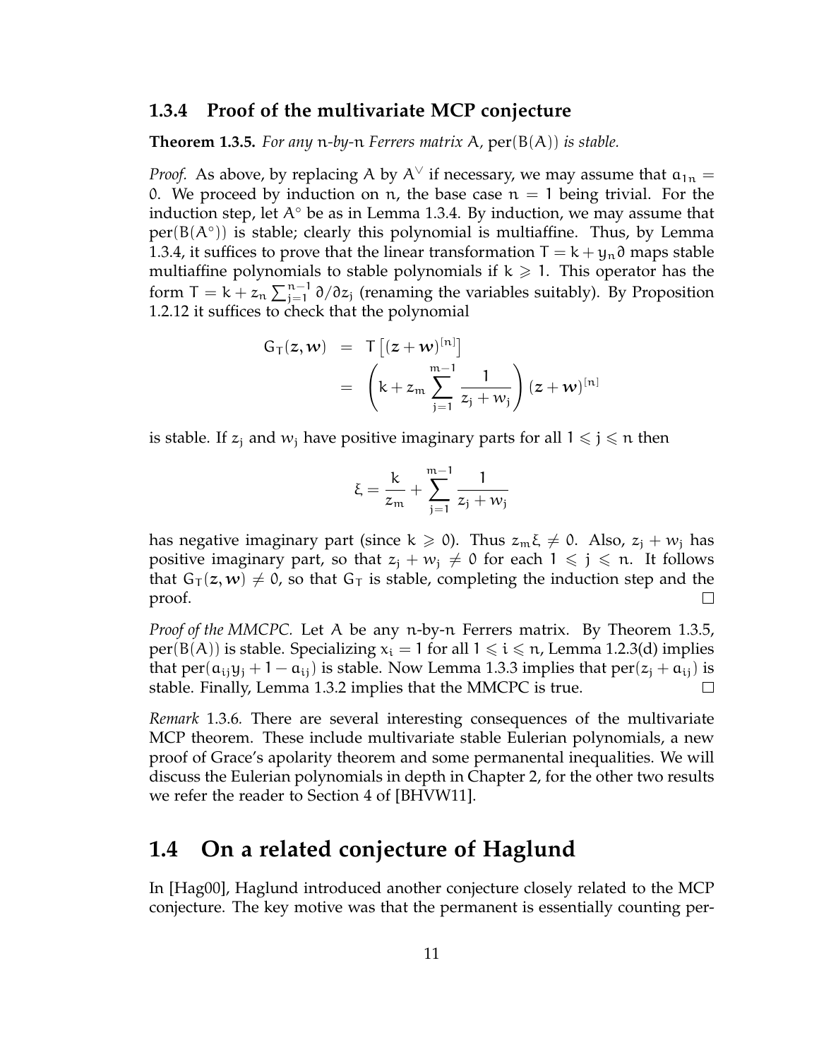### 1.3.4 Proof of the multivariate MCP conjecture

**Theorem 1.3.5.** *For any $n$-by-$n$ Ferrers matrix $A$, $\mathrm{per}(B(A))$ is stable.*

*Proof.* As above, by replacing $A$ by $A^\vee$ if necessary, we may assume that $a_{1n} = 0$. We proceed by induction on $n$, the base case $n = 1$ being trivial. For the induction step, let $A^\circ$ be as in Lemma 1.3.4. By induction, we may assume that $\mathrm{per}(B(A^\circ))$ is stable; clearly this polynomial is multiaffine. Thus, by Lemma 1.3.4, it suffices to prove that the linear transformation $T = k + y_n\partial$ maps stable multiaffine polynomials to stable polynomials if $k \geqslant 1$. This operator has the form $T = k + z_n \sum_{j=1}^{n-1} \partial/\partial z_j$ (renaming the variables suitably). By Proposition 1.2.12 it suffices to check that the polynomial

$$
\begin{aligned}
G_T(z, w) &= T\left[(z + w)^{[n]}\right] \\
&= \left(k + z_m \sum_{j=1}^{m-1} \frac{1}{z_j + w_j}\right)(z + w)^{[n]}
\end{aligned}
$$

is stable. If $z_j$ and $w_j$ have positive imaginary parts for all $1 \leqslant j \leqslant n$ then

$$
\xi = \frac{k}{z_m} + \sum_{j=1}^{m-1} \frac{1}{z_j + w_j}
$$

has negative imaginary part (since $k \geqslant 0$). Thus $z_m\xi \neq 0$. Also, $z_j + w_j$ has positive imaginary part, so that $z_j + w_j \neq 0$ for each $1 \leqslant j \leqslant n$. It follows that $G_T(z, w) \neq 0$, so that $G_T$ is stable, completing the induction step and the proof. □

*Proof of the MMCPC.* Let $A$ be any $n$-by-$n$ Ferrers matrix. By Theorem 1.3.5, $\mathrm{per}(B(A))$ is stable. Specializing $x_i = 1$ for all $1 \leqslant i \leqslant n$, Lemma 1.2.3(d) implies that $\mathrm{per}(a_{ij}y_j + 1 - a_{ij})$ is stable. Now Lemma 1.3.3 implies that $\mathrm{per}(z_j + a_{ij})$ is stable. Finally, Lemma 1.3.2 implies that the MMCPC is true. □

*Remark* 1.3.6. There are several interesting consequences of the multivariate MCP theorem. These include multivariate stable Eulerian polynomials, a new proof of Grace's apolarity theorem and some permanental inequalities. We will discuss the Eulerian polynomials in depth in Chapter 2, for the other two results we refer the reader to Section 4 of [BHVW11].

## 1.4 On a related conjecture of Haglund

In [Hag00], Haglund introduced another conjecture closely related to the MCP conjecture. The key motive was that the permanent is essentially counting per-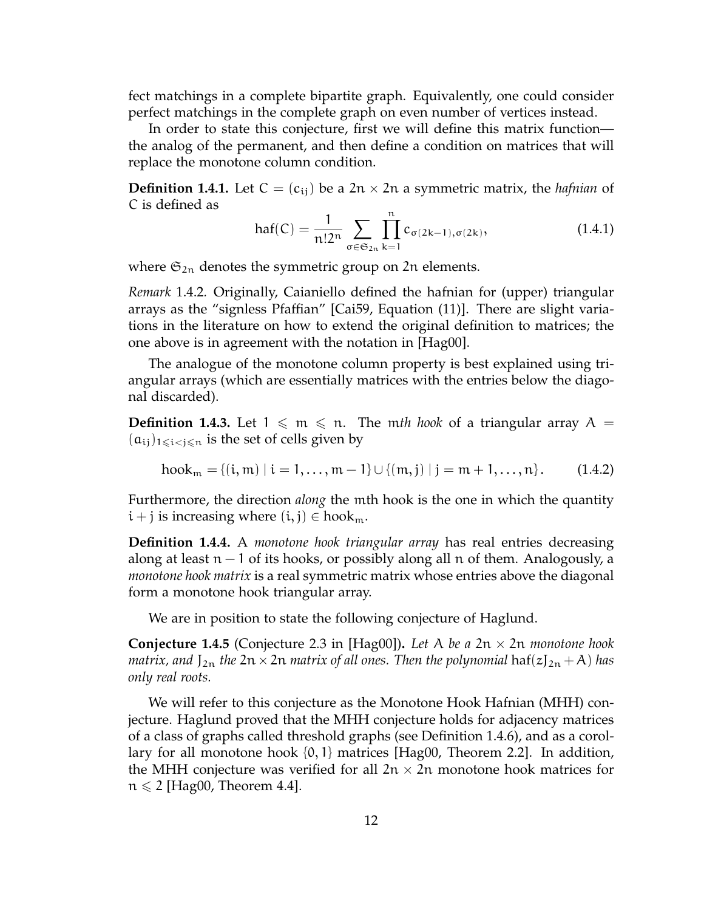fect matchings in a complete bipartite graph. Equivalently, one could consider perfect matchings in the complete graph on even number of vertices instead.

In order to state this conjecture, first we will define this matrix function—the analog of the permanent, and then define a condition on matrices that will replace the monotone column condition.

**Definition 1.4.1.** Let $C = (c_{ij})$ be a $2n \times 2n$ a symmetric matrix, the *hafnian* of $C$ is defined as

$$\operatorname{haf}(C) = \frac{1}{n!2^n} \sum_{\sigma \in \mathfrak{S}_{2n}} \prod_{k=1}^{n} c_{\sigma(2k-1),\sigma(2k)}, \tag{1.4.1}$$

where $\mathfrak{S}_{2n}$ denotes the symmetric group on $2n$ elements.

*Remark* 1.4.2. Originally, Caianiello defined the hafnian for (upper) triangular arrays as the "signless Pfaffian" [Cai59, Equation (11)]. There are slight variations in the literature on how to extend the original definition to matrices; the one above is in agreement with the notation in [Hag00].

The analogue of the monotone column property is best explained using triangular arrays (which are essentially matrices with the entries below the diagonal discarded).

**Definition 1.4.3.** Let $1 \leqslant m \leqslant n$. The $m$*th hook* of a triangular array $A = (a_{ij})_{1 \leqslant i < j \leqslant n}$ is the set of cells given by

$$\text{hook}_m = \{(i, m) \mid i = 1, \ldots, m-1\} \cup \{(m, j) \mid j = m+1, \ldots, n\}. \tag{1.4.2}$$

Furthermore, the direction *along* the $m$th hook is the one in which the quantity $i + j$ is increasing where $(i, j) \in \text{hook}_m$.

**Definition 1.4.4.** A *monotone hook triangular array* has real entries decreasing along at least $n-1$ of its hooks, or possibly along all $n$ of them. Analogously, a *monotone hook matrix* is a real symmetric matrix whose entries above the diagonal form a monotone hook triangular array.

We are in position to state the following conjecture of Haglund.

**Conjecture 1.4.5** (Conjecture 2.3 in [Hag00])**.** *Let $A$ be a $2n \times 2n$ monotone hook matrix, and $J_{2n}$ the $2n \times 2n$ matrix of all ones. Then the polynomial $\operatorname{haf}(zJ_{2n} + A)$ has only real roots.*

We will refer to this conjecture as the Monotone Hook Hafnian (MHH) conjecture. Haglund proved that the MHH conjecture holds for adjacency matrices of a class of graphs called threshold graphs (see Definition 1.4.6), and as a corollary for all monotone hook $\{0, 1\}$ matrices [Hag00, Theorem 2.2]. In addition, the MHH conjecture was verified for all $2n \times 2n$ monotone hook matrices for $n \leqslant 2$ [Hag00, Theorem 4.4].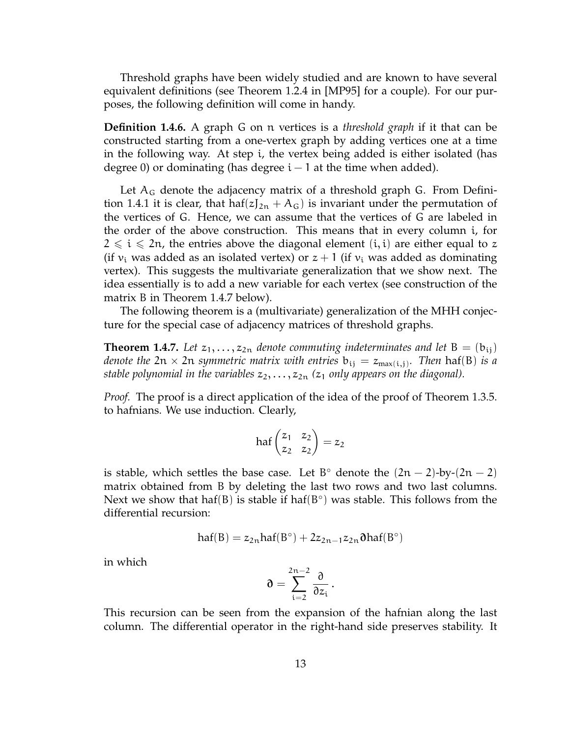Threshold graphs have been widely studied and are known to have several equivalent definitions (see Theorem 1.2.4 in [MP95] for a couple). For our purposes, the following definition will come in handy.

**Definition 1.4.6.** A graph $G$ on $n$ vertices is a *threshold graph* if it that can be constructed starting from a one-vertex graph by adding vertices one at a time in the following way. At step $i$, the vertex being added is either isolated (has degree 0) or dominating (has degree $i-1$ at the time when added).

Let $A_G$ denote the adjacency matrix of a threshold graph $G$. From Definition 1.4.1 it is clear, that $\text{haf}(zJ_{2n} + A_G)$ is invariant under the permutation of the vertices of $G$. Hence, we can assume that the vertices of $G$ are labeled in the order of the above construction. This means that in every column $i$, for $2 \leqslant i \leqslant 2n$, the entries above the diagonal element $(i,i)$ are either equal to $z$ (if $v_i$ was added as an isolated vertex) or $z+1$ (if $v_i$ was added as dominating vertex). This suggests the multivariate generalization that we show next. The idea essentially is to add a new variable for each vertex (see construction of the matrix $B$ in Theorem 1.4.7 below).

The following theorem is a (multivariate) generalization of the MHH conjecture for the special case of adjacency matrices of threshold graphs.

**Theorem 1.4.7.** *Let $z_1, \ldots, z_{2n}$ denote commuting indeterminates and let $B = (b_{ij})$ denote the $2n \times 2n$ symmetric matrix with entries $b_{ij} = z_{\max(i,j)}$. Then $\text{haf}(B)$ is a stable polynomial in the variables $z_2, \ldots, z_{2n}$ ($z_1$ only appears on the diagonal).*

*Proof.* The proof is a direct application of the idea of the proof of Theorem 1.3.5. to hafnians. We use induction. Clearly,

$$\text{haf}\begin{pmatrix} z_1 & z_2 \\ z_2 & z_2 \end{pmatrix} = z_2$$

is stable, which settles the base case. Let $B^\circ$ denote the $(2n-2)$-by-$(2n-2)$ matrix obtained from $B$ by deleting the last two rows and two last columns. Next we show that $\text{haf}(B)$ is stable if $\text{haf}(B^\circ)$ was stable. This follows from the differential recursion:

$$\text{haf}(B) = z_{2n}\text{haf}(B^\circ) + 2z_{2n-1}z_{2n}\boldsymbol{\partial}\text{haf}(B^\circ)$$

in which

$$\boldsymbol{\partial} = \sum_{i=2}^{2n-2} \frac{\partial}{\partial z_i}.$$

This recursion can be seen from the expansion of the hafnian along the last column. The differential operator in the right-hand side preserves stability. It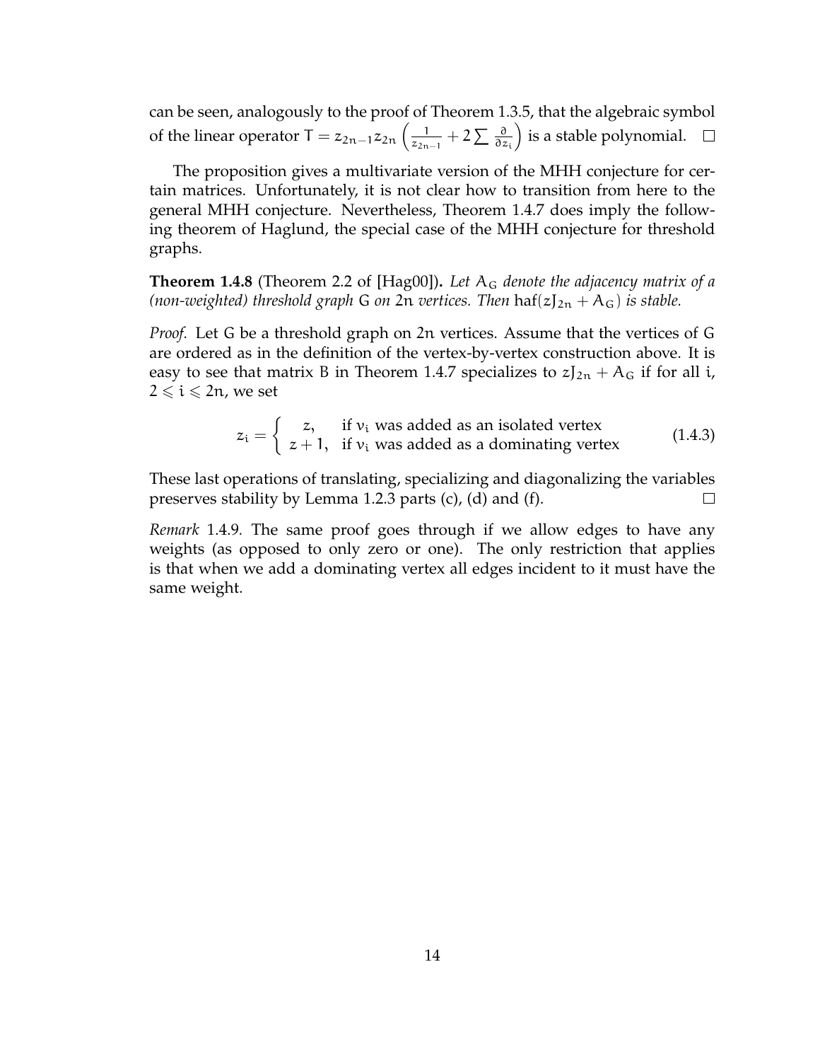can be seen, analogously to the proof of Theorem 1.3.5, that the algebraic symbol of the linear operator $T = z_{2n-1}z_{2n}\left(\frac{1}{z_{2n-1}} + 2\sum \frac{\partial}{\partial z_i}\right)$ is a stable polynomial. $\square$

The proposition gives a multivariate version of the MHH conjecture for certain matrices. Unfortunately, it is not clear how to transition from here to the general MHH conjecture. Nevertheless, Theorem 1.4.7 does imply the following theorem of Haglund, the special case of the MHH conjecture for threshold graphs.

**Theorem 1.4.8** (Theorem 2.2 of [Hag00])**.** *Let $A_G$ denote the adjacency matrix of a (non-weighted) threshold graph $G$ on $2n$ vertices. Then $\mathrm{haf}(zJ_{2n} + A_G)$ is stable.*

*Proof.* Let $G$ be a threshold graph on $2n$ vertices. Assume that the vertices of $G$ are ordered as in the definition of the vertex-by-vertex construction above. It is easy to see that matrix $B$ in Theorem 1.4.7 specializes to $zJ_{2n} + A_G$ if for all $i$, $2 \leqslant i \leqslant 2n$, we set

$$z_i = \begin{cases} z, & \text{if } v_i \text{ was added as an isolated vertex} \\ z+1, & \text{if } v_i \text{ was added as a dominating vertex} \end{cases} \tag{1.4.3}$$

These last operations of translating, specializing and diagonalizing the variables preserves stability by Lemma 1.2.3 parts (c), (d) and (f). $\square$

*Remark* 1.4.9. The same proof goes through if we allow edges to have any weights (as opposed to only zero or one). The only restriction that applies is that when we add a dominating vertex all edges incident to it must have the same weight.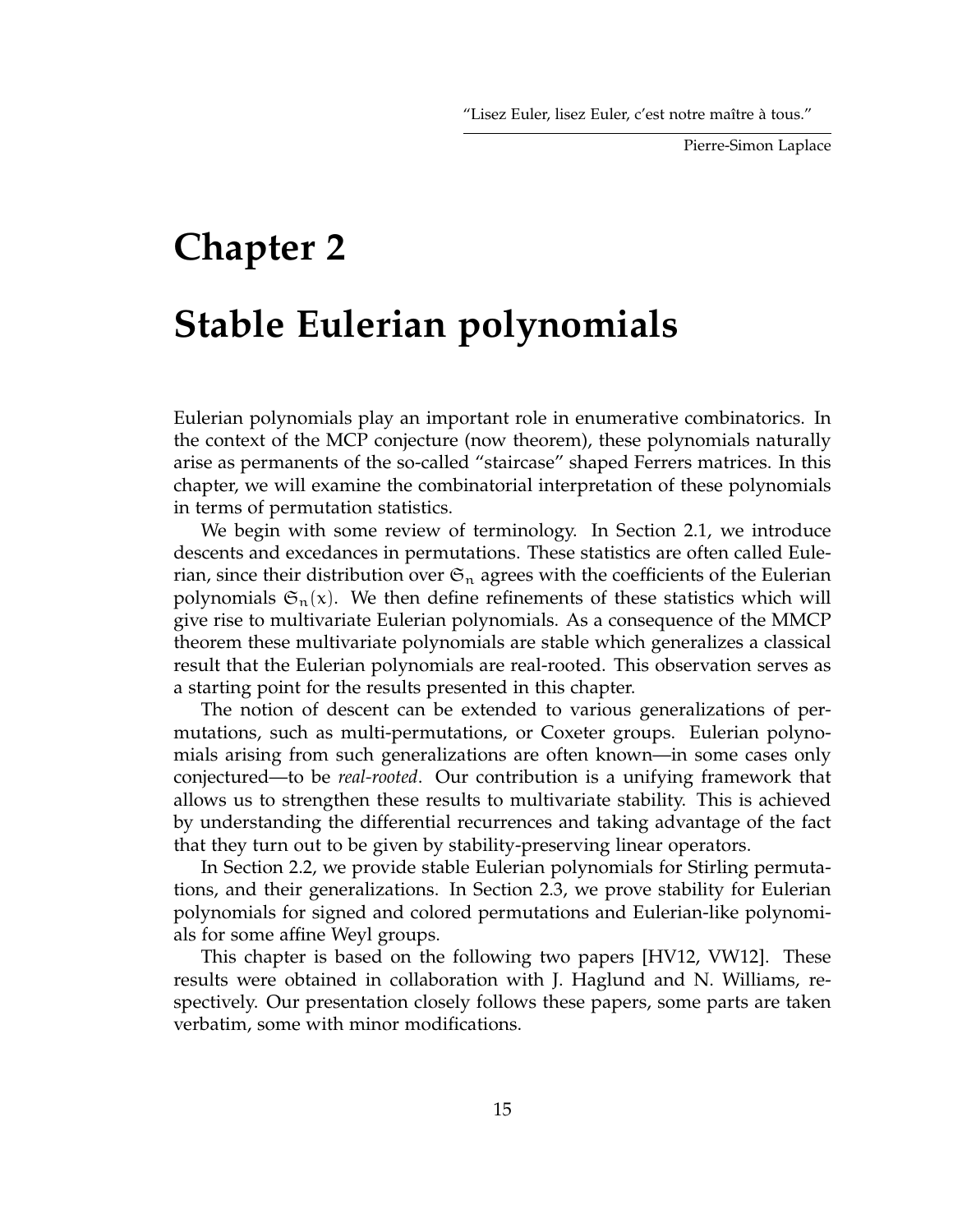"Lisez Euler, lisez Euler, c'est notre maître à tous."

Pierre-Simon Laplace

# Chapter 2

# Stable Eulerian polynomials

Eulerian polynomials play an important role in enumerative combinatorics. In the context of the MCP conjecture (now theorem), these polynomials naturally arise as permanents of the so-called "staircase" shaped Ferrers matrices. In this chapter, we will examine the combinatorial interpretation of these polynomials in terms of permutation statistics.

We begin with some review of terminology. In Section 2.1, we introduce descents and excedances in permutations. These statistics are often called Eulerian, since their distribution over $\mathfrak{S}_n$ agrees with the coefficients of the Eulerian polynomials $\mathfrak{S}_n(x)$. We then define refinements of these statistics which will give rise to multivariate Eulerian polynomials. As a consequence of the MMCP theorem these multivariate polynomials are stable which generalizes a classical result that the Eulerian polynomials are real-rooted. This observation serves as a starting point for the results presented in this chapter.

The notion of descent can be extended to various generalizations of permutations, such as multi-permutations, or Coxeter groups. Eulerian polynomials arising from such generalizations are often known—in some cases only conjectured—to be *real-rooted*. Our contribution is a unifying framework that allows us to strengthen these results to multivariate stability. This is achieved by understanding the differential recurrences and taking advantage of the fact that they turn out to be given by stability-preserving linear operators.

In Section 2.2, we provide stable Eulerian polynomials for Stirling permutations, and their generalizations. In Section 2.3, we prove stability for Eulerian polynomials for signed and colored permutations and Eulerian-like polynomials for some affine Weyl groups.

This chapter is based on the following two papers [HV12, VW12]. These results were obtained in collaboration with J. Haglund and N. Williams, respectively. Our presentation closely follows these papers, some parts are taken verbatim, some with minor modifications.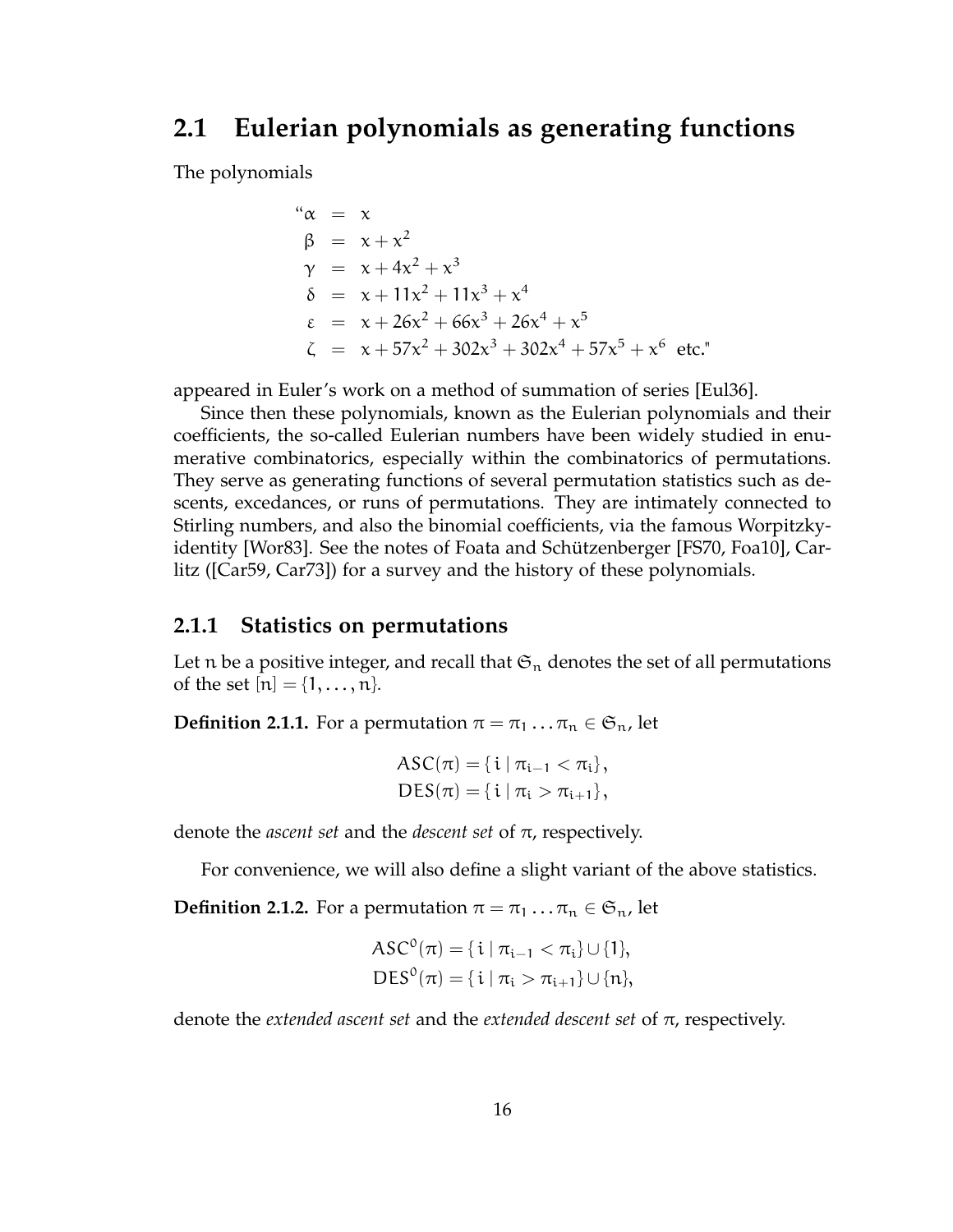## 2.1 Eulerian polynomials as generating functions

The polynomials

$$
\begin{aligned}
\text{“}\alpha &= x \\
\beta &= x + x^2 \\
\gamma &= x + 4x^2 + x^3 \\
\delta &= x + 11x^2 + 11x^3 + x^4 \\
\varepsilon &= x + 26x^2 + 66x^3 + 26x^4 + x^5 \\
\zeta &= x + 57x^2 + 302x^3 + 302x^4 + 57x^5 + x^6 \ \text{ etc.”}
\end{aligned}
$$

appeared in Euler’s work on a method of summation of series [Eul36].

Since then these polynomials, known as the Eulerian polynomials and their coefficients, the so-called Eulerian numbers have been widely studied in enumerative combinatorics, especially within the combinatorics of permutations. They serve as generating functions of several permutation statistics such as descents, excedances, or runs of permutations. They are intimately connected to Stirling numbers, and also the binomial coefficients, via the famous Worpitzky-identity [Wor83]. See the notes of Foata and Schützenberger [FS70, Foa10], Carlitz ([Car59, Car73]) for a survey and the history of these polynomials.

### 2.1.1 Statistics on permutations

Let $n$ be a positive integer, and recall that $\mathfrak{S}_n$ denotes the set of all permutations of the set $[n] = \{1, \ldots, n\}$.

**Definition 2.1.1.** For a permutation $\pi = \pi_1 \ldots \pi_n \in \mathfrak{S}_n$, let

$$
\begin{aligned}
\mathrm{ASC}(\pi) &= \{\, i \mid \pi_{i-1} < \pi_i \},\\
\mathrm{DES}(\pi) &= \{\, i \mid \pi_i > \pi_{i+1} \},
\end{aligned}
$$

denote the *ascent set* and the *descent set* of $\pi$, respectively.

For convenience, we will also define a slight variant of the above statistics.

**Definition 2.1.2.** For a permutation $\pi = \pi_1 \ldots \pi_n \in \mathfrak{S}_n$, let

$$
\begin{aligned}
\mathrm{ASC}^0(\pi) &= \{\, i \mid \pi_{i-1} < \pi_i \} \cup \{1\},\\
\mathrm{DES}^0(\pi) &= \{\, i \mid \pi_i > \pi_{i+1} \} \cup \{n\},
\end{aligned}
$$

denote the *extended ascent set* and the *extended descent set* of $\pi$, respectively.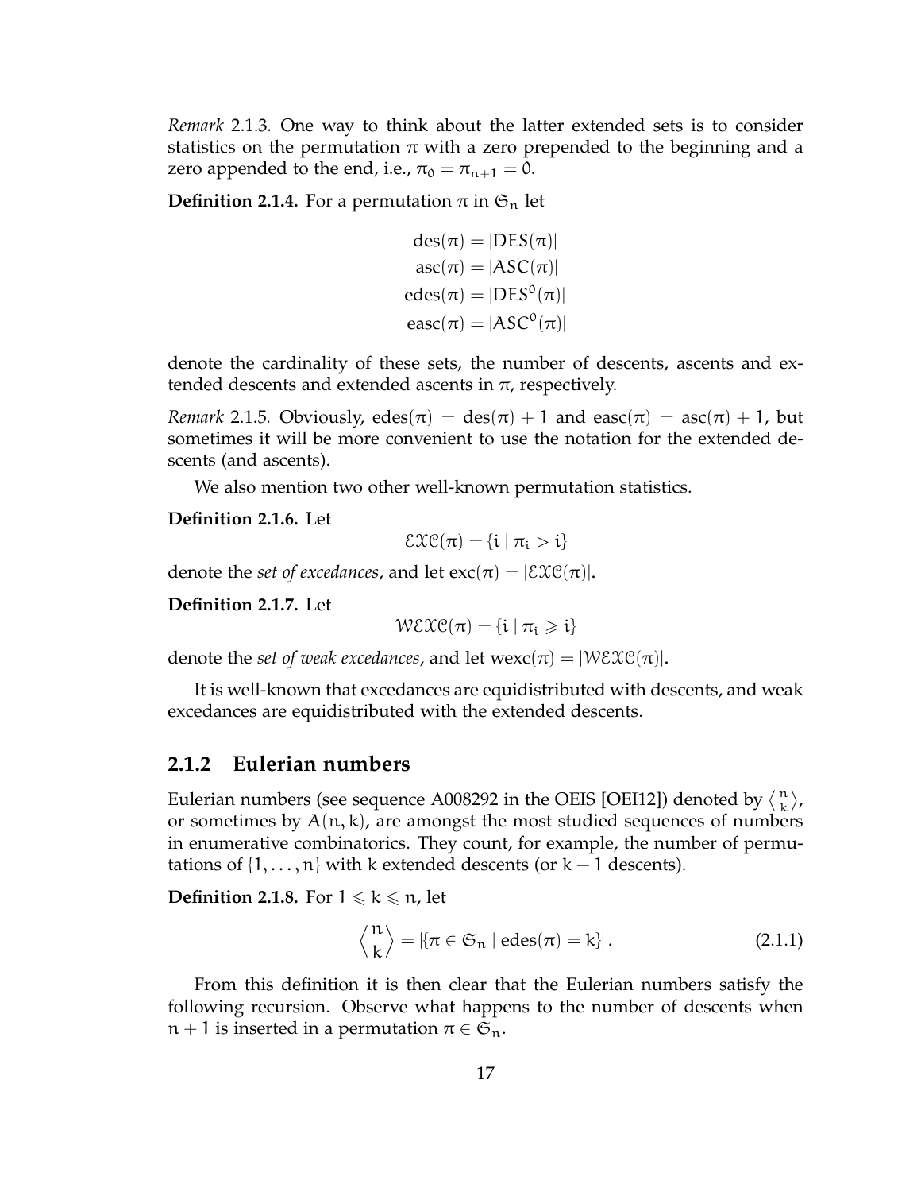*Remark* 2.1.3. One way to think about the latter extended sets is to consider statistics on the permutation $\pi$ with a zero prepended to the beginning and a zero appended to the end, i.e., $\pi_0 = \pi_{n+1} = 0$.

**Definition 2.1.4.** For a permutation $\pi$ in $\mathfrak{S}_n$ let

$$
\begin{aligned}
\mathrm{des}(\pi) &= |\mathrm{DES}(\pi)| \\
\mathrm{asc}(\pi) &= |\mathrm{ASC}(\pi)| \\
\mathrm{edes}(\pi) &= |\mathrm{DES}^0(\pi)| \\
\mathrm{easc}(\pi) &= |\mathrm{ASC}^0(\pi)|
\end{aligned}
$$

denote the cardinality of these sets, the number of descents, ascents and extended descents and extended ascents in $\pi$, respectively.

*Remark* 2.1.5. Obviously, $\mathrm{edes}(\pi) = \mathrm{des}(\pi) + 1$ and $\mathrm{easc}(\pi) = \mathrm{asc}(\pi) + 1$, but sometimes it will be more convenient to use the notation for the extended descents (and ascents).

We also mention two other well-known permutation statistics.

**Definition 2.1.6.** Let

$$\mathcal{EXC}(\pi) = \{i \mid \pi_i > i\}$$

denote the *set of excedances*, and let $\mathrm{exc}(\pi) = |\mathcal{EXC}(\pi)|$.

**Definition 2.1.7.** Let

$$\mathcal{WEXC}(\pi) = \{i \mid \pi_i \geqslant i\}$$

denote the *set of weak excedances*, and let $\mathrm{wexc}(\pi) = |\mathcal{WEXC}(\pi)|$.

It is well-known that excedances are equidistributed with descents, and weak excedances are equidistributed with the extended descents.

### 2.1.2 Eulerian numbers

Eulerian numbers (see sequence A008292 in the OEIS [OEI12]) denoted by $\left\langle {n \atop k} \right\rangle$, or sometimes by $A(n,k)$, are amongst the most studied sequences of numbers in enumerative combinatorics. They count, for example, the number of permutations of $\{1, \dots, n\}$ with $k$ extended descents (or $k-1$ descents).

**Definition 2.1.8.** For $1 \leqslant k \leqslant n$, let

$$\left\langle {n \atop k} \right\rangle = |\{\pi \in \mathfrak{S}_n \mid \mathrm{edes}(\pi) = k\}|. \tag{2.1.1}$$

From this definition it is then clear that the Eulerian numbers satisfy the following recursion. Observe what happens to the number of descents when $n+1$ is inserted in a permutation $\pi \in \mathfrak{S}_n$.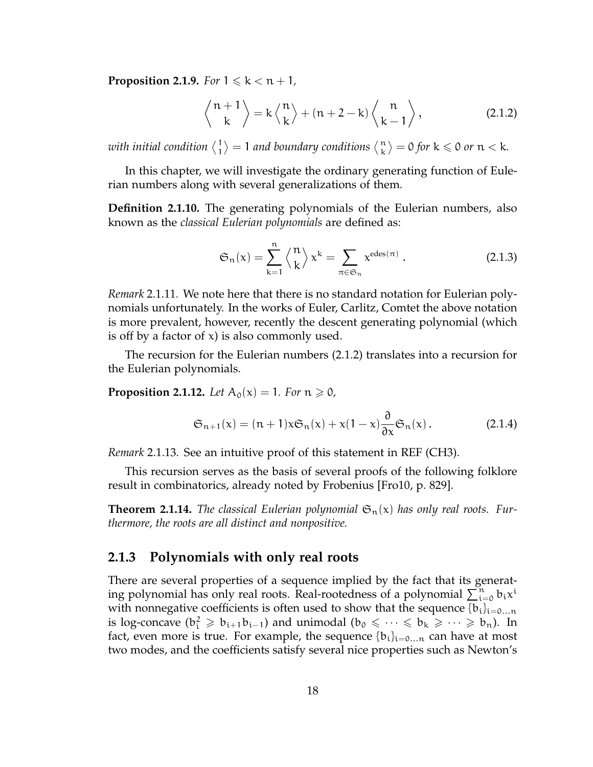**Proposition 2.1.9.** *For $1 \leqslant k < n+1$,*

$$\left\langle {n+1 \atop k} \right\rangle = k \left\langle {n \atop k} \right\rangle + (n+2-k) \left\langle {n \atop k-1} \right\rangle , \tag{2.1.2}$$

*with initial condition $\left\langle {1 \atop 1} \right\rangle = 1$ and boundary conditions $\left\langle {n \atop k} \right\rangle = 0$ for $k \leqslant 0$ or $n < k$.*

In this chapter, we will investigate the ordinary generating function of Eulerian numbers along with several generalizations of them.

**Definition 2.1.10.** The generating polynomials of the Eulerian numbers, also known as the *classical Eulerian polynomials* are defined as:

$$\mathfrak{S}_n(x) = \sum_{k=1}^{n} \left\langle {n \atop k} \right\rangle x^k = \sum_{\pi \in \mathfrak{S}_n} x^{\mathrm{edes}(\pi)} . \tag{2.1.3}$$

*Remark* 2.1.11*.* We note here that there is no standard notation for Eulerian polynomials unfortunately. In the works of Euler, Carlitz, Comtet the above notation is more prevalent, however, recently the descent generating polynomial (which is off by a factor of $x$) is also commonly used.

The recursion for the Eulerian numbers (2.1.2) translates into a recursion for the Eulerian polynomials.

**Proposition 2.1.12.** *Let $A_0(x) = 1$. For $n \geqslant 0$,*

$$\mathfrak{S}_{n+1}(x) = (n+1)x\mathfrak{S}_n(x) + x(1-x)\frac{\partial}{\partial x}\mathfrak{S}_n(x) . \tag{2.1.4}$$

*Remark* 2.1.13*.* See an intuitive proof of this statement in REF (CH3).

This recursion serves as the basis of several proofs of the following folklore result in combinatorics, already noted by Frobenius [Fro10, p. 829].

**Theorem 2.1.14.** *The classical Eulerian polynomial $\mathfrak{S}_n(x)$ has only real roots. Furthermore, the roots are all distinct and nonpositive.*

### 2.1.3 Polynomials with only real roots

There are several properties of a sequence implied by the fact that its generating polynomial has only real roots. Real-rootedness of a polynomial $\sum_{i=0}^{n} b_i x^i$ with nonnegative coefficients is often used to show that the sequence $\{b_i\}_{i=0\ldots n}$ is log-concave ($b_i^2 \geqslant b_{i+1}b_{i-1}$) and unimodal ($b_0 \leqslant \cdots \leqslant b_k \geqslant \cdots \geqslant b_n$). In fact, even more is true. For example, the sequence $\{b_i\}_{i=0\ldots n}$ can have at most two modes, and the coefficients satisfy several nice properties such as Newton's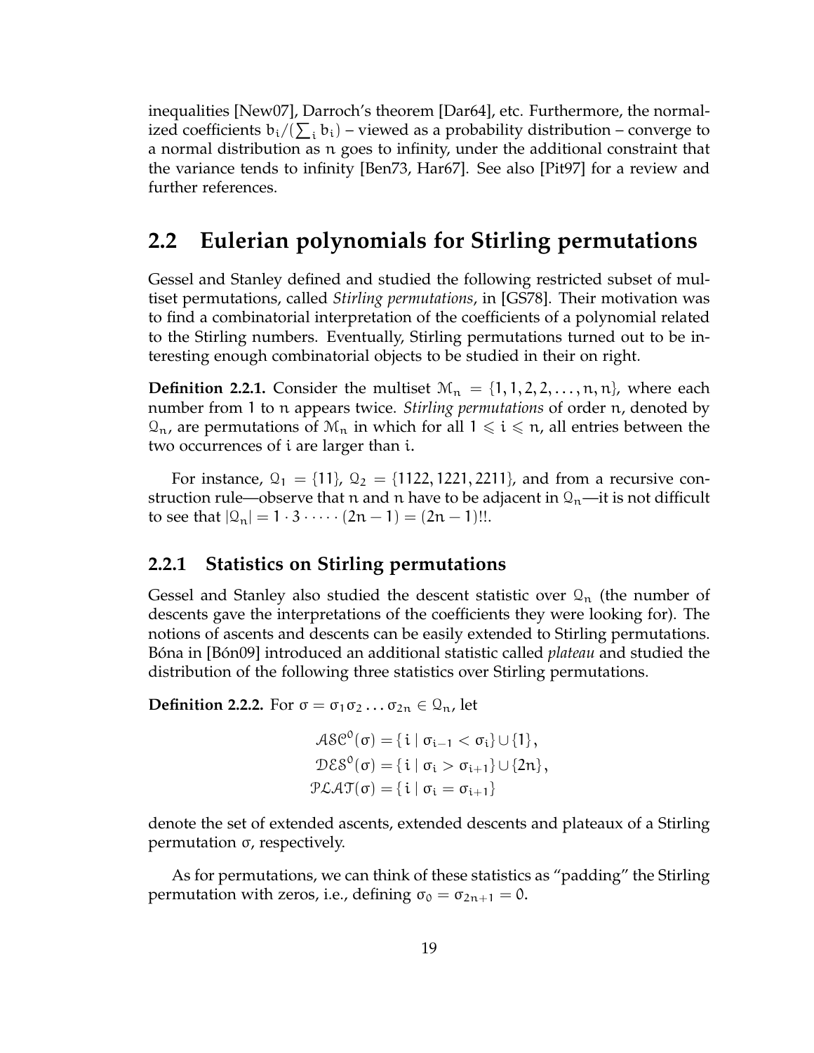inequalities [New07], Darroch's theorem [Dar64], etc. Furthermore, the normalized coefficients $b_i/(\sum_i b_i)$ – viewed as a probability distribution – converge to a normal distribution as $n$ goes to infinity, under the additional constraint that the variance tends to infinity [Ben73, Har67]. See also [Pit97] for a review and further references.

## 2.2 Eulerian polynomials for Stirling permutations

Gessel and Stanley defined and studied the following restricted subset of multiset permutations, called *Stirling permutations*, in [GS78]. Their motivation was to find a combinatorial interpretation of the coefficients of a polynomial related to the Stirling numbers. Eventually, Stirling permutations turned out to be interesting enough combinatorial objects to be studied in their on right.

**Definition 2.2.1.** Consider the multiset $\mathcal{M}_n = \{1, 1, 2, 2, \ldots, n, n\}$, where each number from 1 to $n$ appears twice. *Stirling permutations* of order $n$, denoted by $\mathcal{Q}_n$, are permutations of $\mathcal{M}_n$ in which for all $1 \leqslant i \leqslant n$, all entries between the two occurrences of $i$ are larger than $i$.

For instance, $\mathcal{Q}_1 = \{11\}$, $\mathcal{Q}_2 = \{1122, 1221, 2211\}$, and from a recursive construction rule—observe that $n$ and $n$ have to be adjacent in $\mathcal{Q}_n$—it is not difficult to see that $|\mathcal{Q}_n| = 1 \cdot 3 \cdot \cdots \cdot (2n-1) = (2n-1)!!$.

### 2.2.1 Statistics on Stirling permutations

Gessel and Stanley also studied the descent statistic over $\mathcal{Q}_n$ (the number of descents gave the interpretations of the coefficients they were looking for). The notions of ascents and descents can be easily extended to Stirling permutations. Bóna in [Bón09] introduced an additional statistic called *plateau* and studied the distribution of the following three statistics over Stirling permutations.

**Definition 2.2.2.** For $\sigma = \sigma_1 \sigma_2 \ldots \sigma_{2n} \in \mathcal{Q}_n$, let

$$\mathcal{ASC}^0(\sigma) = \{ i \mid \sigma_{i-1} < \sigma_i \} \cup \{1\},$$
$$\mathcal{DES}^0(\sigma) = \{ i \mid \sigma_i > \sigma_{i+1} \} \cup \{2n\},$$
$$\mathcal{PLAT}(\sigma) = \{ i \mid \sigma_i = \sigma_{i+1} \}$$

denote the set of extended ascents, extended descents and plateaux of a Stirling permutation $\sigma$, respectively.

As for permutations, we can think of these statistics as "padding" the Stirling permutation with zeros, i.e., defining $\sigma_0 = \sigma_{2n+1} = 0$.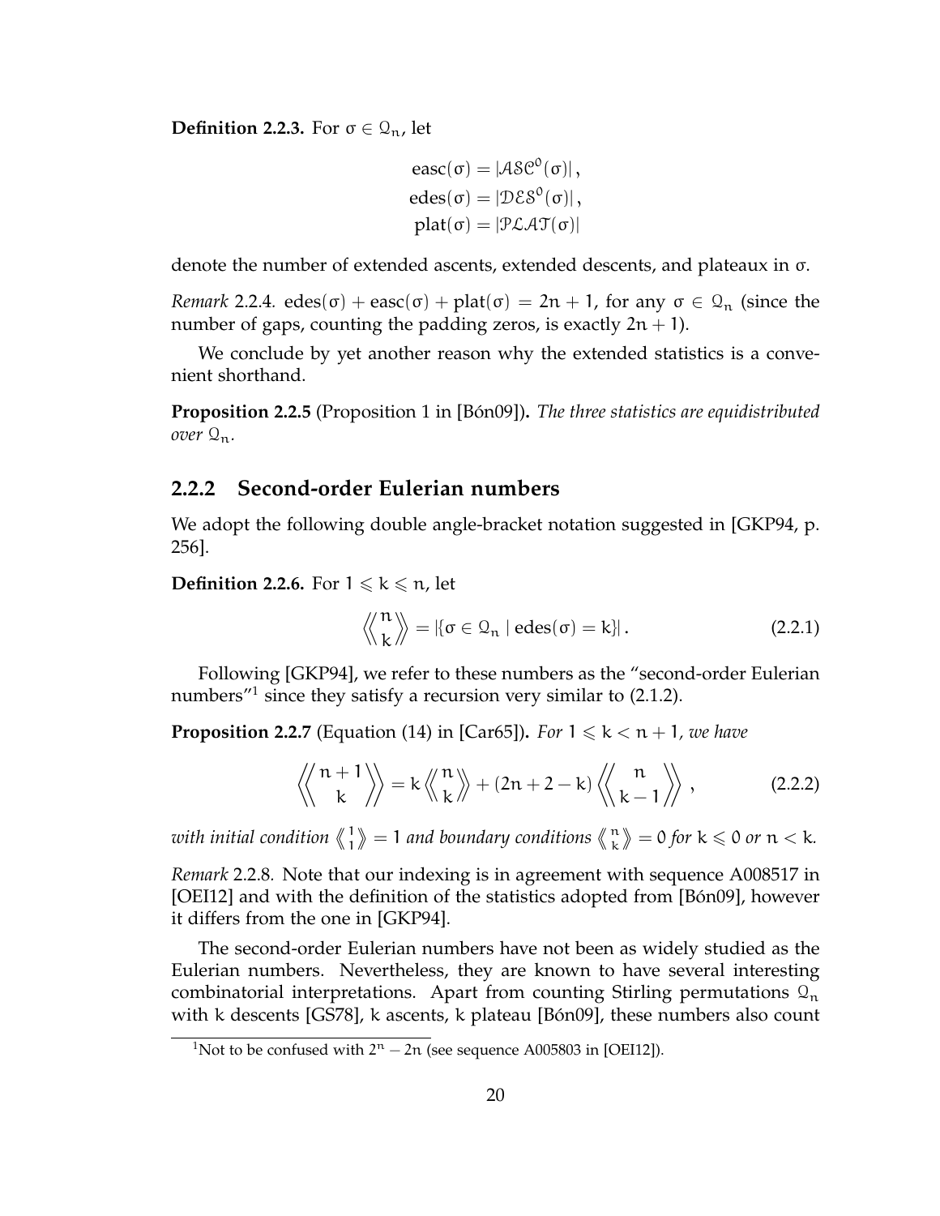**Definition 2.2.3.** For $\sigma \in \mathcal{Q}_n$, let

$$\begin{aligned}
\operatorname{easc}(\sigma) &= |\mathcal{ASC}^0(\sigma)|\,, \\
\operatorname{edes}(\sigma) &= |\mathcal{DES}^0(\sigma)|\,, \\
\operatorname{plat}(\sigma) &= |\mathcal{PLAT}(\sigma)|
\end{aligned}$$

denote the number of extended ascents, extended descents, and plateaux in $\sigma$.

*Remark* 2.2.4. $\operatorname{edes}(\sigma) + \operatorname{easc}(\sigma) + \operatorname{plat}(\sigma) = 2n + 1$, for any $\sigma \in \mathcal{Q}_n$ (since the number of gaps, counting the padding zeros, is exactly $2n + 1$).

We conclude by yet another reason why the extended statistics is a convenient shorthand.

**Proposition 2.2.5** (Proposition 1 in [Bón09])**.** *The three statistics are equidistributed over* $\mathcal{Q}_n$.

## 2.2.2 Second-order Eulerian numbers

We adopt the following double angle-bracket notation suggested in [GKP94, p. 256].

**Definition 2.2.6.** For $1 \leqslant k \leqslant n$, let

$$\left\langle\!\!\left\langle {n \atop k} \right\rangle\!\!\right\rangle = |\{\sigma \in \mathcal{Q}_n \mid \operatorname{edes}(\sigma) = k\}|\,. \tag{2.2.1}$$

Following [GKP94], we refer to these numbers as the "second-order Eulerian numbers"[1] since they satisfy a recursion very similar to (2.1.2).

**Proposition 2.2.7** (Equation (14) in [Car65])**.** *For* $1 \leqslant k < n + 1$*, we have*

$$\left\langle\!\!\left\langle {n+1 \atop k} \right\rangle\!\!\right\rangle = k \left\langle\!\!\left\langle {n \atop k} \right\rangle\!\!\right\rangle + (2n + 2 - k) \left\langle\!\!\left\langle {n \atop k-1} \right\rangle\!\!\right\rangle\,, \tag{2.2.2}$$

*with initial condition* $\left\langle\!\left\langle {1 \atop 1} \right\rangle\!\right\rangle = 1$ *and boundary conditions* $\left\langle\!\left\langle {n \atop k} \right\rangle\!\right\rangle = 0$ *for* $k \leqslant 0$ *or* $n < k$.

*Remark* 2.2.8. Note that our indexing is in agreement with sequence A008517 in [OEI12] and with the definition of the statistics adopted from [Bón09], however it differs from the one in [GKP94].

The second-order Eulerian numbers have not been as widely studied as the Eulerian numbers. Nevertheless, they are known to have several interesting combinatorial interpretations. Apart from counting Stirling permutations $\mathcal{Q}_n$ with $k$ descents [GS78], $k$ ascents, $k$ plateau [Bón09], these numbers also count

[1] Not to be confused with $2^n - 2n$ (see sequence A005803 in [OEI12]).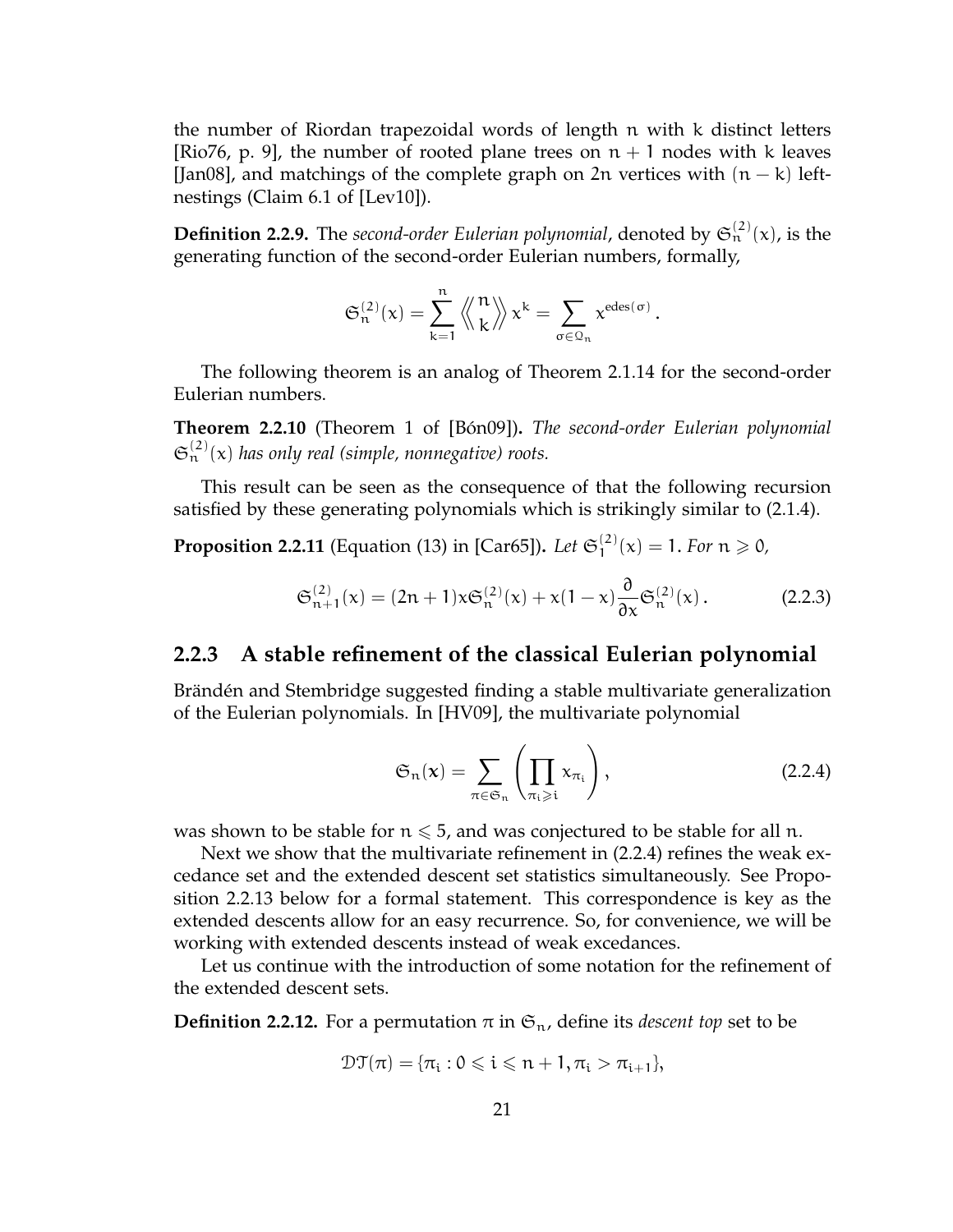the number of Riordan trapezoidal words of length $n$ with $k$ distinct letters [Rio76, p. 9], the number of rooted plane trees on $n+1$ nodes with $k$ leaves [Jan08], and matchings of the complete graph on $2n$ vertices with $(n-k)$ left-nestings (Claim 6.1 of [Lev10]).

**Definition 2.2.9.** The *second-order Eulerian polynomial*, denoted by $\mathfrak{S}_n^{(2)}(x)$, is the generating function of the second-order Eulerian numbers, formally,

$$\mathfrak{S}_n^{(2)}(x) = \sum_{k=1}^{n} \left\langle\!\!\left\langle {n \atop k} \right\rangle\!\!\right\rangle x^k = \sum_{\sigma \in \mathcal{Q}_n} x^{\mathrm{edes}(\sigma)} .$$

The following theorem is an analog of Theorem 2.1.14 for the second-order Eulerian numbers.

**Theorem 2.2.10** (Theorem 1 of [Bón09])**.** *The second-order Eulerian polynomial $\mathfrak{S}_n^{(2)}(x)$ has only real (simple, nonnegative) roots.*

This result can be seen as the consequence of that the following recursion satisfied by these generating polynomials which is strikingly similar to (2.1.4).

**Proposition 2.2.11** (Equation (13) in [Car65])**.** *Let $\mathfrak{S}_1^{(2)}(x) = 1$. For $n \geqslant 0$,*

$$\mathfrak{S}_{n+1}^{(2)}(x) = (2n+1)x\mathfrak{S}_n^{(2)}(x) + x(1-x)\frac{\partial}{\partial x}\mathfrak{S}_n^{(2)}(x) . \tag{2.2.3}$$

### 2.2.3 A stable refinement of the classical Eulerian polynomial

Brändén and Stembridge suggested finding a stable multivariate generalization of the Eulerian polynomials. In [HV09], the multivariate polynomial

$$\mathfrak{S}_n(\mathbf{x}) = \sum_{\pi \in \mathfrak{S}_n} \left( \prod_{\pi_i \geqslant i} x_{\pi_i} \right), \tag{2.2.4}$$

was shown to be stable for $n \leqslant 5$, and was conjectured to be stable for all $n$.

Next we show that the multivariate refinement in (2.2.4) refines the weak excedance set and the extended descent set statistics simultaneously. See Proposition 2.2.13 below for a formal statement. This correspondence is key as the extended descents allow for an easy recurrence. So, for convenience, we will be working with extended descents instead of weak excedances.

Let us continue with the introduction of some notation for the refinement of the extended descent sets.

**Definition 2.2.12.** For a permutation $\pi$ in $\mathfrak{S}_n$, define its *descent top* set to be

$$\mathcal{DT}(\pi) = \{\pi_i : 0 \leqslant i \leqslant n+1, \pi_i > \pi_{i+1}\},$$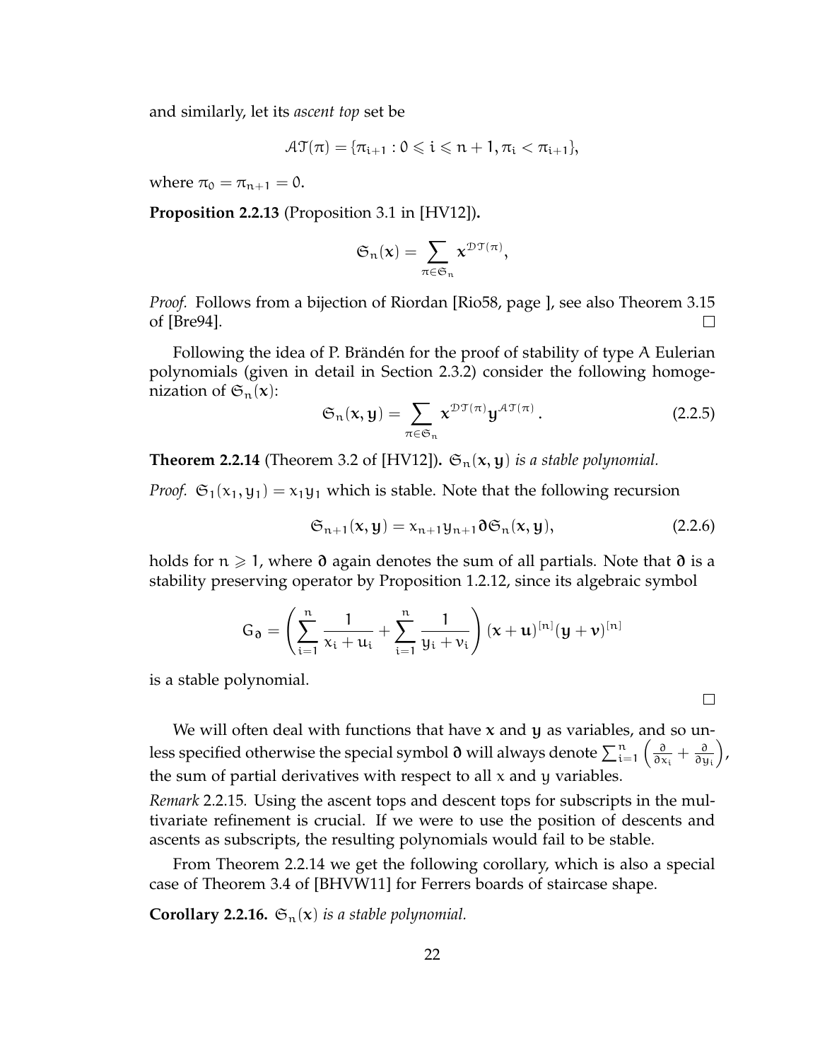and similarly, let its *ascent top* set be

$$\mathcal{AT}(\pi) = \{\pi_{i+1} : 0 \leqslant i \leqslant n+1, \pi_i < \pi_{i+1}\},$$

where $\pi_0 = \pi_{n+1} = 0$.

**Proposition 2.2.13** (Proposition 3.1 in [HV12])**.**

$$\mathfrak{S}_n(\mathbf{x}) = \sum_{\pi \in \mathfrak{S}_n} \mathbf{x}^{\mathcal{DT}(\pi)},$$

*Proof.* Follows from a bijection of Riordan [Rio58, page ], see also Theorem 3.15 of [Bre94]. □

Following the idea of P. Brändén for the proof of stability of type A Eulerian polynomials (given in detail in Section 2.3.2) consider the following homogenization of $\mathfrak{S}_n(\mathbf{x})$:

$$\mathfrak{S}_n(\mathbf{x}, \mathbf{y}) = \sum_{\pi \in \mathfrak{S}_n} \mathbf{x}^{\mathcal{DT}(\pi)} \mathbf{y}^{\mathcal{AT}(\pi)}. \tag{2.2.5}$$

**Theorem 2.2.14** (Theorem 3.2 of [HV12])**.** *$\mathfrak{S}_n(\mathbf{x}, \mathbf{y})$ is a stable polynomial.*

*Proof.* $\mathfrak{S}_1(x_1, y_1) = x_1 y_1$ which is stable. Note that the following recursion

$$\mathfrak{S}_{n+1}(\mathbf{x}, \mathbf{y}) = x_{n+1} y_{n+1} \boldsymbol{\partial} \mathfrak{S}_n(\mathbf{x}, \mathbf{y}), \tag{2.2.6}$$

holds for $n \geqslant 1$, where $\boldsymbol{\partial}$ again denotes the sum of all partials. Note that $\boldsymbol{\partial}$ is a stability preserving operator by Proposition 1.2.12, since its algebraic symbol

$$G_{\boldsymbol{\partial}} = \left( \sum_{i=1}^{n} \frac{1}{x_i + u_i} + \sum_{i=1}^{n} \frac{1}{y_i + v_i} \right) (\mathbf{x} + \mathbf{u})^{[n]} (\mathbf{y} + \mathbf{v})^{[n]}$$

is a stable polynomial. □

We will often deal with functions that have $\mathbf{x}$ and $\mathbf{y}$ as variables, and so unless specified otherwise the special symbol $\boldsymbol{\partial}$ will always denote $\sum_{i=1}^{n} \left( \frac{\partial}{\partial x_i} + \frac{\partial}{\partial y_i} \right)$, the sum of partial derivatives with respect to all $x$ and $y$ variables.

*Remark* 2.2.15. Using the ascent tops and descent tops for subscripts in the multivariate refinement is crucial. If we were to use the position of descents and ascents as subscripts, the resulting polynomials would fail to be stable.

From Theorem 2.2.14 we get the following corollary, which is also a special case of Theorem 3.4 of [BHVW11] for Ferrers boards of staircase shape.

**Corollary 2.2.16.** *$\mathfrak{S}_n(\mathbf{x})$ is a stable polynomial.*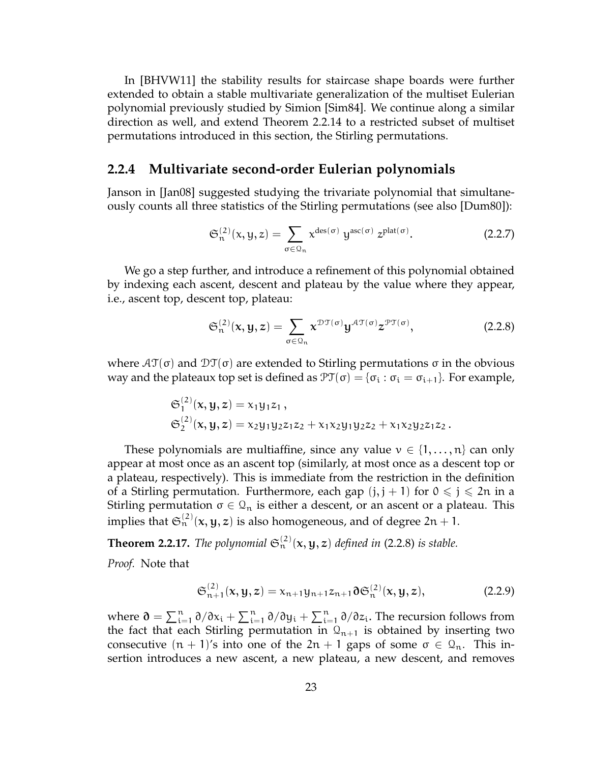In [BHVW11] the stability results for staircase shape boards were further extended to obtain a stable multivariate generalization of the multiset Eulerian polynomial previously studied by Simion [Sim84]. We continue along a similar direction as well, and extend Theorem 2.2.14 to a restricted subset of multiset permutations introduced in this section, the Stirling permutations.

### 2.2.4 Multivariate second-order Eulerian polynomials

Janson in [Jan08] suggested studying the trivariate polynomial that simultaneously counts all three statistics of the Stirling permutations (see also [Dum80]):

$$\mathfrak{S}_n^{(2)}(x, y, z) = \sum_{\sigma \in \mathcal{Q}_n} x^{\mathrm{des}(\sigma)}\, y^{\mathrm{asc}(\sigma)}\, z^{\mathrm{plat}(\sigma)}. \tag{2.2.7}$$

We go a step further, and introduce a refinement of this polynomial obtained by indexing each ascent, descent and plateau by the value where they appear, i.e., ascent top, descent top, plateau:

$$\mathfrak{S}_n^{(2)}(\mathbf{x}, \mathbf{y}, \mathbf{z}) = \sum_{\sigma \in \mathcal{Q}_n} \mathbf{x}^{\mathcal{DT}(\sigma)} \mathbf{y}^{\mathcal{AT}(\sigma)} \mathbf{z}^{\mathcal{PT}(\sigma)}, \tag{2.2.8}$$

where $\mathcal{AT}(\sigma)$ and $\mathcal{DT}(\sigma)$ are extended to Stirling permutations $\sigma$ in the obvious way and the plateaux top set is defined as $\mathcal{PT}(\sigma) = \{\sigma_i : \sigma_i = \sigma_{i+1}\}$. For example,

$$\begin{aligned}
&\mathfrak{S}_1^{(2)}(\mathbf{x}, \mathbf{y}, \mathbf{z}) = x_1 y_1 z_1\,, \\
&\mathfrak{S}_2^{(2)}(\mathbf{x}, \mathbf{y}, \mathbf{z}) = x_2 y_1 y_2 z_1 z_2 + x_1 x_2 y_1 y_2 z_2 + x_1 x_2 y_2 z_1 z_2\,.
\end{aligned}$$

These polynomials are multiaffine, since any value $v \in \{1, \ldots, n\}$ can only appear at most once as an ascent top (similarly, at most once as a descent top or a plateau, respectively). This is immediate from the restriction in the definition of a Stirling permutation. Furthermore, each gap $(j, j+1)$ for $0 \leqslant j \leqslant 2n$ in a Stirling permutation $\sigma \in \mathcal{Q}_n$ is either a descent, or an ascent or a plateau. This implies that $\mathfrak{S}_n^{(2)}(\mathbf{x}, \mathbf{y}, \mathbf{z})$ is also homogeneous, and of degree $2n+1$.

**Theorem 2.2.17.** *The polynomial $\mathfrak{S}_n^{(2)}(\mathbf{x}, \mathbf{y}, \mathbf{z})$ defined in* (2.2.8) *is stable.*

*Proof.* Note that

$$\mathfrak{S}_{n+1}^{(2)}(\mathbf{x}, \mathbf{y}, \mathbf{z}) = x_{n+1} y_{n+1} z_{n+1} \boldsymbol{\partial} \mathfrak{S}_n^{(2)}(\mathbf{x}, \mathbf{y}, \mathbf{z}), \tag{2.2.9}$$

where $\boldsymbol{\partial} = \sum_{i=1}^n \partial/\partial x_i + \sum_{i=1}^n \partial/\partial y_i + \sum_{i=1}^n \partial/\partial z_i$. The recursion follows from the fact that each Stirling permutation in $\mathcal{Q}_{n+1}$ is obtained by inserting two consecutive $(n+1)$'s into one of the $2n+1$ gaps of some $\sigma \in \mathcal{Q}_n$. This insertion introduces a new ascent, a new plateau, a new descent, and removes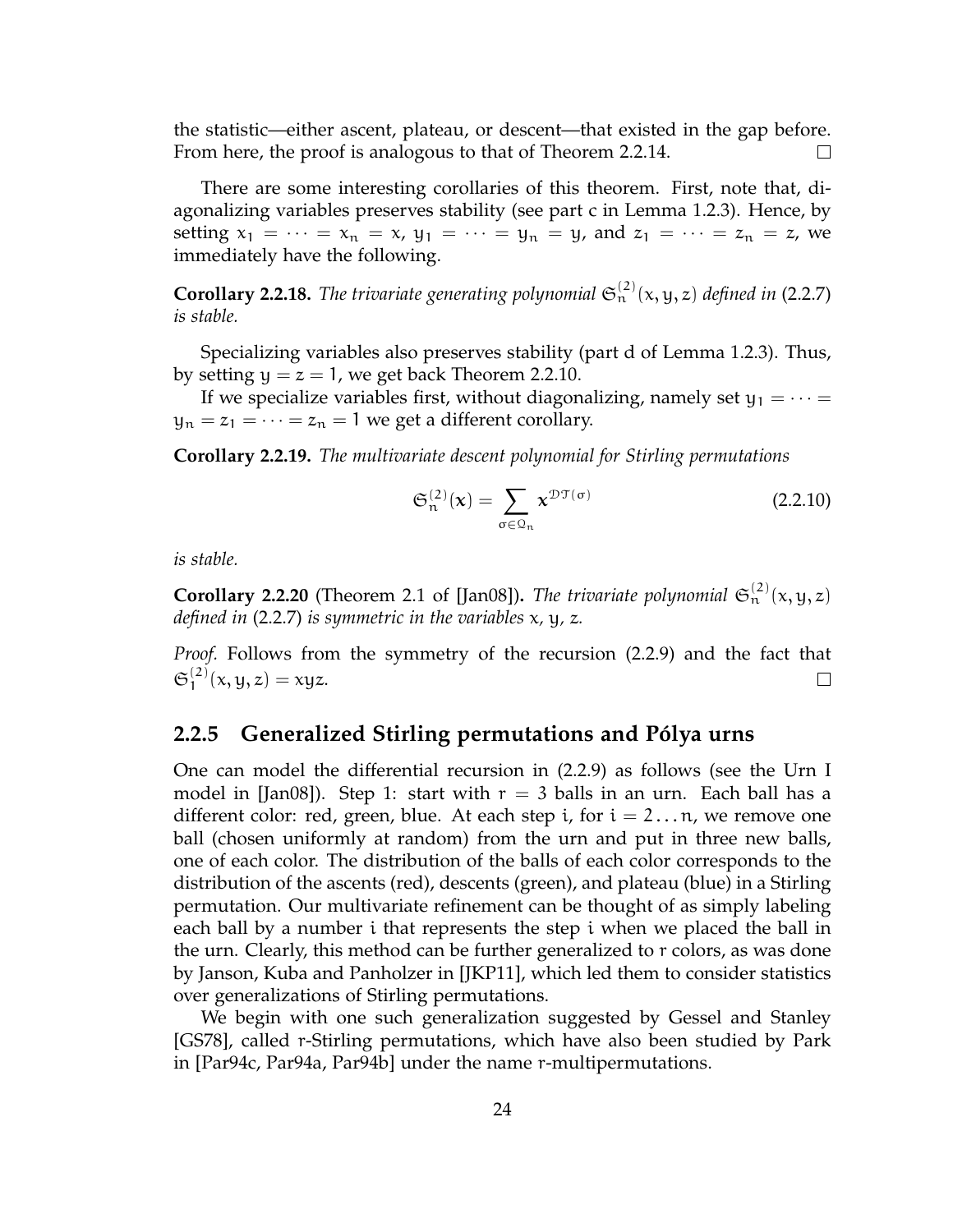the statistic—either ascent, plateau, or descent—that existed in the gap before. From here, the proof is analogous to that of Theorem 2.2.14. $\square$

There are some interesting corollaries of this theorem. First, note that, diagonalizing variables preserves stability (see part c in Lemma 1.2.3). Hence, by setting $x_1 = \cdots = x_n = x$, $y_1 = \cdots = y_n = y$, and $z_1 = \cdots = z_n = z$, we immediately have the following.

**Corollary 2.2.18.** *The trivariate generating polynomial $\mathfrak{S}_n^{(2)}(x, y, z)$ defined in (2.2.7) is stable.*

Specializing variables also preserves stability (part d of Lemma 1.2.3). Thus, by setting $y = z = 1$, we get back Theorem 2.2.10.

If we specialize variables first, without diagonalizing, namely set $y_1 = \cdots = y_n = z_1 = \cdots = z_n = 1$ we get a different corollary.

**Corollary 2.2.19.** *The multivariate descent polynomial for Stirling permutations*

$$\mathfrak{S}_n^{(2)}(\mathbf{x}) = \sum_{\sigma \in \mathcal{Q}_n} \mathbf{x}^{\mathcal{DT}(\sigma)} \tag{2.2.10}$$

*is stable.*

**Corollary 2.2.20** (Theorem 2.1 of [Jan08])**.** *The trivariate polynomial $\mathfrak{S}_n^{(2)}(x, y, z)$ defined in (2.2.7) is symmetric in the variables $x$, $y$, $z$.*

*Proof.* Follows from the symmetry of the recursion (2.2.9) and the fact that $\mathfrak{S}_1^{(2)}(x, y, z) = xyz$. $\square$

### 2.2.5 Generalized Stirling permutations and Pólya urns

One can model the differential recursion in (2.2.9) as follows (see the Urn I model in [Jan08]). Step 1: start with $r = 3$ balls in an urn. Each ball has a different color: red, green, blue. At each step $i$, for $i = 2 \ldots n$, we remove one ball (chosen uniformly at random) from the urn and put in three new balls, one of each color. The distribution of the balls of each color corresponds to the distribution of the ascents (red), descents (green), and plateau (blue) in a Stirling permutation. Our multivariate refinement can be thought of as simply labeling each ball by a number $i$ that represents the step $i$ when we placed the ball in the urn. Clearly, this method can be further generalized to $r$ colors, as was done by Janson, Kuba and Panholzer in [JKP11], which led them to consider statistics over generalizations of Stirling permutations.

We begin with one such generalization suggested by Gessel and Stanley [GS78], called $r$-Stirling permutations, which have also been studied by Park in [Par94c, Par94a, Par94b] under the name $r$-multipermutations.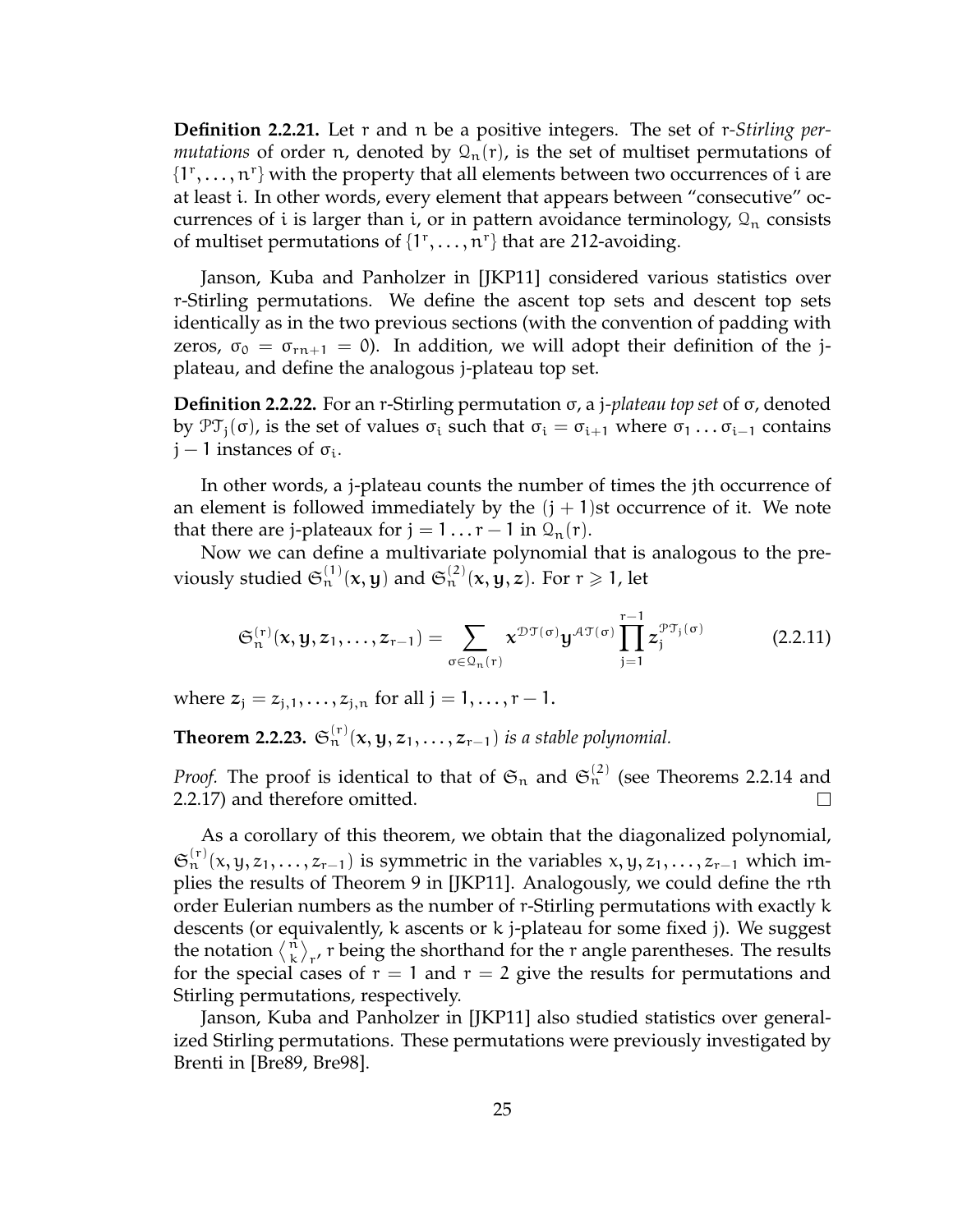**Definition 2.2.21.** Let $r$ and $n$ be a positive integers. The set of $r$-*Stirling permutations* of order $n$, denoted by $\mathcal{Q}_n(r)$, is the set of multiset permutations of $\{1^r, \ldots, n^r\}$ with the property that all elements between two occurrences of $i$ are at least $i$. In other words, every element that appears between "consecutive" occurrences of $i$ is larger than $i$, or in pattern avoidance terminology, $\mathcal{Q}_n$ consists of multiset permutations of $\{1^r, \ldots, n^r\}$ that are 212-avoiding.

Janson, Kuba and Panholzer in [JKP11] considered various statistics over $r$-Stirling permutations. We define the ascent top sets and descent top sets identically as in the two previous sections (with the convention of padding with zeros, $\sigma_0 = \sigma_{rn+1} = 0$). In addition, we will adopt their definition of the j-plateau, and define the analogous j-plateau top set.

**Definition 2.2.22.** For an $r$-Stirling permutation $\sigma$, a $j$*-plateau top set* of $\sigma$, denoted by $\mathcal{PT}_j(\sigma)$, is the set of values $\sigma_i$ such that $\sigma_i = \sigma_{i+1}$ where $\sigma_1 \ldots \sigma_{i-1}$ contains $j-1$ instances of $\sigma_i$.

In other words, a j-plateau counts the number of times the jth occurrence of an element is followed immediately by the $(j+1)$st occurrence of it. We note that there are j-plateaux for $j = 1 \ldots r-1$ in $\mathcal{Q}_n(r)$.

Now we can define a multivariate polynomial that is analogous to the previously studied $\mathfrak{S}_n^{(1)}(\mathbf{x}, \mathbf{y})$ and $\mathfrak{S}_n^{(2)}(\mathbf{x}, \mathbf{y}, \mathbf{z})$. For $r \geqslant 1$, let

$$\mathfrak{S}_n^{(r)}(\mathbf{x}, \mathbf{y}, \mathbf{z}_1, \ldots, \mathbf{z}_{r-1}) = \sum_{\sigma \in \mathcal{Q}_n(r)} \mathbf{x}^{\mathcal{DT}(\sigma)} \mathbf{y}^{\mathcal{AT}(\sigma)} \prod_{j=1}^{r-1} \mathbf{z}_j^{\mathcal{PT}_j(\sigma)} \tag{2.2.11}$$

where $\mathbf{z}_j = z_{j,1}, \ldots, z_{j,n}$ for all $j = 1, \ldots, r-1$.

**Theorem 2.2.23.** *$\mathfrak{S}_n^{(r)}(\mathbf{x}, \mathbf{y}, \mathbf{z}_1, \ldots, \mathbf{z}_{r-1})$ is a stable polynomial.*

*Proof.* The proof is identical to that of $\mathfrak{S}_n$ and $\mathfrak{S}_n^{(2)}$ (see Theorems 2.2.14 and 2.2.17) and therefore omitted. $\square$

As a corollary of this theorem, we obtain that the diagonalized polynomial, $\mathfrak{S}_n^{(r)}(x, y, z_1, \ldots, z_{r-1})$ is symmetric in the variables $x, y, z_1, \ldots, z_{r-1}$ which implies the results of Theorem 9 in [JKP11]. Analogously, we could define the $r$th order Eulerian numbers as the number of $r$-Stirling permutations with exactly $k$ descents (or equivalently, $k$ ascents or $k$ j-plateau for some fixed j). We suggest the notation $\left\langle {n \atop k} \right\rangle_r$, $r$ being the shorthand for the $r$ angle parentheses. The results for the special cases of $r = 1$ and $r = 2$ give the results for permutations and Stirling permutations, respectively.

Janson, Kuba and Panholzer in [JKP11] also studied statistics over generalized Stirling permutations. These permutations were previously investigated by Brenti in [Bre89, Bre98].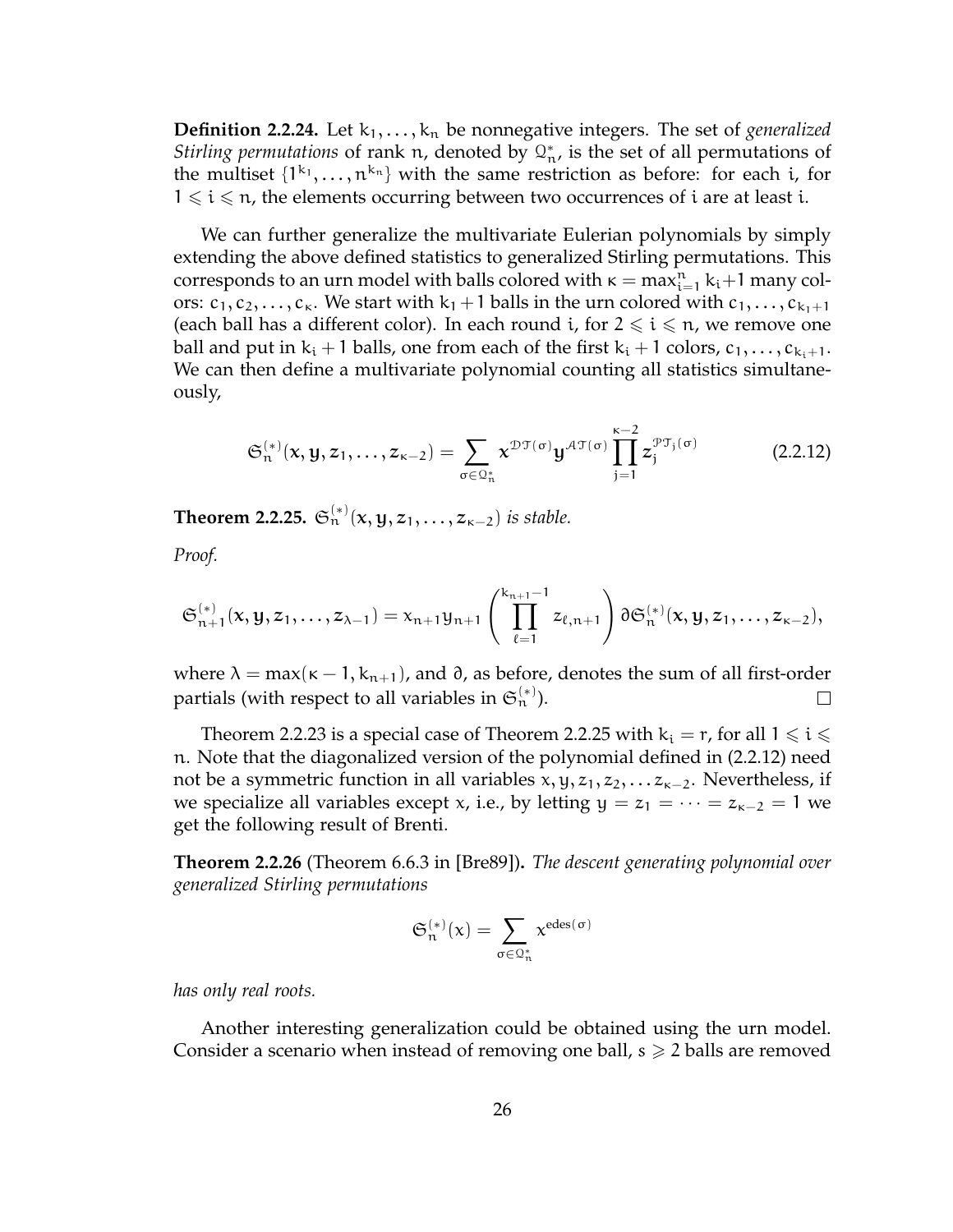**Definition 2.2.24.** Let $k_1, \ldots, k_n$ be nonnegative integers. The set of *generalized Stirling permutations* of rank $n$, denoted by $\mathcal{Q}_n^*$, is the set of all permutations of the multiset $\{1^{k_1}, \ldots, n^{k_n}\}$ with the same restriction as before: for each $i$, for $1 \leqslant i \leqslant n$, the elements occurring between two occurrences of $i$ are at least $i$.

We can further generalize the multivariate Eulerian polynomials by simply extending the above defined statistics to generalized Stirling permutations. This corresponds to an urn model with balls colored with $\kappa = \max_{i=1}^n k_i + 1$ many colors: $c_1, c_2, \ldots, c_\kappa$. We start with $k_1 + 1$ balls in the urn colored with $c_1, \ldots, c_{k_1+1}$ (each ball has a different color). In each round $i$, for $2 \leqslant i \leqslant n$, we remove one ball and put in $k_i + 1$ balls, one from each of the first $k_i + 1$ colors, $c_1, \ldots, c_{k_i+1}$. We can then define a multivariate polynomial counting all statistics simultaneously,

$$\mathfrak{S}_n^{(*)}(\mathbf{x}, \mathbf{y}, \mathbf{z}_1, \ldots, \mathbf{z}_{\kappa-2}) = \sum_{\sigma \in \mathcal{Q}_n^*} \mathbf{x}^{\mathcal{DT}(\sigma)} \mathbf{y}^{\mathcal{AT}(\sigma)} \prod_{j=1}^{\kappa-2} \mathbf{z}_j^{\mathcal{PT}_j(\sigma)} \tag{2.2.12}$$

**Theorem 2.2.25.** *$\mathfrak{S}_n^{(*)}(\mathbf{x}, \mathbf{y}, \mathbf{z}_1, \ldots, \mathbf{z}_{\kappa-2})$ is stable.*

*Proof.*

$$\mathfrak{S}_{n+1}^{(*)}(\mathbf{x}, \mathbf{y}, \mathbf{z}_1, \ldots, \mathbf{z}_{\lambda-1}) = x_{n+1} y_{n+1} \left( \prod_{\ell=1}^{k_{n+1}-1} z_{\ell, n+1} \right) \partial \mathfrak{S}_n^{(*)}(\mathbf{x}, \mathbf{y}, \mathbf{z}_1, \ldots, \mathbf{z}_{\kappa-2}),$$

where $\lambda = \max(\kappa - 1, k_{n+1})$, and $\partial$, as before, denotes the sum of all first-order partials (with respect to all variables in $\mathfrak{S}_n^{(*)}$). $\square$

Theorem 2.2.23 is a special case of Theorem 2.2.25 with $k_i = r$, for all $1 \leqslant i \leqslant n$. Note that the diagonalized version of the polynomial defined in (2.2.12) need not be a symmetric function in all variables $x, y, z_1, z_2, \ldots z_{\kappa-2}$. Nevertheless, if we specialize all variables except $x$, i.e., by letting $y = z_1 = \cdots = z_{\kappa-2} = 1$ we get the following result of Brenti.

**Theorem 2.2.26** (Theorem 6.6.3 in [Bre89])**.** *The descent generating polynomial over generalized Stirling permutations*

$$\mathfrak{S}_n^{(*)}(x) = \sum_{\sigma \in \mathcal{Q}_n^*} x^{\mathrm{edes}(\sigma)}$$

*has only real roots.*

Another interesting generalization could be obtained using the urn model. Consider a scenario when instead of removing one ball, $s \geqslant 2$ balls are removed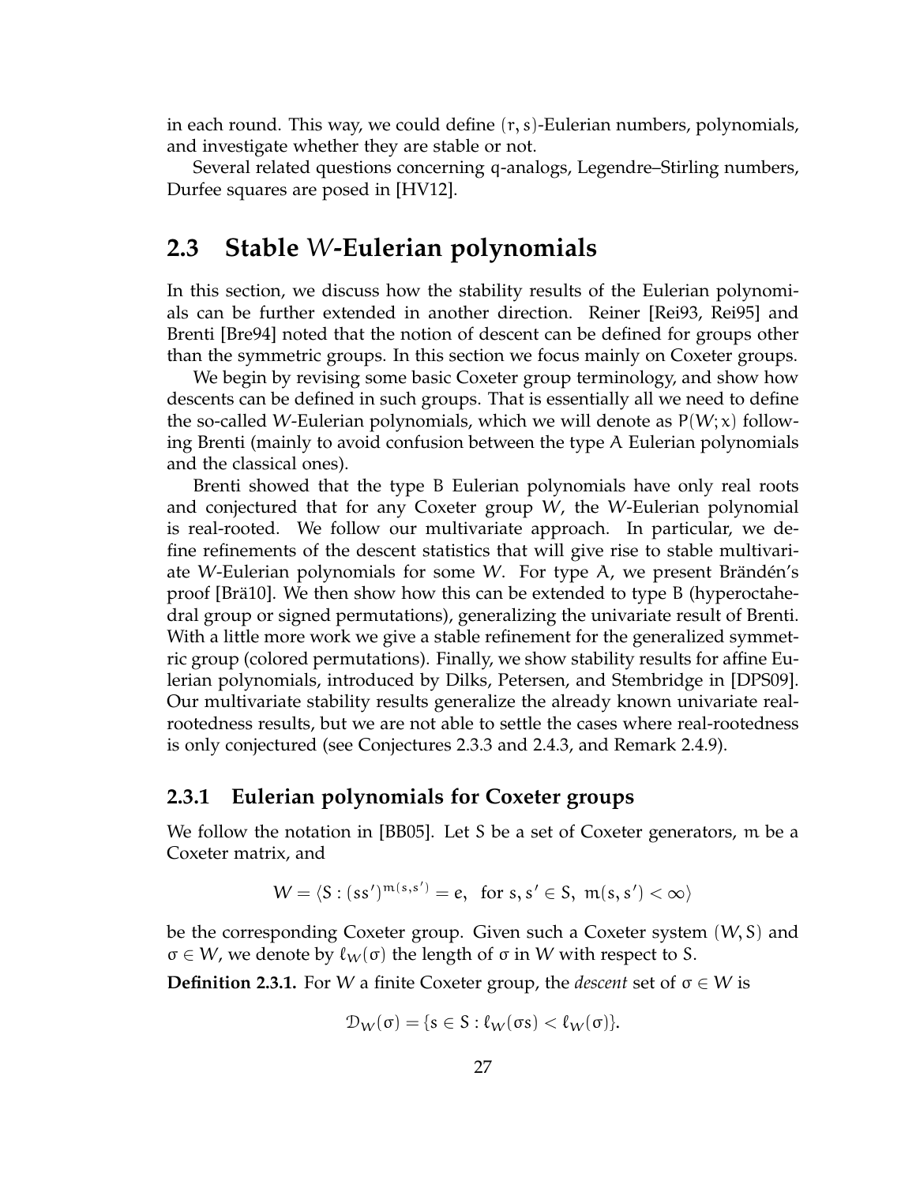in each round. This way, we could define $(r, s)$-Eulerian numbers, polynomials, and investigate whether they are stable or not.

Several related questions concerning q-analogs, Legendre–Stirling numbers, Durfee squares are posed in [HV12].

## 2.3 Stable $W$-Eulerian polynomials

In this section, we discuss how the stability results of the Eulerian polynomials can be further extended in another direction. Reiner [Rei93, Rei95] and Brenti [Bre94] noted that the notion of descent can be defined for groups other than the symmetric groups. In this section we focus mainly on Coxeter groups.

We begin by revising some basic Coxeter group terminology, and show how descents can be defined in such groups. That is essentially all we need to define the so-called $W$-Eulerian polynomials, which we will denote as $P(W; x)$ following Brenti (mainly to avoid confusion between the type A Eulerian polynomials and the classical ones).

Brenti showed that the type B Eulerian polynomials have only real roots and conjectured that for any Coxeter group $W$, the $W$-Eulerian polynomial is real-rooted. We follow our multivariate approach. In particular, we define refinements of the descent statistics that will give rise to stable multivariate $W$-Eulerian polynomials for some $W$. For type A, we present Brändén's proof [Brä10]. We then show how this can be extended to type B (hyperoctahedral group or signed permutations), generalizing the univariate result of Brenti. With a little more work we give a stable refinement for the generalized symmetric group (colored permutations). Finally, we show stability results for affine Eulerian polynomials, introduced by Dilks, Petersen, and Stembridge in [DPS09]. Our multivariate stability results generalize the already known univariate real-rootedness results, but we are not able to settle the cases where real-rootedness is only conjectured (see Conjectures 2.3.3 and 2.4.3, and Remark 2.4.9).

### 2.3.1 Eulerian polynomials for Coxeter groups

We follow the notation in [BB05]. Let $S$ be a set of Coxeter generators, $m$ be a Coxeter matrix, and

$$W = \langle S : (ss')^{m(s,s')} = e, \text{ for } s, s' \in S, \ m(s, s') < \infty \rangle$$

be the corresponding Coxeter group. Given such a Coxeter system $(W, S)$ and $\sigma \in W$, we denote by $\ell_W(\sigma)$ the length of $\sigma$ in $W$ with respect to $S$.

**Definition 2.3.1.** For $W$ a finite Coxeter group, the *descent* set of $\sigma \in W$ is

$$\mathcal{D}_W(\sigma) = \{s \in S : \ell_W(\sigma s) < \ell_W(\sigma)\}.$$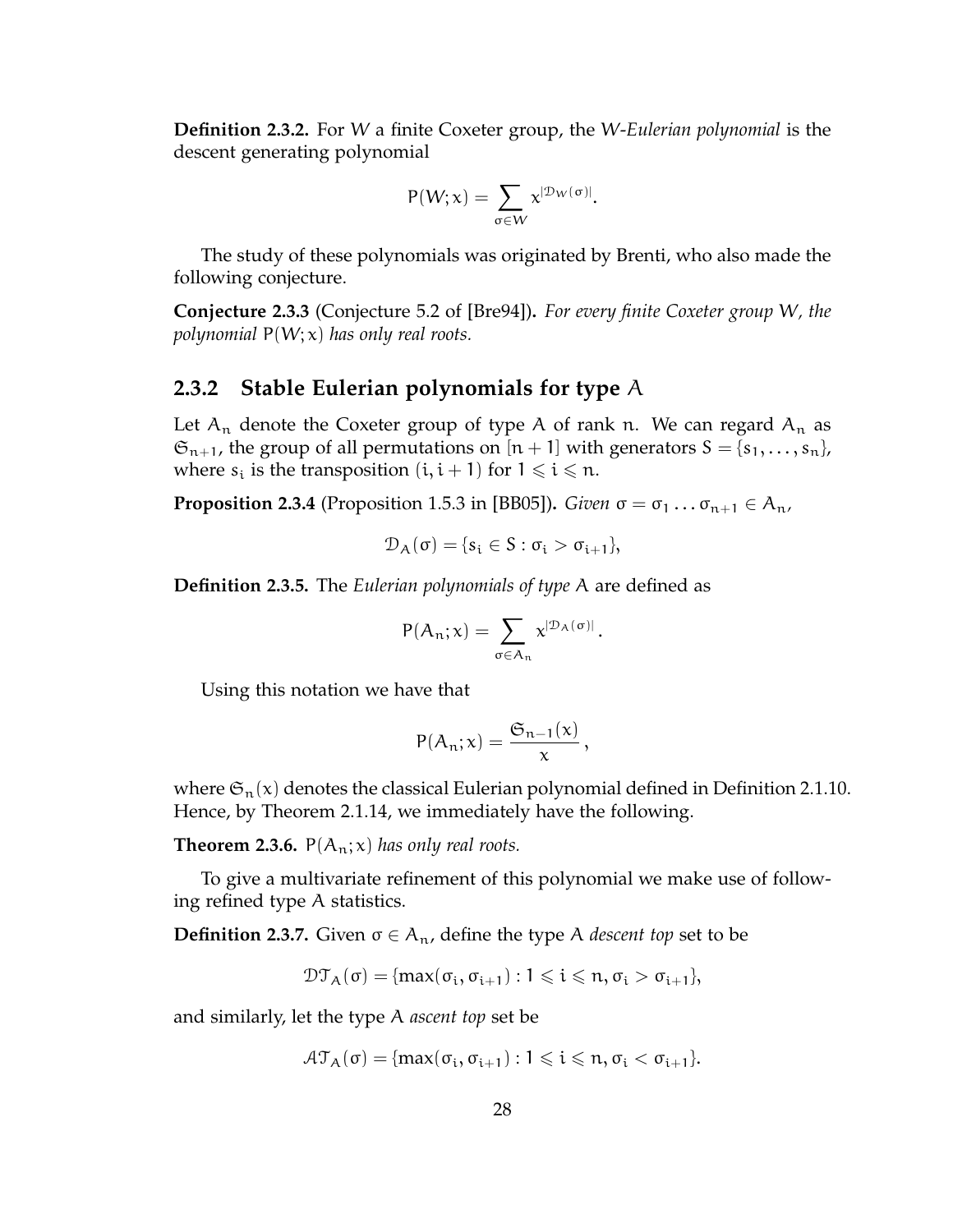**Definition 2.3.2.** For $W$ a finite Coxeter group, the *W-Eulerian polynomial* is the descent generating polynomial

$$P(W;x) = \sum_{\sigma \in W} x^{|\mathcal{D}_W(\sigma)|}.$$

The study of these polynomials was originated by Brenti, who also made the following conjecture.

**Conjecture 2.3.3** (Conjecture 5.2 of [Bre94])**.** *For every finite Coxeter group $W$, the polynomial $P(W;x)$ has only real roots.*

### 2.3.2 Stable Eulerian polynomials for type $A$

Let $A_n$ denote the Coxeter group of type $A$ of rank $n$. We can regard $A_n$ as $\mathfrak{S}_{n+1}$, the group of all permutations on $[n+1]$ with generators $S = \{s_1, \ldots, s_n\}$, where $s_i$ is the transposition $(i, i+1)$ for $1 \leqslant i \leqslant n$.

**Proposition 2.3.4** (Proposition 1.5.3 in [BB05])**.** *Given $\sigma = \sigma_1 \ldots \sigma_{n+1} \in A_n$,*

$$\mathcal{D}_A(\sigma) = \{s_i \in S : \sigma_i > \sigma_{i+1}\},$$

**Definition 2.3.5.** The *Eulerian polynomials of type* $A$ are defined as

$$P(A_n;x) = \sum_{\sigma \in A_n} x^{|\mathcal{D}_A(\sigma)|}.$$

Using this notation we have that

$$P(A_n;x) = \frac{\mathfrak{S}_{n-1}(x)}{x},$$

where $\mathfrak{S}_n(x)$ denotes the classical Eulerian polynomial defined in Definition 2.1.10. Hence, by Theorem 2.1.14, we immediately have the following.

**Theorem 2.3.6.** $P(A_n;x)$ *has only real roots.*

To give a multivariate refinement of this polynomial we make use of following refined type A statistics.

**Definition 2.3.7.** Given $\sigma \in A_n$, define the type A *descent top* set to be

$$\mathcal{DT}_A(\sigma) = \{\max(\sigma_i, \sigma_{i+1}) : 1 \leqslant i \leqslant n, \sigma_i > \sigma_{i+1}\},$$

and similarly, let the type A *ascent top* set be

$$\mathcal{AT}_A(\sigma) = \{\max(\sigma_i, \sigma_{i+1}) : 1 \leqslant i \leqslant n, \sigma_i < \sigma_{i+1}\}.$$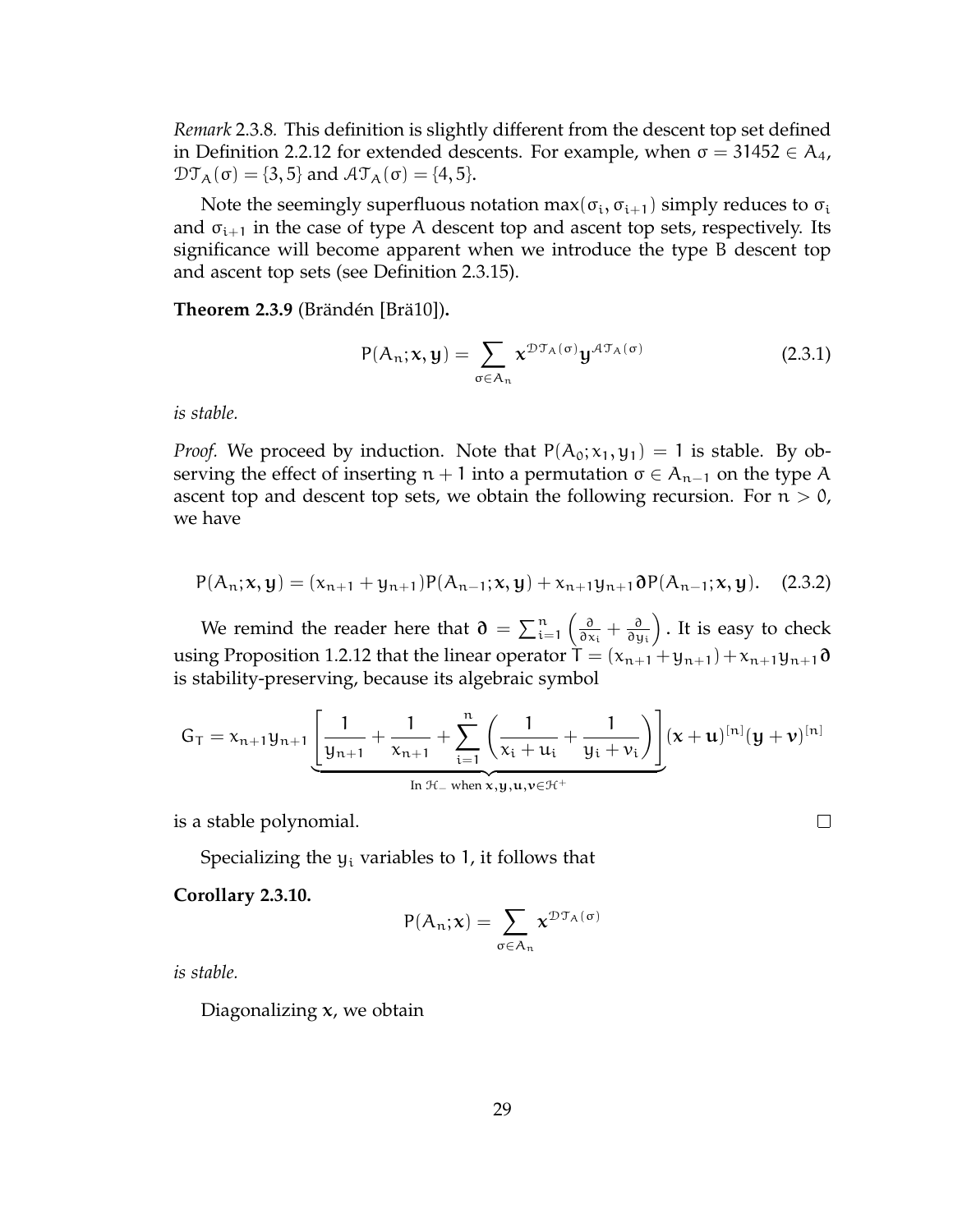*Remark* 2.3.8. This definition is slightly different from the descent top set defined in Definition 2.2.12 for extended descents. For example, when $\sigma = 31452 \in A_4$, $\mathcal{DT}_A(\sigma) = \{3, 5\}$ and $\mathcal{AT}_A(\sigma) = \{4, 5\}$.

Note the seemingly superfluous notation $\max(\sigma_i, \sigma_{i+1})$ simply reduces to $\sigma_i$ and $\sigma_{i+1}$ in the case of type A descent top and ascent top sets, respectively. Its significance will become apparent when we introduce the type B descent top and ascent top sets (see Definition 2.3.15).

**Theorem 2.3.9** (Brändén [Brä10])**.**

$$P(A_n; \mathbf{x}, \mathbf{y}) = \sum_{\sigma \in A_n} \mathbf{x}^{\mathcal{DT}_A(\sigma)} \mathbf{y}^{\mathcal{AT}_A(\sigma)} \tag{2.3.1}$$

*is stable.*

*Proof.* We proceed by induction. Note that $P(A_0; x_1, y_1) = 1$ is stable. By observing the effect of inserting $n+1$ into a permutation $\sigma \in A_{n-1}$ on the type A ascent top and descent top sets, we obtain the following recursion. For $n > 0$, we have

$$P(A_n; \mathbf{x}, \mathbf{y}) = (x_{n+1} + y_{n+1}) P(A_{n-1}; \mathbf{x}, \mathbf{y}) + x_{n+1} y_{n+1} \boldsymbol{\partial} P(A_{n-1}; \mathbf{x}, \mathbf{y}). \tag{2.3.2}$$

We remind the reader here that $\boldsymbol{\partial} = \sum_{i=1}^{n} \left( \frac{\partial}{\partial x_i} + \frac{\partial}{\partial y_i} \right)$. It is easy to check using Proposition 1.2.12 that the linear operator $T = (x_{n+1} + y_{n+1}) + x_{n+1} y_{n+1} \boldsymbol{\partial}$ is stability-preserving, because its algebraic symbol

$$G_T = x_{n+1} y_{n+1} \underbrace{\left[ \frac{1}{y_{n+1}} + \frac{1}{x_{n+1}} + \sum_{i=1}^{n} \left( \frac{1}{x_i + u_i} + \frac{1}{y_i + v_i} \right) \right]}_{\text{In } \mathcal{H}_- \text{ when } \mathbf{x}, \mathbf{y}, \mathbf{u}, \mathbf{v} \in \mathcal{H}^+} (\mathbf{x} + \mathbf{u})^{[n]} (\mathbf{y} + \mathbf{v})^{[n]}$$

is a stable polynomial. $\square$

Specializing the $y_i$ variables to 1, it follows that

**Corollary 2.3.10.**

$$P(A_n; \mathbf{x}) = \sum_{\sigma \in A_n} \mathbf{x}^{\mathcal{DT}_A(\sigma)}$$

*is stable.*

Diagonalizing $\mathbf{x}$, we obtain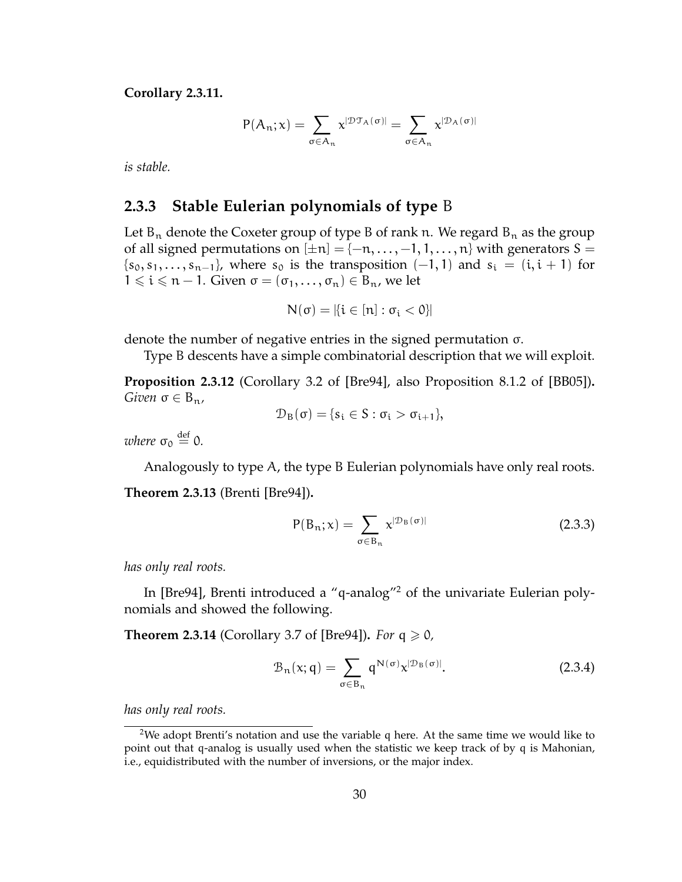**Corollary 2.3.11.**

$$P(A_n; x) = \sum_{\sigma \in A_n} x^{|\mathcal{DT}_A(\sigma)|} = \sum_{\sigma \in A_n} x^{|\mathcal{D}_A(\sigma)|}$$

*is stable.*

### 2.3.3 Stable Eulerian polynomials of type B

Let $B_n$ denote the Coxeter group of type B of rank $n$. We regard $B_n$ as the group of all signed permutations on $[\pm n] = \{-n, \ldots, -1, 1, \ldots, n\}$ with generators $S = \{s_0, s_1, \ldots, s_{n-1}\}$, where $s_0$ is the transposition $(-1, 1)$ and $s_i = (i, i+1)$ for $1 \leqslant i \leqslant n-1$. Given $\sigma = (\sigma_1, \ldots, \sigma_n) \in B_n$, we let

$$N(\sigma) = |\{i \in [n] : \sigma_i < 0\}|$$

denote the number of negative entries in the signed permutation $\sigma$.

Type B descents have a simple combinatorial description that we will exploit.

**Proposition 2.3.12** (Corollary 3.2 of [Bre94], also Proposition 8.1.2 of [BB05])**.** *Given* $\sigma \in B_n$,

$$\mathcal{D}_B(\sigma) = \{s_i \in S : \sigma_i > \sigma_{i+1}\},$$

*where* $\sigma_0 \overset{\text{def}}{=} 0$.

Analogously to type A, the type B Eulerian polynomials have only real roots.

**Theorem 2.3.13** (Brenti [Bre94])**.**

$$P(B_n; x) = \sum_{\sigma \in B_n} x^{|\mathcal{D}_B(\sigma)|} \tag{2.3.3}$$

*has only real roots.*

In [Bre94], Brenti introduced a "q-analog"[2] of the univariate Eulerian polynomials and showed the following.

**Theorem 2.3.14** (Corollary 3.7 of [Bre94])**.** *For* $q \geqslant 0$,

$$\mathcal{B}_n(x; q) = \sum_{\sigma \in B_n} q^{N(\sigma)} x^{|\mathcal{D}_B(\sigma)|}. \tag{2.3.4}$$

*has only real roots.*

[2]We adopt Brenti's notation and use the variable q here. At the same time we would like to point out that q-analog is usually used when the statistic we keep track of by q is Mahonian, i.e., equidistributed with the number of inversions, or the major index.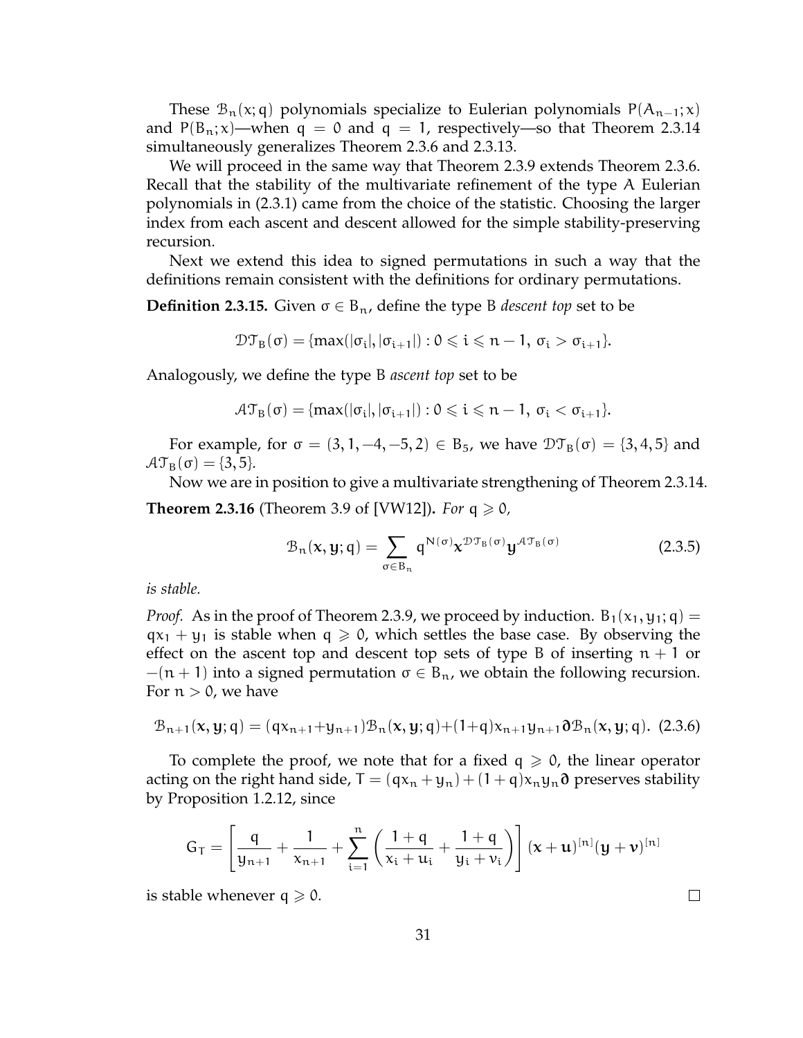These $\mathcal{B}_n(x; q)$ polynomials specialize to Eulerian polynomials $P(A_{n-1}; x)$ and $P(B_n; x)$—when $q = 0$ and $q = 1$, respectively—so that Theorem 2.3.14 simultaneously generalizes Theorem 2.3.6 and 2.3.13.

We will proceed in the same way that Theorem 2.3.9 extends Theorem 2.3.6. Recall that the stability of the multivariate refinement of the type A Eulerian polynomials in (2.3.1) came from the choice of the statistic. Choosing the larger index from each ascent and descent allowed for the simple stability-preserving recursion.

Next we extend this idea to signed permutations in such a way that the definitions remain consistent with the definitions for ordinary permutations.

**Definition 2.3.15.** Given $\sigma \in B_n$, define the type B *descent top* set to be

$$\mathcal{DT}_B(\sigma) = \{\max(|\sigma_i|, |\sigma_{i+1}|) : 0 \leqslant i \leqslant n-1,\ \sigma_i > \sigma_{i+1}\}.$$

Analogously, we define the type B *ascent top* set to be

$$\mathcal{AT}_B(\sigma) = \{\max(|\sigma_i|, |\sigma_{i+1}|) : 0 \leqslant i \leqslant n-1,\ \sigma_i < \sigma_{i+1}\}.$$

For example, for $\sigma = (3, 1, -4, -5, 2) \in B_5$, we have $\mathcal{DT}_B(\sigma) = \{3, 4, 5\}$ and $\mathcal{AT}_B(\sigma) = \{3, 5\}$.

Now we are in position to give a multivariate strengthening of Theorem 2.3.14.

**Theorem 2.3.16** (Theorem 3.9 of [VW12])**.** *For* $q \geqslant 0$*,*

$$\mathcal{B}_n(\mathbf{x}, \mathbf{y}; q) = \sum_{\sigma \in B_n} q^{N(\sigma)} \mathbf{x}^{\mathcal{DT}_B(\sigma)} \mathbf{y}^{\mathcal{AT}_B(\sigma)} \tag{2.3.5}$$

*is stable.*

*Proof.* As in the proof of Theorem 2.3.9, we proceed by induction. $B_1(x_1, y_1; q) = qx_1 + y_1$ is stable when $q \geqslant 0$, which settles the base case. By observing the effect on the ascent top and descent top sets of type B of inserting $n+1$ or $-(n+1)$ into a signed permutation $\sigma \in B_n$, we obtain the following recursion. For $n > 0$, we have

$$\mathcal{B}_{n+1}(\mathbf{x}, \mathbf{y}; q) = (qx_{n+1} + y_{n+1})\mathcal{B}_n(\mathbf{x}, \mathbf{y}; q) + (1+q)x_{n+1}y_{n+1}\boldsymbol{\partial}\mathcal{B}_n(\mathbf{x}, \mathbf{y}; q). \tag{2.3.6}$$

To complete the proof, we note that for a fixed $q \geqslant 0$, the linear operator acting on the right hand side, $T = (qx_n + y_n) + (1+q)x_n y_n \boldsymbol{\partial}$ preserves stability by Proposition 1.2.12, since

$$G_T = \left[\frac{q}{y_{n+1}} + \frac{1}{x_{n+1}} + \sum_{i=1}^{n} \left(\frac{1+q}{x_i + u_i} + \frac{1+q}{y_i + v_i}\right)\right] (\mathbf{x} + \mathbf{u})^{[n]} (\mathbf{y} + \mathbf{v})^{[n]}$$

is stable whenever $q \geqslant 0$. $\square$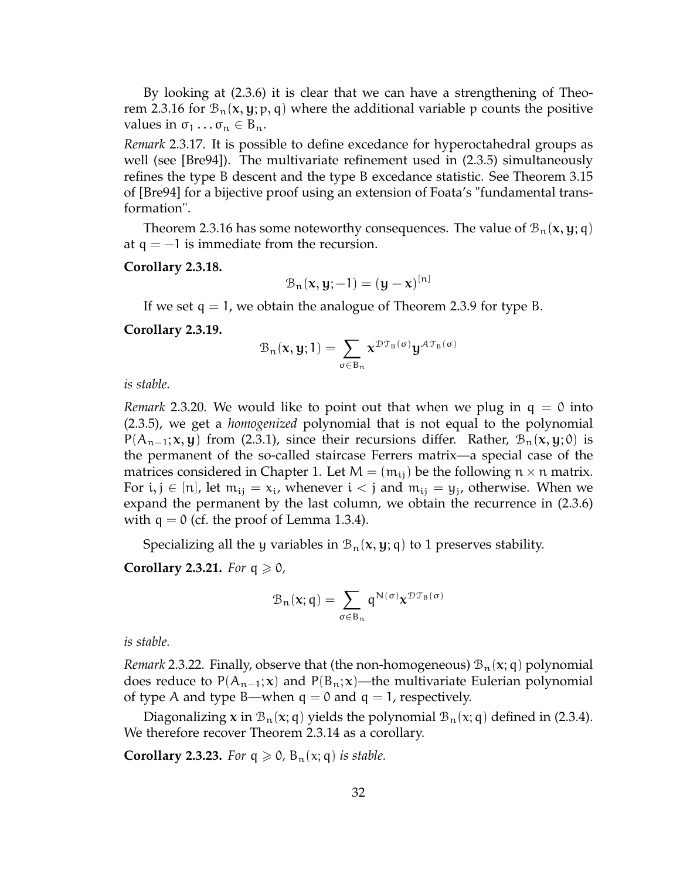By looking at (2.3.6) it is clear that we can have a strengthening of Theorem 2.3.16 for $\mathcal{B}_n(\mathbf{x}, \mathbf{y}; p, q)$ where the additional variable $p$ counts the positive values in $\sigma_1 \dots \sigma_n \in B_n$.

*Remark* 2.3.17. It is possible to define excedance for hyperoctahedral groups as well (see [Bre94]). The multivariate refinement used in (2.3.5) simultaneously refines the type B descent and the type B excedance statistic. See Theorem 3.15 of [Bre94] for a bijective proof using an extension of Foata's "fundamental transformation".

Theorem 2.3.16 has some noteworthy consequences. The value of $\mathcal{B}_n(\mathbf{x}, \mathbf{y}; q)$ at $q = -1$ is immediate from the recursion.

**Corollary 2.3.18.**

$$\mathcal{B}_n(\mathbf{x}, \mathbf{y}; -1) = (\mathbf{y} - \mathbf{x})^{[n]}$$

If we set $q = 1$, we obtain the analogue of Theorem 2.3.9 for type B.

**Corollary 2.3.19.**

$$\mathcal{B}_n(\mathbf{x}, \mathbf{y}; 1) = \sum_{\sigma \in B_n} \mathbf{x}^{\mathcal{DT}_B(\sigma)} \mathbf{y}^{\mathcal{AT}_B(\sigma)}$$

*is stable.*

*Remark* 2.3.20. We would like to point out that when we plug in $q = 0$ into (2.3.5), we get a *homogenized* polynomial that is not equal to the polynomial $P(A_{n-1}; \mathbf{x}, \mathbf{y})$ from (2.3.1), since their recursions differ. Rather, $\mathcal{B}_n(\mathbf{x}, \mathbf{y}; 0)$ is the permanent of the so-called staircase Ferrers matrix—a special case of the matrices considered in Chapter 1. Let $M = (m_{ij})$ be the following $n \times n$ matrix. For $i, j \in [n]$, let $m_{ij} = x_i$, whenever $i < j$ and $m_{ij} = y_j$, otherwise. When we expand the permanent by the last column, we obtain the recurrence in (2.3.6) with $q = 0$ (cf. the proof of Lemma 1.3.4).

Specializing all the $y$ variables in $\mathcal{B}_n(\mathbf{x}, \mathbf{y}; q)$ to 1 preserves stability.

**Corollary 2.3.21.** *For* $q \geqslant 0$*,*

$$\mathcal{B}_n(\mathbf{x}; q) = \sum_{\sigma \in B_n} q^{N(\sigma)} \mathbf{x}^{\mathcal{DT}_B(\sigma)}$$

*is stable.*

*Remark* 2.3.22. Finally, observe that (the non-homogeneous) $\mathcal{B}_n(\mathbf{x}; q)$ polynomial does reduce to $P(A_{n-1}; \mathbf{x})$ and $P(B_n; \mathbf{x})$—the multivariate Eulerian polynomial of type A and type B—when $q = 0$ and $q = 1$, respectively.

Diagonalizing $\mathbf{x}$ in $\mathcal{B}_n(\mathbf{x}; q)$ yields the polynomial $\mathcal{B}_n(x; q)$ defined in (2.3.4). We therefore recover Theorem 2.3.14 as a corollary.

**Corollary 2.3.23.** *For* $q \geqslant 0$*,* $B_n(x; q)$ *is stable.*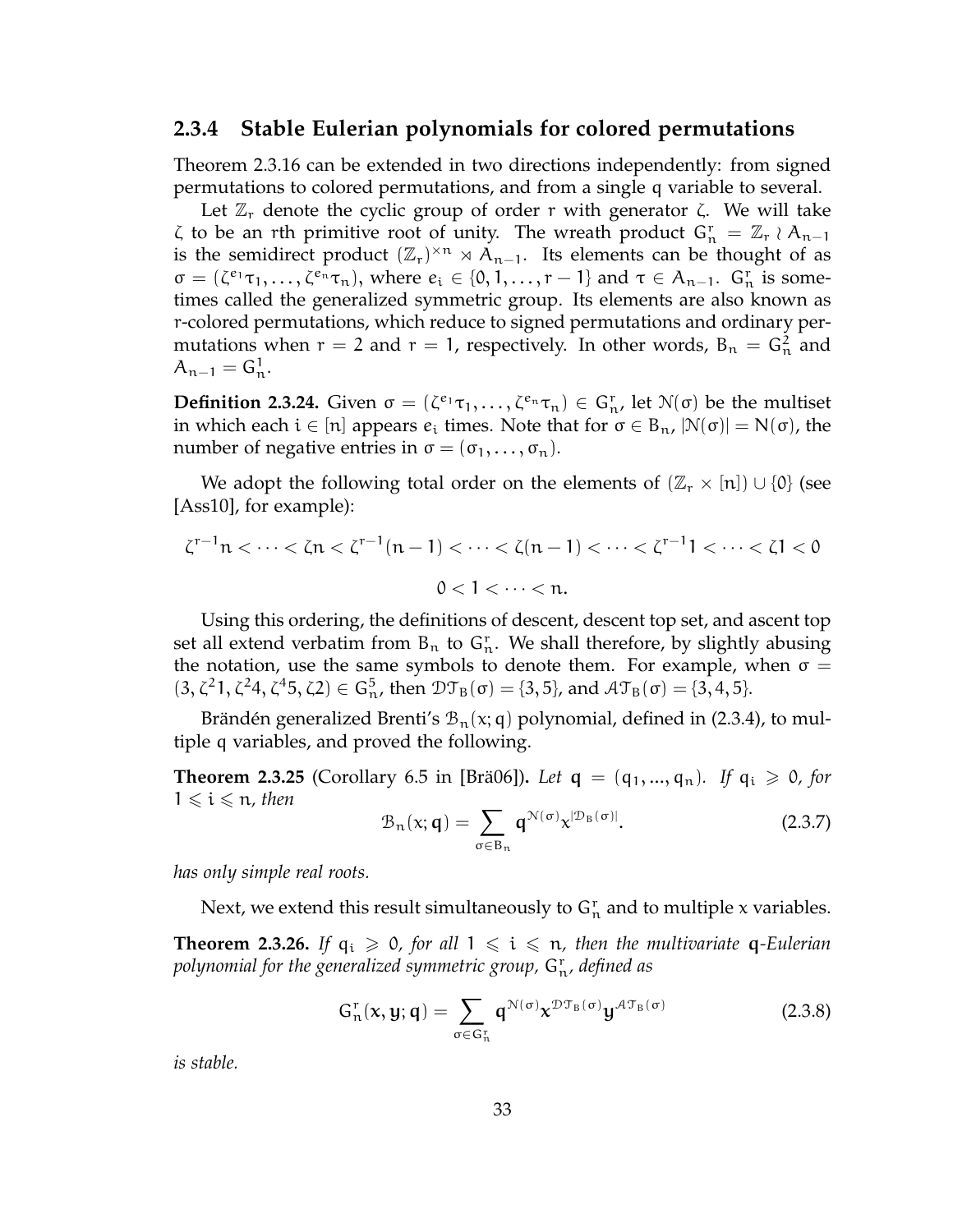### 2.3.4 Stable Eulerian polynomials for colored permutations

Theorem 2.3.16 can be extended in two directions independently: from signed permutations to colored permutations, and from a single $q$ variable to several.

Let $\mathbb{Z}_r$ denote the cyclic group of order $r$ with generator $\zeta$. We will take $\zeta$ to be an $r$th primitive root of unity. The wreath product $G_n^r = \mathbb{Z}_r \wr A_{n-1}$ is the semidirect product $(\mathbb{Z}_r)^{\times n} \rtimes A_{n-1}$. Its elements can be thought of as $\sigma = (\zeta^{e_1}\tau_1, \ldots, \zeta^{e_n}\tau_n)$, where $e_i \in \{0, 1, \ldots, r-1\}$ and $\tau \in A_{n-1}$. $G_n^r$ is sometimes called the generalized symmetric group. Its elements are also known as $r$-colored permutations, which reduce to signed permutations and ordinary permutations when $r = 2$ and $r = 1$, respectively. In other words, $B_n = G_n^2$ and $A_{n-1} = G_n^1$.

**Definition 2.3.24.** Given $\sigma = (\zeta^{e_1}\tau_1, \ldots, \zeta^{e_n}\tau_n) \in G_n^r$, let $\mathcal{N}(\sigma)$ be the multiset in which each $i \in [n]$ appears $e_i$ times. Note that for $\sigma \in B_n$, $|\mathcal{N}(\sigma)| = N(\sigma)$, the number of negative entries in $\sigma = (\sigma_1, \ldots, \sigma_n)$.

We adopt the following total order on the elements of $(\mathbb{Z}_r \times [n]) \cup \{0\}$ (see [Ass10], for example):

$$\zeta^{r-1}n < \cdots < \zeta n < \zeta^{r-1}(n-1) < \cdots < \zeta(n-1) < \cdots < \zeta^{r-1}1 < \cdots < \zeta 1 < 0$$

$$0 < 1 < \cdots < n.$$

Using this ordering, the definitions of descent, descent top set, and ascent top set all extend verbatim from $B_n$ to $G_n^r$. We shall therefore, by slightly abusing the notation, use the same symbols to denote them. For example, when $\sigma = (3, \zeta^2 1, \zeta^2 4, \zeta^4 5, \zeta 2) \in G_n^5$, then $\mathcal{DT}_B(\sigma) = \{3, 5\}$, and $\mathcal{AT}_B(\sigma) = \{3, 4, 5\}$.

Brändén generalized Brenti's $\mathcal{B}_n(x; q)$ polynomial, defined in (2.3.4), to multiple $q$ variables, and proved the following.

**Theorem 2.3.25** (Corollary 6.5 in [Brä06]). *Let $\mathbf{q} = (q_1, ..., q_n)$. If $q_i \geqslant 0$, for $1 \leqslant i \leqslant n$, then*

$$\mathcal{B}_n(x; \mathbf{q}) = \sum_{\sigma \in B_n} \mathbf{q}^{\mathcal{N}(\sigma)} x^{|\mathcal{D}_B(\sigma)|}. \tag{2.3.7}$$

*has only simple real roots.*

Next, we extend this result simultaneously to $G_n^r$ and to multiple $x$ variables.

**Theorem 2.3.26.** *If $q_i \geqslant 0$, for all $1 \leqslant i \leqslant n$, then the multivariate $\mathbf{q}$-Eulerian polynomial for the generalized symmetric group, $G_n^r$, defined as*

$$G_n^r(\mathbf{x}, \mathbf{y}; \mathbf{q}) = \sum_{\sigma \in G_n^r} \mathbf{q}^{\mathcal{N}(\sigma)} \mathbf{x}^{\mathcal{DT}_B(\sigma)} \mathbf{y}^{\mathcal{AT}_B(\sigma)} \tag{2.3.8}$$

*is stable.*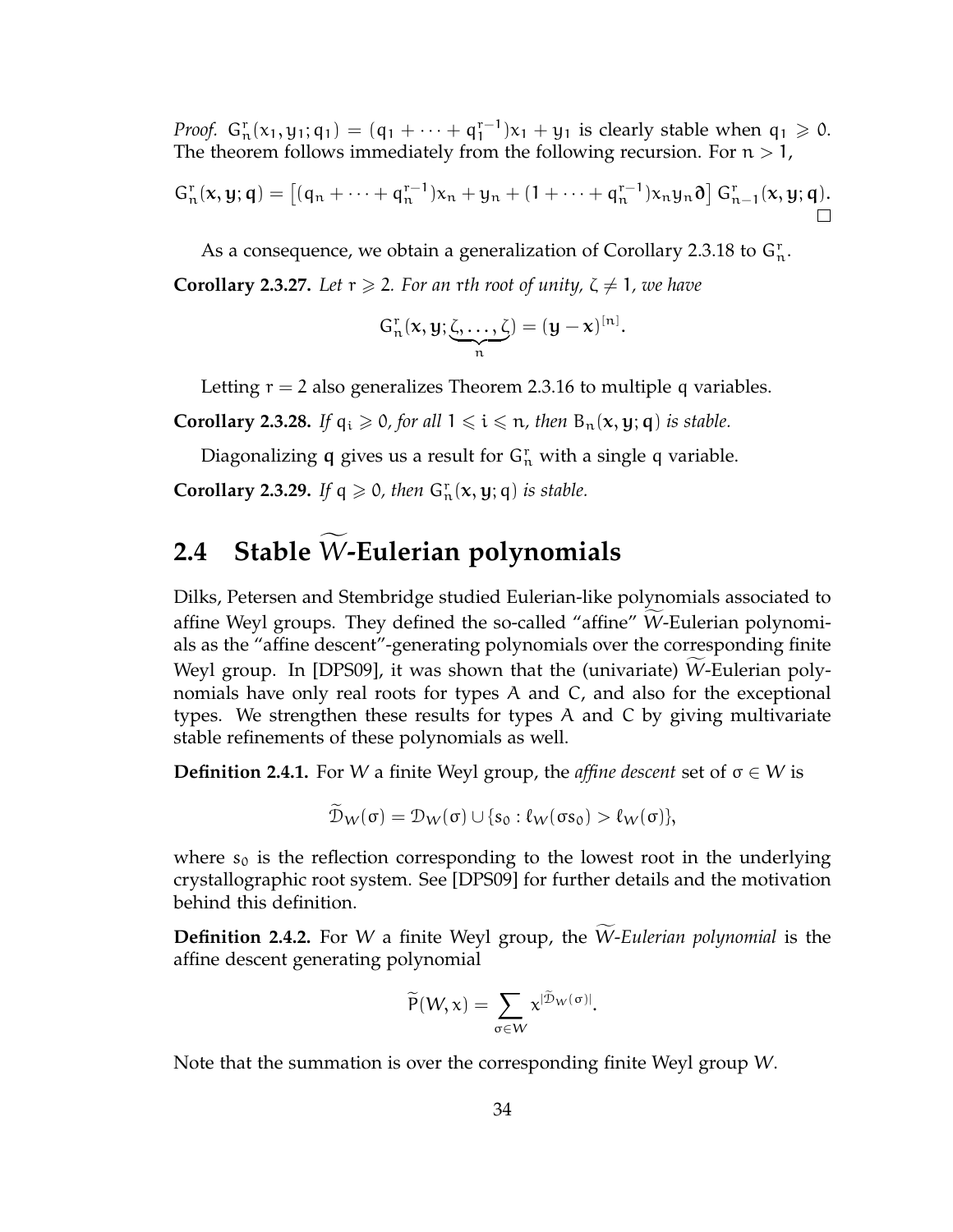*Proof.* $G^r_n(x_1, y_1; q_1) = (q_1 + \cdots + q_1^{r-1})x_1 + y_1$ is clearly stable when $q_1 \geqslant 0$. The theorem follows immediately from the following recursion. For $n > 1$,

$$G^r_n(\mathbf{x}, \mathbf{y}; \mathbf{q}) = \left[(q_n + \cdots + q_n^{r-1})x_n + y_n + (1 + \cdots + q_n^{r-1})x_n y_n \boldsymbol{\partial}\right] G^r_{n-1}(\mathbf{x}, \mathbf{y}; \mathbf{q}).$$

□

As a consequence, we obtain a generalization of Corollary 2.3.18 to $G^r_n$.

**Corollary 2.3.27.** *Let $r \geqslant 2$. For an $r$th root of unity, $\zeta \neq 1$, we have*

$$G^r_n(\mathbf{x}, \mathbf{y}; \underbrace{\zeta, \ldots, \zeta}_{n}) = (\mathbf{y} - \mathbf{x})^{[n]}.$$

Letting $r = 2$ also generalizes Theorem 2.3.16 to multiple $q$ variables.

**Corollary 2.3.28.** *If $q_i \geqslant 0$, for all $1 \leqslant i \leqslant n$, then $B_n(\mathbf{x}, \mathbf{y}; \mathbf{q})$ is stable.*

Diagonalizing $\mathbf{q}$ gives us a result for $G^r_n$ with a single $q$ variable.

**Corollary 2.3.29.** *If $q \geqslant 0$, then $G^r_n(\mathbf{x}, \mathbf{y}; q)$ is stable.*

## 2.4 Stable $\widetilde{W}$-Eulerian polynomials

Dilks, Petersen and Stembridge studied Eulerian-like polynomials associated to affine Weyl groups. They defined the so-called "affine" $\widetilde{W}$-Eulerian polynomials as the "affine descent"-generating polynomials over the corresponding finite Weyl group. In [DPS09], it was shown that the (univariate) $\widetilde{W}$-Eulerian polynomials have only real roots for types A and C, and also for the exceptional types. We strengthen these results for types A and C by giving multivariate stable refinements of these polynomials as well.

**Definition 2.4.1.** For $W$ a finite Weyl group, the *affine descent* set of $\sigma \in W$ is

$$\widetilde{\mathcal{D}}_W(\sigma) = \mathcal{D}_W(\sigma) \cup \{s_0 : \ell_W(\sigma s_0) > \ell_W(\sigma)\},$$

where $s_0$ is the reflection corresponding to the lowest root in the underlying crystallographic root system. See [DPS09] for further details and the motivation behind this definition.

**Definition 2.4.2.** For $W$ a finite Weyl group, the *$\widetilde{W}$-Eulerian polynomial* is the affine descent generating polynomial

$$\widetilde{P}(W, x) = \sum_{\sigma \in W} x^{|\widetilde{\mathcal{D}}_W(\sigma)|}.$$

Note that the summation is over the corresponding finite Weyl group $W$.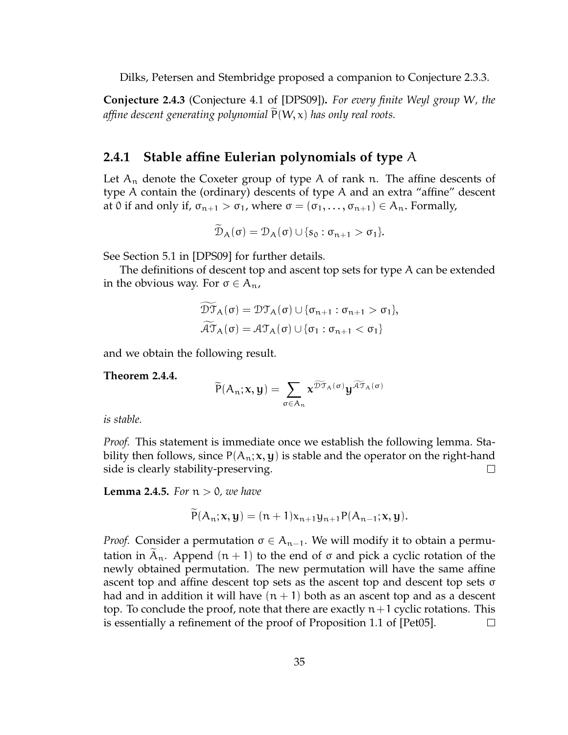Dilks, Petersen and Stembridge proposed a companion to Conjecture 2.3.3.

**Conjecture 2.4.3** (Conjecture 4.1 of [DPS09])**.** *For every finite Weyl group $W$, the affine descent generating polynomial $\widetilde{P}(W, x)$ has only real roots.*

### 2.4.1 Stable affine Eulerian polynomials of type $A$

Let $A_n$ denote the Coxeter group of type A of rank $n$. The affine descents of type A contain the (ordinary) descents of type A and an extra "affine" descent at 0 if and only if, $\sigma_{n+1} > \sigma_1$, where $\sigma = (\sigma_1, \ldots, \sigma_{n+1}) \in A_n$. Formally,

$$\widetilde{\mathcal{D}}_A(\sigma) = \mathcal{D}_A(\sigma) \cup \{s_0 : \sigma_{n+1} > \sigma_1\}.$$

See Section 5.1 in [DPS09] for further details.

The definitions of descent top and ascent top sets for type A can be extended in the obvious way. For $\sigma \in A_n$,

$$\widetilde{\mathcal{DT}}_A(\sigma) = \mathcal{DT}_A(\sigma) \cup \{\sigma_{n+1} : \sigma_{n+1} > \sigma_1\},$$
$$\widetilde{\mathcal{AT}}_A(\sigma) = \mathcal{AT}_A(\sigma) \cup \{\sigma_1 : \sigma_{n+1} < \sigma_1\}$$

and we obtain the following result.

**Theorem 2.4.4.**

$$\widetilde{P}(A_n; \mathbf{x}, \mathbf{y}) = \sum_{\sigma \in A_n} \mathbf{x}^{\widetilde{\mathcal{DT}}_A(\sigma)} \mathbf{y}^{\widetilde{\mathcal{AT}}_A(\sigma)}$$

*is stable.*

*Proof.* This statement is immediate once we establish the following lemma. Stability then follows, since $P(A_n; \mathbf{x}, \mathbf{y})$ is stable and the operator on the right-hand side is clearly stability-preserving. $\square$

**Lemma 2.4.5.** *For $n > 0$, we have*

$$\widetilde{P}(A_n; \mathbf{x}, \mathbf{y}) = (n+1) x_{n+1} y_{n+1} P(A_{n-1}; \mathbf{x}, \mathbf{y}).$$

*Proof.* Consider a permutation $\sigma \in A_{n-1}$. We will modify it to obtain a permutation in $\widetilde{A}_n$. Append $(n+1)$ to the end of $\sigma$ and pick a cyclic rotation of the newly obtained permutation. The new permutation will have the same affine ascent top and affine descent top sets as the ascent top and descent top sets $\sigma$ had and in addition it will have $(n+1)$ both as an ascent top and as a descent top. To conclude the proof, note that there are exactly $n+1$ cyclic rotations. This is essentially a refinement of the proof of Proposition 1.1 of [Pet05]. $\square$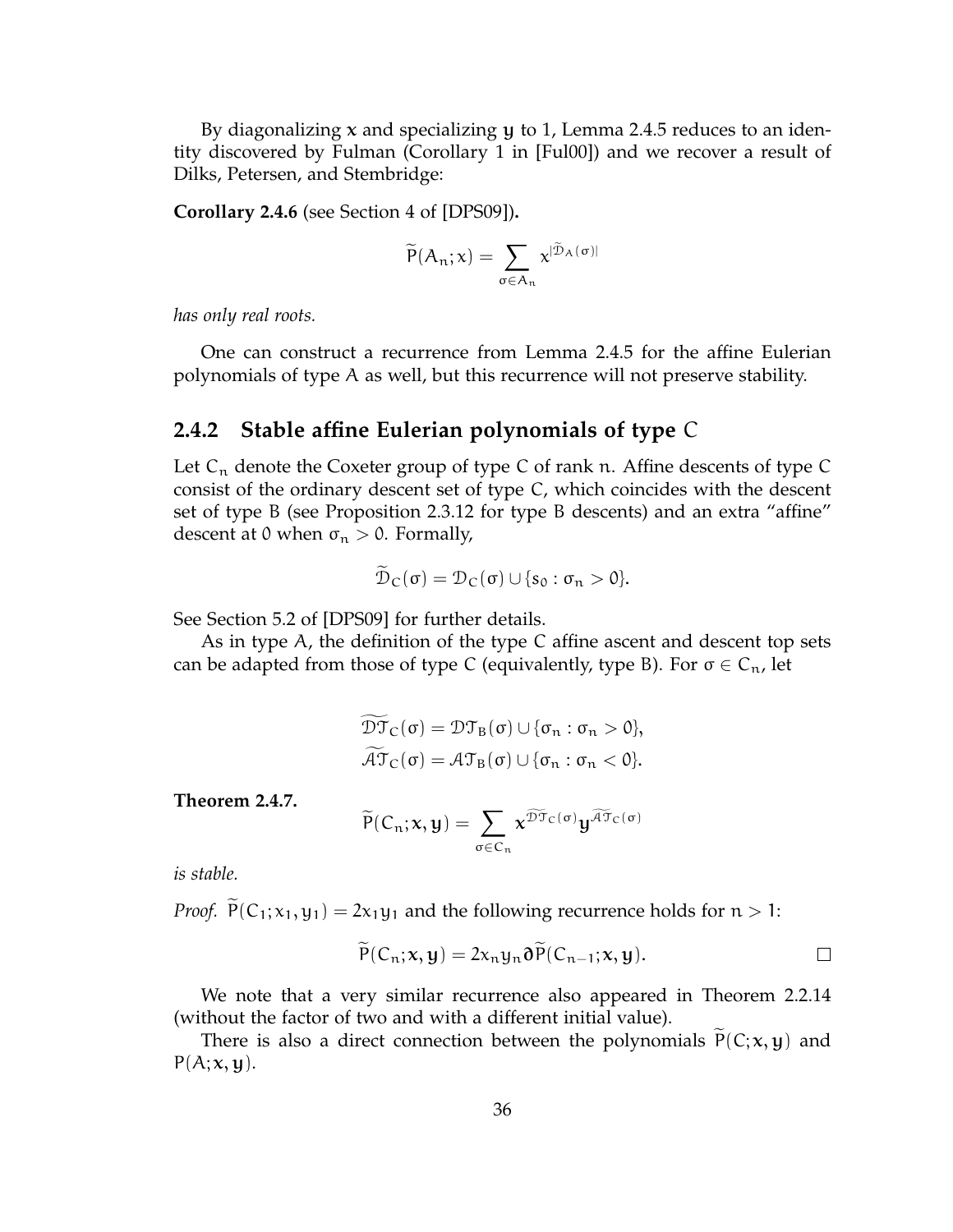By diagonalizing $\mathbf{x}$ and specializing $\mathbf{y}$ to 1, Lemma 2.4.5 reduces to an identity discovered by Fulman (Corollary 1 in [Ful00]) and we recover a result of Dilks, Petersen, and Stembridge:

**Corollary 2.4.6** (see Section 4 of [DPS09])**.**

$$\widetilde{P}(A_n; x) = \sum_{\sigma \in A_n} x^{|\widetilde{\mathcal{D}}_A(\sigma)|}$$

*has only real roots.*

One can construct a recurrence from Lemma 2.4.5 for the affine Eulerian polynomials of type A as well, but this recurrence will not preserve stability.

### 2.4.2 Stable affine Eulerian polynomials of type C

Let $C_n$ denote the Coxeter group of type C of rank $n$. Affine descents of type C consist of the ordinary descent set of type C, which coincides with the descent set of type B (see Proposition 2.3.12 for type B descents) and an extra "affine" descent at 0 when $\sigma_n > 0$. Formally,

$$\widetilde{\mathcal{D}}_C(\sigma) = \mathcal{D}_C(\sigma) \cup \{s_0 : \sigma_n > 0\}.$$

See Section 5.2 of [DPS09] for further details.

As in type A, the definition of the type C affine ascent and descent top sets can be adapted from those of type C (equivalently, type B). For $\sigma \in C_n$, let

$$\widetilde{\mathcal{DT}}_C(\sigma) = \mathcal{DT}_B(\sigma) \cup \{\sigma_n : \sigma_n > 0\},$$
$$\widetilde{\mathcal{AT}}_C(\sigma) = \mathcal{AT}_B(\sigma) \cup \{\sigma_n : \sigma_n < 0\}.$$

**Theorem 2.4.7.**

$$\widetilde{P}(C_n; \mathbf{x}, \mathbf{y}) = \sum_{\sigma \in C_n} \mathbf{x}^{\widetilde{\mathcal{DT}}_C(\sigma)} \mathbf{y}^{\widetilde{\mathcal{AT}}_C(\sigma)}$$

*is stable.*

*Proof.* $\widetilde{P}(C_1; x_1, y_1) = 2x_1y_1$ and the following recurrence holds for $n > 1$:

$$\widetilde{P}(C_n; \mathbf{x}, \mathbf{y}) = 2x_ny_n\boldsymbol{\partial}\widetilde{P}(C_{n-1}; \mathbf{x}, \mathbf{y}).$$

□

We note that a very similar recurrence also appeared in Theorem 2.2.14 (without the factor of two and with a different initial value).

There is also a direct connection between the polynomials $\widetilde{P}(C; \mathbf{x}, \mathbf{y})$ and $P(A; \mathbf{x}, \mathbf{y})$.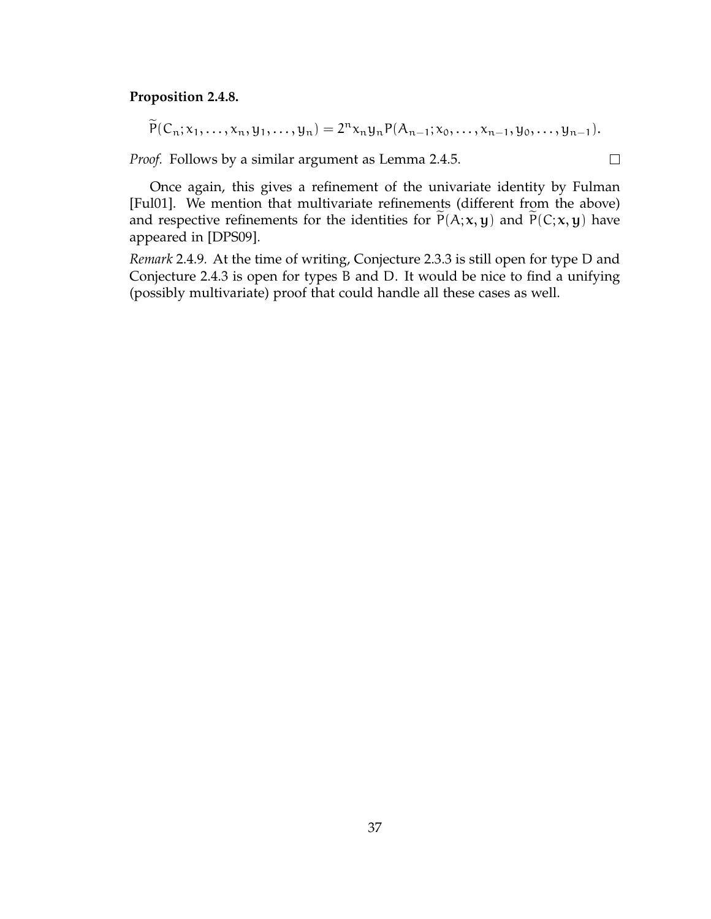**Proposition 2.4.8.**

$$\widetilde{P}(C_n; x_1, \ldots, x_n, y_1, \ldots, y_n) = 2^n x_n y_n P(A_{n-1}; x_0, \ldots, x_{n-1}, y_0, \ldots, y_{n-1}).$$

*Proof.* Follows by a similar argument as Lemma 2.4.5. $\square$

Once again, this gives a refinement of the univariate identity by Fulman [Ful01]. We mention that multivariate refinements (different from the above) and respective refinements for the identities for $\widetilde{P}(A; \mathbf{x}, \mathbf{y})$ and $\widetilde{P}(C; \mathbf{x}, \mathbf{y})$ have appeared in [DPS09].

*Remark* 2.4.9. At the time of writing, Conjecture 2.3.3 is still open for type D and Conjecture 2.4.3 is open for types B and D. It would be nice to find a unifying (possibly multivariate) proof that could handle all these cases as well.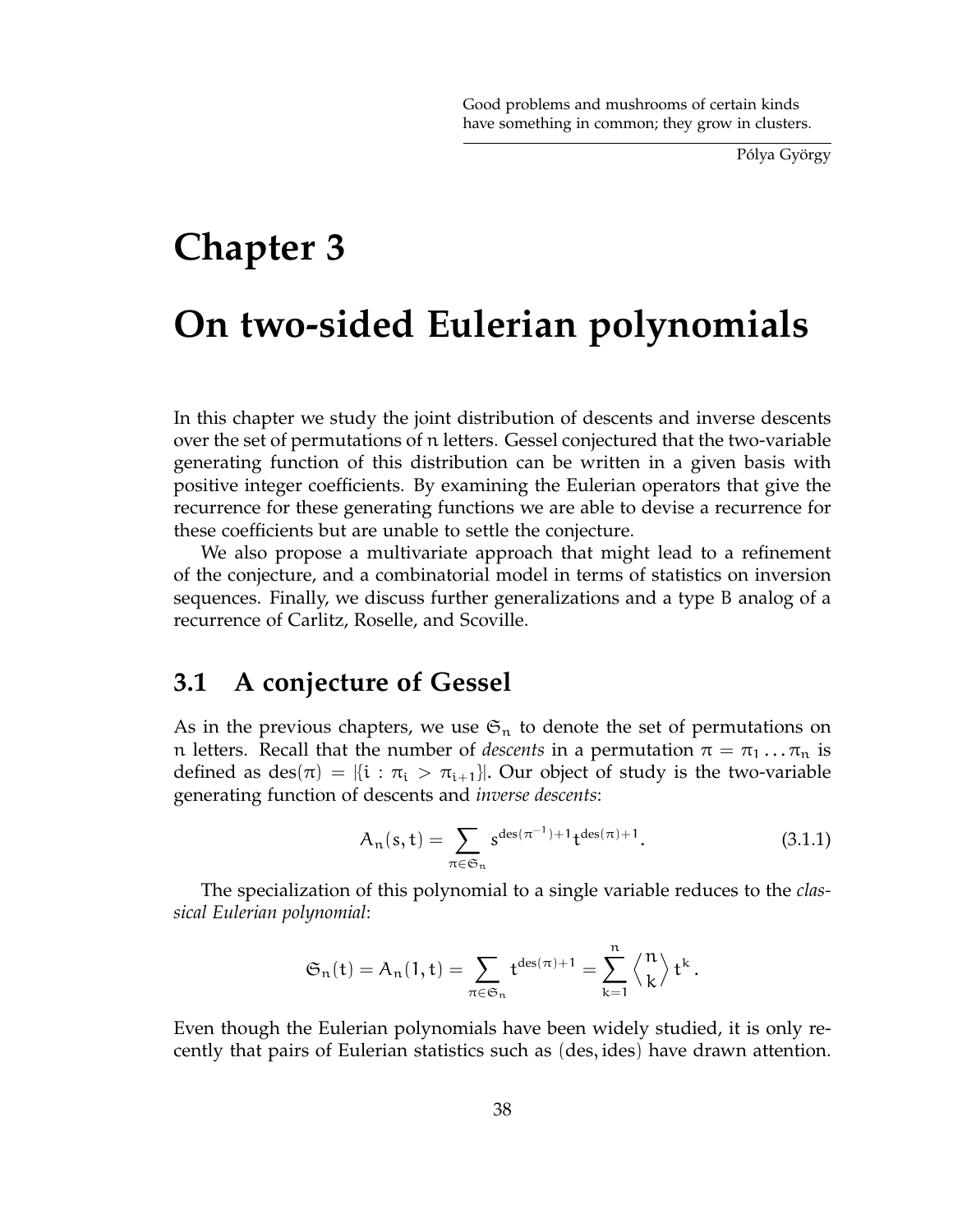Good problems and mushrooms of certain kinds have something in common; they grow in clusters.

Pólya György

# Chapter 3

# On two-sided Eulerian polynomials

In this chapter we study the joint distribution of descents and inverse descents over the set of permutations of $n$ letters. Gessel conjectured that the two-variable generating function of this distribution can be written in a given basis with positive integer coefficients. By examining the Eulerian operators that give the recurrence for these generating functions we are able to devise a recurrence for these coefficients but are unable to settle the conjecture.

We also propose a multivariate approach that might lead to a refinement of the conjecture, and a combinatorial model in terms of statistics on inversion sequences. Finally, we discuss further generalizations and a type $B$ analog of a recurrence of Carlitz, Roselle, and Scoville.

## 3.1 A conjecture of Gessel

As in the previous chapters, we use $\mathfrak{S}_n$ to denote the set of permutations on $n$ letters. Recall that the number of *descents* in a permutation $\pi = \pi_1 \ldots \pi_n$ is defined as $\mathrm{des}(\pi) = |\{i : \pi_i > \pi_{i+1}\}|$. Our object of study is the two-variable generating function of descents and *inverse descents*:

$$A_n(s,t) = \sum_{\pi \in \mathfrak{S}_n} s^{\mathrm{des}(\pi^{-1})+1} t^{\mathrm{des}(\pi)+1}. \tag{3.1.1}$$

The specialization of this polynomial to a single variable reduces to the *classical Eulerian polynomial*:

$$\mathfrak{S}_n(t) = A_n(1,t) = \sum_{\pi \in \mathfrak{S}_n} t^{\mathrm{des}(\pi)+1} = \sum_{k=1}^{n} \left\langle {n \atop k} \right\rangle t^k.$$

Even though the Eulerian polynomials have been widely studied, it is only recently that pairs of Eulerian statistics such as $(\mathrm{des}, \mathrm{ides})$ have drawn attention.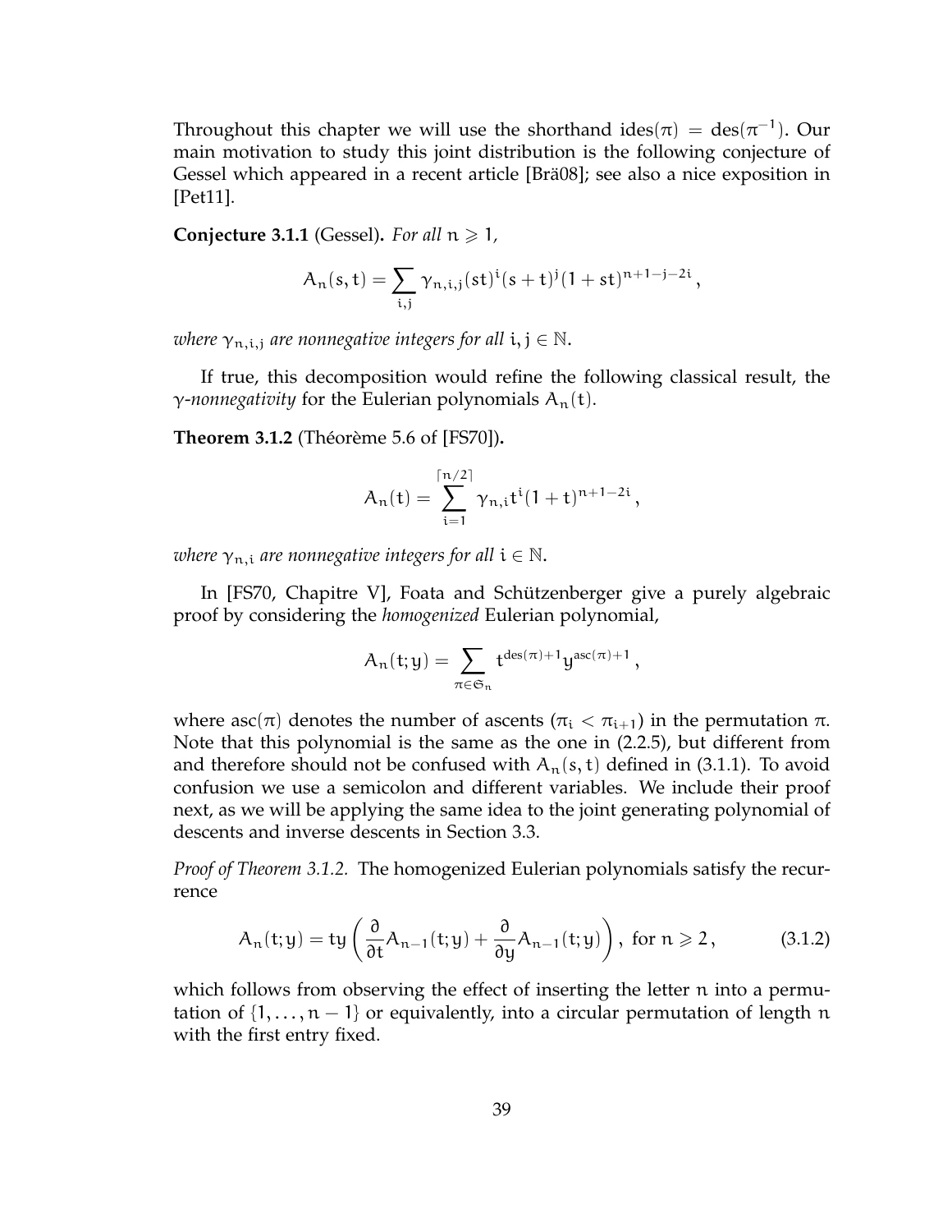Throughout this chapter we will use the shorthand $\text{ides}(\pi) = \text{des}(\pi^{-1})$. Our main motivation to study this joint distribution is the following conjecture of Gessel which appeared in a recent article [Brä08]; see also a nice exposition in [Pet11].

**Conjecture 3.1.1** (Gessel)**.** *For all* $n \geqslant 1$*,*

$$A_n(s,t) = \sum_{i,j} \gamma_{n,i,j} (st)^i (s+t)^j (1+st)^{n+1-j-2i},$$

*where* $\gamma_{n,i,j}$ *are nonnegative integers for all* $i, j \in \mathbb{N}$*.*

If true, this decomposition would refine the following classical result, the *$\gamma$-nonnegativity* for the Eulerian polynomials $A_n(t)$.

**Theorem 3.1.2** (Théorème 5.6 of [FS70])**.**

$$A_n(t) = \sum_{i=1}^{\lceil n/2 \rceil} \gamma_{n,i} t^i (1+t)^{n+1-2i},$$

*where* $\gamma_{n,i}$ *are nonnegative integers for all* $i \in \mathbb{N}$*.*

In [FS70, Chapitre V], Foata and Schützenberger give a purely algebraic proof by considering the *homogenized* Eulerian polynomial,

$$A_n(t;y) = \sum_{\pi \in \mathfrak{S}_n} t^{\text{des}(\pi)+1} y^{\text{asc}(\pi)+1},$$

where $\text{asc}(\pi)$ denotes the number of ascents ($\pi_i < \pi_{i+1}$) in the permutation $\pi$. Note that this polynomial is the same as the one in (2.2.5), but different from and therefore should not be confused with $A_n(s,t)$ defined in (3.1.1). To avoid confusion we use a semicolon and different variables. We include their proof next, as we will be applying the same idea to the joint generating polynomial of descents and inverse descents in Section 3.3.

*Proof of Theorem 3.1.2.* The homogenized Eulerian polynomials satisfy the recurrence

$$A_n(t;y) = ty \left( \frac{\partial}{\partial t} A_{n-1}(t;y) + \frac{\partial}{\partial y} A_{n-1}(t;y) \right), \text{ for } n \geqslant 2, \tag{3.1.2}$$

which follows from observing the effect of inserting the letter $n$ into a permutation of $\{1, \ldots, n-1\}$ or equivalently, into a circular permutation of length $n$ with the first entry fixed.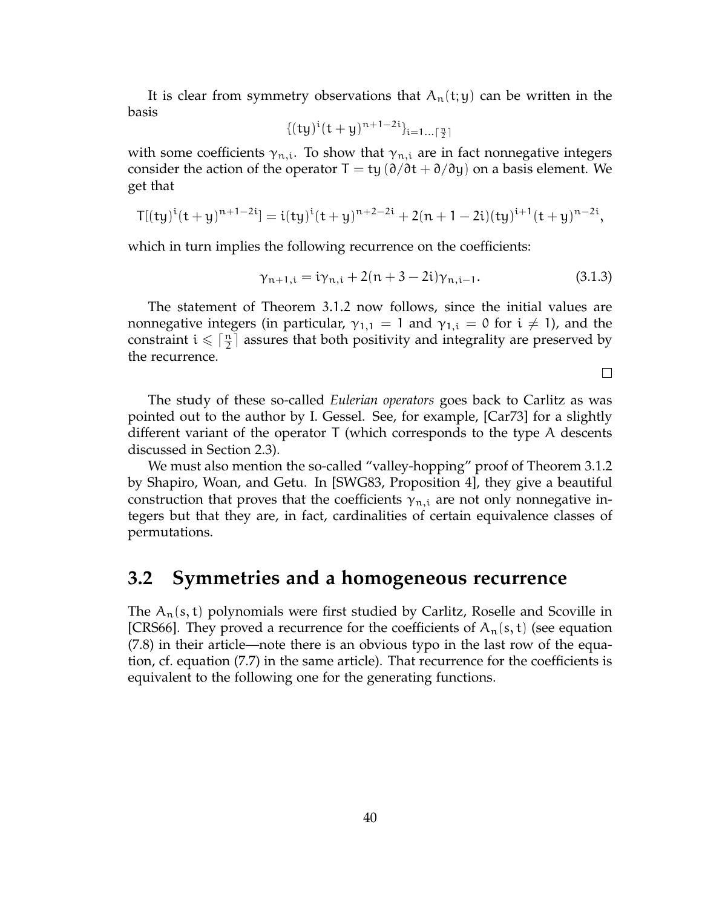It is clear from symmetry observations that $A_n(t;y)$ can be written in the basis

$$\{(ty)^i(t+y)^{n+1-2i}\}_{i=1\ldots\lceil\frac{n}{2}\rceil}$$

with some coefficients $\gamma_{n,i}$. To show that $\gamma_{n,i}$ are in fact nonnegative integers consider the action of the operator $T = ty\,(\partial/\partial t + \partial/\partial y)$ on a basis element. We get that

$$T[(ty)^i(t+y)^{n+1-2i}] = i(ty)^i(t+y)^{n+2-2i} + 2(n+1-2i)(ty)^{i+1}(t+y)^{n-2i},$$

which in turn implies the following recurrence on the coefficients:

$$\gamma_{n+1,i} = i\gamma_{n,i} + 2(n+3-2i)\gamma_{n,i-1}. \tag{3.1.3}$$

The statement of Theorem 3.1.2 now follows, since the initial values are nonnegative integers (in particular, $\gamma_{1,1} = 1$ and $\gamma_{1,i} = 0$ for $i \neq 1$), and the constraint $i \leqslant \lceil\frac{n}{2}\rceil$ assures that both positivity and integrality are preserved by the recurrence.

□

The study of these so-called *Eulerian operators* goes back to Carlitz as was pointed out to the author by I. Gessel. See, for example, [Car73] for a slightly different variant of the operator $T$ (which corresponds to the type $A$ descents discussed in Section 2.3).

We must also mention the so-called "valley-hopping" proof of Theorem 3.1.2 by Shapiro, Woan, and Getu. In [SWG83, Proposition 4], they give a beautiful construction that proves that the coefficients $\gamma_{n,i}$ are not only nonnegative integers but that they are, in fact, cardinalities of certain equivalence classes of permutations.

## 3.2 Symmetries and a homogeneous recurrence

The $A_n(s,t)$ polynomials were first studied by Carlitz, Roselle and Scoville in [CRS66]. They proved a recurrence for the coefficients of $A_n(s,t)$ (see equation (7.8) in their article—note there is an obvious typo in the last row of the equation, cf. equation (7.7) in the same article). That recurrence for the coefficients is equivalent to the following one for the generating functions.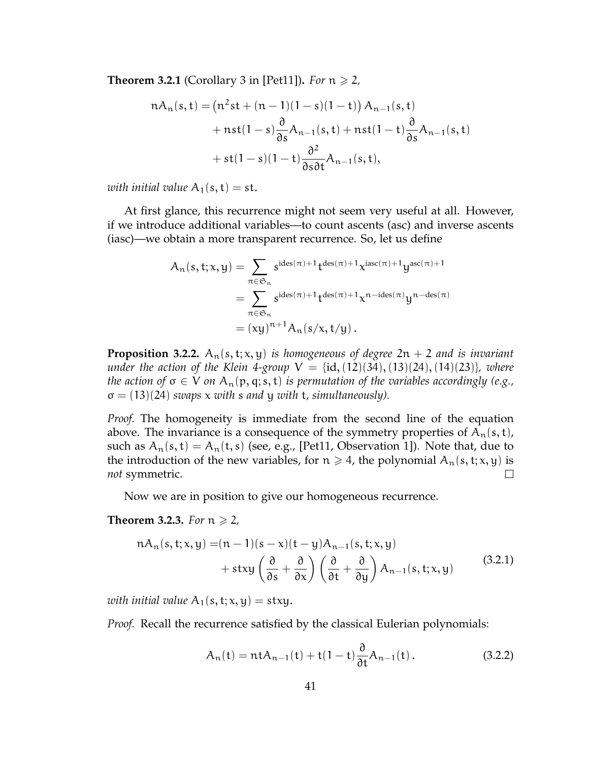**Theorem 3.2.1** (Corollary 3 in [Pet11])**.** *For $n \geqslant 2$,*

$$
\begin{aligned}
nA_n(s,t) = &\left(n^2 st + (n-1)(1-s)(1-t)\right) A_{n-1}(s,t) \\
&+ nst(1-s)\frac{\partial}{\partial s}A_{n-1}(s,t) + nst(1-t)\frac{\partial}{\partial s}A_{n-1}(s,t) \\
&+ st(1-s)(1-t)\frac{\partial^2}{\partial s \partial t}A_{n-1}(s,t),
\end{aligned}
$$

*with initial value $A_1(s,t) = st$.*

At first glance, this recurrence might not seem very useful at all. However, if we introduce additional variables—to count ascents (asc) and inverse ascents (iasc)—we obtain a more transparent recurrence. So, let us define

$$
\begin{aligned}
A_n(s,t;x,y) &= \sum_{\pi \in \mathfrak{S}_n} s^{\mathrm{ides}(\pi)+1} t^{\mathrm{des}(\pi)+1} x^{\mathrm{iasc}(\pi)+1} y^{\mathrm{asc}(\pi)+1} \\
&= \sum_{\pi \in \mathfrak{S}_n} s^{\mathrm{ides}(\pi)+1} t^{\mathrm{des}(\pi)+1} x^{n-\mathrm{ides}(\pi)} y^{n-\mathrm{des}(\pi)} \\
&= (xy)^{n+1} A_n(s/x, t/y) \, .
\end{aligned}
$$

**Proposition 3.2.2.** *$A_n(s,t;x,y)$ is homogeneous of degree $2n+2$ and is invariant under the action of the Klein 4-group $V = \{\mathrm{id}, (12)(34), (13)(24), (14)(23)\}$, where the action of $\sigma \in V$ on $A_n(p,q;s,t)$ is permutation of the variables accordingly (e.g., $\sigma = (13)(24)$ swaps $x$ with $s$ and $y$ with $t$, simultaneously).*

*Proof.* The homogeneity is immediate from the second line of the equation above. The invariance is a consequence of the symmetry properties of $A_n(s,t)$, such as $A_n(s,t) = A_n(t,s)$ (see, e.g., [Pet11, Observation 1]). Note that, due to the introduction of the new variables, for $n \geqslant 4$, the polynomial $A_n(s,t;x,y)$ is *not* symmetric. □

Now we are in position to give our homogeneous recurrence.

**Theorem 3.2.3.** *For $n \geqslant 2$,*

$$
\begin{aligned}
nA_n(s,t;x,y) = &(n-1)(s-x)(t-y)A_{n-1}(s,t;x,y) \\
&+ stxy\left(\frac{\partial}{\partial s} + \frac{\partial}{\partial x}\right)\left(\frac{\partial}{\partial t} + \frac{\partial}{\partial y}\right)A_{n-1}(s,t;x,y)
\end{aligned}
\tag{3.2.1}
$$

*with initial value $A_1(s,t;x,y) = stxy$.*

*Proof.* Recall the recurrence satisfied by the classical Eulerian polynomials:

$$
A_n(t) = ntA_{n-1}(t) + t(1-t)\frac{\partial}{\partial t}A_{n-1}(t) \, . \tag{3.2.2}
$$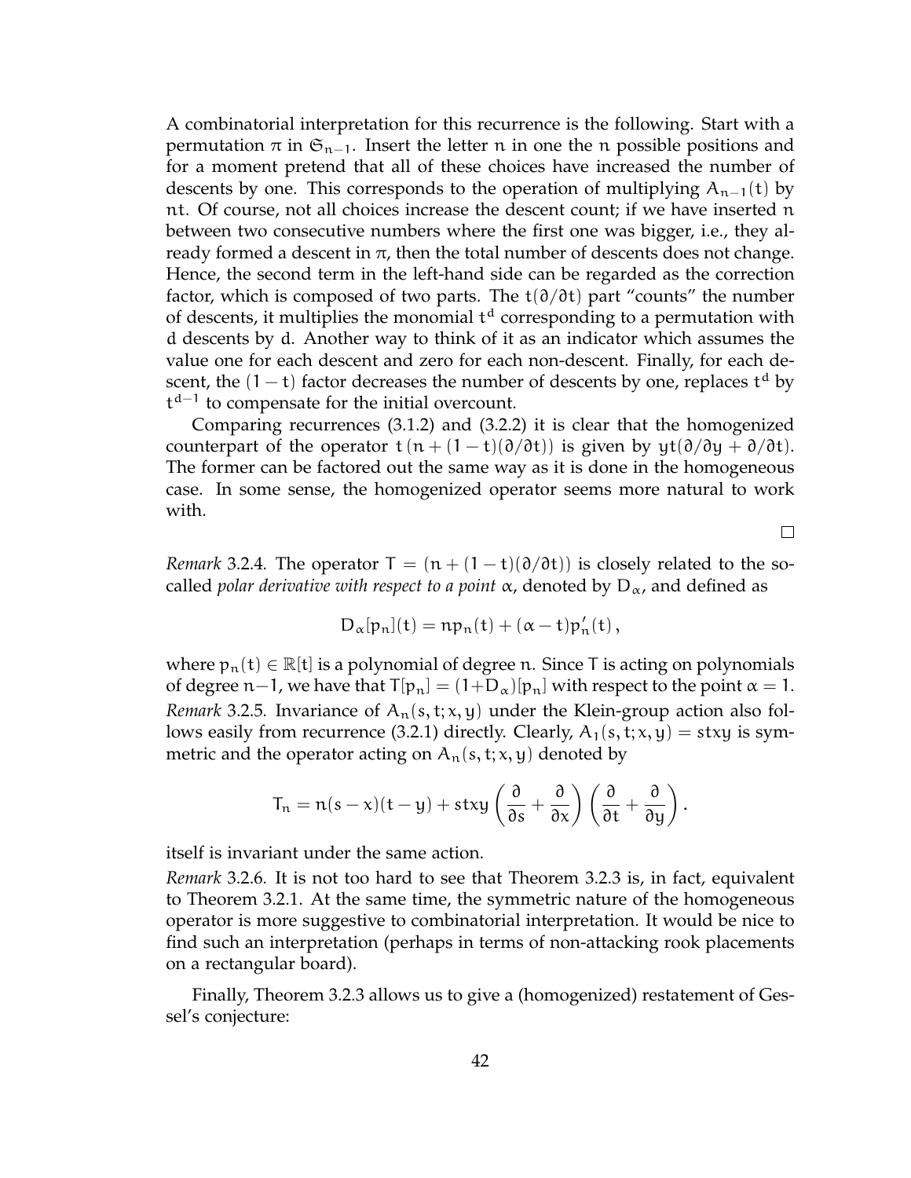A combinatorial interpretation for this recurrence is the following. Start with a permutation $\pi$ in $\mathfrak{S}_{n-1}$. Insert the letter $n$ in one the $n$ possible positions and for a moment pretend that all of these choices have increased the number of descents by one. This corresponds to the operation of multiplying $A_{n-1}(t)$ by $nt$. Of course, not all choices increase the descent count; if we have inserted $n$ between two consecutive numbers where the first one was bigger, i.e., they already formed a descent in $\pi$, then the total number of descents does not change. Hence, the second term in the left-hand side can be regarded as the correction factor, which is composed of two parts. The $t(\partial/\partial t)$ part "counts" the number of descents, it multiplies the monomial $t^d$ corresponding to a permutation with $d$ descents by $d$. Another way to think of it as an indicator which assumes the value one for each descent and zero for each non-descent. Finally, for each descent, the $(1-t)$ factor decreases the number of descents by one, replaces $t^d$ by $t^{d-1}$ to compensate for the initial overcount.

Comparing recurrences (3.1.2) and (3.2.2) it is clear that the homogenized counterpart of the operator $t\,(n+(1-t)(\partial/\partial t))$ is given by $yt(\partial/\partial y+\partial/\partial t)$. The former can be factored out the same way as it is done in the homogeneous case. In some sense, the homogenized operator seems more natural to work with.

□

*Remark* 3.2.4. The operator $T=(n+(1-t)(\partial/\partial t))$ is closely related to the so-called *polar derivative with respect to a point* $\alpha$, denoted by $D_\alpha$, and defined as

$$D_\alpha[p_n](t)=np_n(t)+(\alpha-t)p_n'(t)\,,$$

where $p_n(t)\in\mathbb{R}[t]$ is a polynomial of degree $n$. Since $T$ is acting on polynomials of degree $n-1$, we have that $T[p_n]=(1+D_\alpha)[p_n]$ with respect to the point $\alpha=1$.

*Remark* 3.2.5. Invariance of $A_n(s,t;x,y)$ under the Klein-group action also follows easily from recurrence (3.2.1) directly. Clearly, $A_1(s,t;x,y)=stxy$ is symmetric and the operator acting on $A_n(s,t;x,y)$ denoted by

$$T_n=n(s-x)(t-y)+stxy\left(\frac{\partial}{\partial s}+\frac{\partial}{\partial x}\right)\left(\frac{\partial}{\partial t}+\frac{\partial}{\partial y}\right).$$

itself is invariant under the same action.

*Remark* 3.2.6. It is not too hard to see that Theorem 3.2.3 is, in fact, equivalent to Theorem 3.2.1. At the same time, the symmetric nature of the homogeneous operator is more suggestive to combinatorial interpretation. It would be nice to find such an interpretation (perhaps in terms of non-attacking rook placements on a rectangular board).

Finally, Theorem 3.2.3 allows us to give a (homogenized) restatement of Gessel's conjecture: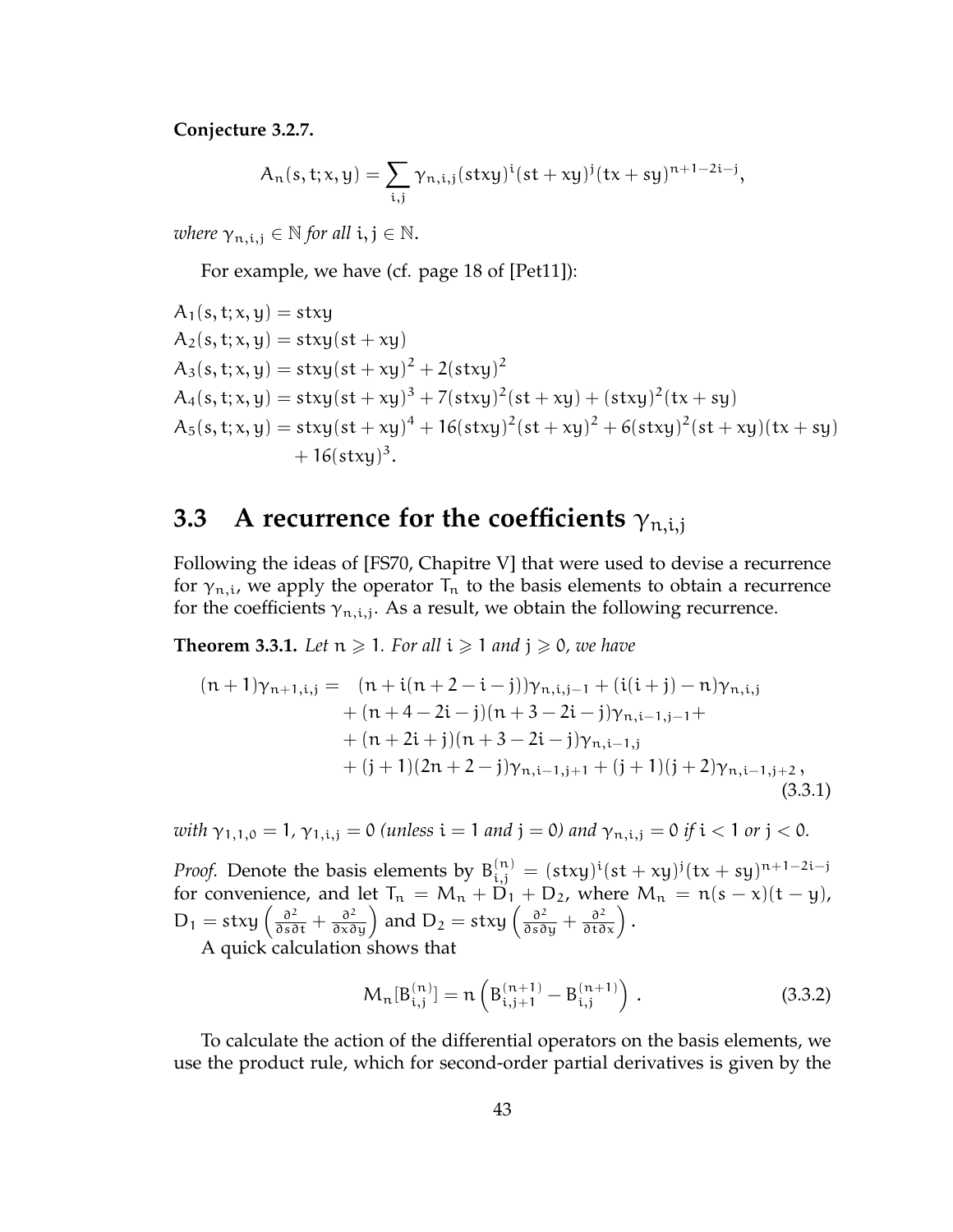**Conjecture 3.2.7.**

$$A_n(s,t;x,y) = \sum_{i,j} \gamma_{n,i,j}(stxy)^i(st+xy)^j(tx+sy)^{n+1-2i-j},$$

*where* $\gamma_{n,i,j} \in \mathbb{N}$ *for all* $i, j \in \mathbb{N}$.

For example, we have (cf. page 18 of [Pet11]):

$$\begin{aligned}
A_1(s,t;x,y) &= stxy \\
A_2(s,t;x,y) &= stxy(st+xy) \\
A_3(s,t;x,y) &= stxy(st+xy)^2 + 2(stxy)^2 \\
A_4(s,t;x,y) &= stxy(st+xy)^3 + 7(stxy)^2(st+xy) + (stxy)^2(tx+sy) \\
A_5(s,t;x,y) &= stxy(st+xy)^4 + 16(stxy)^2(st+xy)^2 + 6(stxy)^2(st+xy)(tx+sy) \\
&\quad + 16(stxy)^3.
\end{aligned}$$

## 3.3 A recurrence for the coefficients $\gamma_{n,i,j}$

Following the ideas of [FS70, Chapitre V] that were used to devise a recurrence for $\gamma_{n,i}$, we apply the operator $T_n$ to the basis elements to obtain a recurrence for the coefficients $\gamma_{n,i,j}$. As a result, we obtain the following recurrence.

**Theorem 3.3.1.** *Let* $n \geqslant 1$. *For all* $i \geqslant 1$ *and* $j \geqslant 0$, *we have*

$$\begin{aligned}
(n+1)\gamma_{n+1,i,j} = \quad & (n + i(n+2-i-j))\gamma_{n,i,j-1} + (i(i+j)-n)\gamma_{n,i,j} \\
& + (n+4-2i-j)(n+3-2i-j)\gamma_{n,i-1,j-1} + \\
& + (n+2i+j)(n+3-2i-j)\gamma_{n,i-1,j} \\
& + (j+1)(2n+2-j)\gamma_{n,i-1,j+1} + (j+1)(j+2)\gamma_{n,i-1,j+2}\,,
\end{aligned} \tag{3.3.1}$$

*with* $\gamma_{1,1,0} = 1$, $\gamma_{1,i,j} = 0$ *(unless* $i = 1$ *and* $j = 0$*) and* $\gamma_{n,i,j} = 0$ *if* $i < 1$ *or* $j < 0$.

*Proof.* Denote the basis elements by $B^{(n)}_{i,j} = (stxy)^i(st+xy)^j(tx+sy)^{n+1-2i-j}$ for convenience, and let $T_n = M_n + D_1 + D_2$, where $M_n = n(s-x)(t-y)$, $D_1 = stxy\left(\frac{\partial^2}{\partial s \partial t} + \frac{\partial^2}{\partial x \partial y}\right)$ and $D_2 = stxy\left(\frac{\partial^2}{\partial s \partial y} + \frac{\partial^2}{\partial t \partial x}\right)$.

A quick calculation shows that

$$M_n[B^{(n)}_{i,j}] = n\left(B^{(n+1)}_{i,j+1} - B^{(n+1)}_{i,j}\right). \tag{3.3.2}$$

To calculate the action of the differential operators on the basis elements, we use the product rule, which for second-order partial derivatives is given by the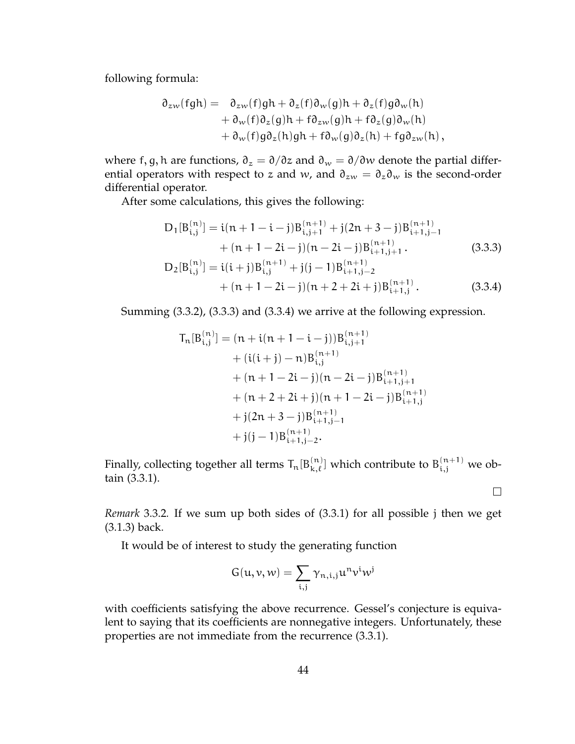following formula:

$$
\begin{aligned}
\partial_{zw}(fgh) = \quad & \partial_{zw}(f)gh + \partial_z(f)\partial_w(g)h + \partial_z(f)g\partial_w(h) \\
& + \partial_w(f)\partial_z(g)h + f\partial_{zw}(g)h + f\partial_z(g)\partial_w(h) \\
& + \partial_w(f)g\partial_z(h)gh + f\partial_w(g)\partial_z(h) + fg\partial_{zw}(h) \,,
\end{aligned}
$$

where $f, g, h$ are functions, $\partial_z = \partial/\partial z$ and $\partial_w = \partial/\partial w$ denote the partial differential operators with respect to $z$ and $w$, and $\partial_{zw} = \partial_z \partial_w$ is the second-order differential operator.

After some calculations, this gives the following:

$$
\begin{aligned}
D_1[B_{i,j}^{(n)}] &= i(n+1-i-j)B_{i,j+1}^{(n+1)} + j(2n+3-j)B_{i+1,j-1}^{(n+1)} \\
&\quad + (n+1-2i-j)(n-2i-j)B_{i+1,j+1}^{(n+1)} \,. \qquad (3.3.3) \\
D_2[B_{i,j}^{(n)}] &= i(i+j)B_{i,j}^{(n+1)} + j(j-1)B_{i+1,j-2}^{(n+1)} \\
&\quad + (n+1-2i-j)(n+2+2i+j)B_{i+1,j}^{(n+1)} \,. \qquad (3.3.4)
\end{aligned}
$$

Summing (3.3.2), (3.3.3) and (3.3.4) we arrive at the following expression.

$$
\begin{aligned}
T_n[B_{i,j}^{(n)}] &= (n + i(n+1-i-j))B_{i,j+1}^{(n+1)} \\
&\quad + (i(i+j) - n)B_{i,j}^{(n+1)} \\
&\quad + (n+1-2i-j)(n-2i-j)B_{i+1,j+1}^{(n+1)} \\
&\quad + (n+2+2i+j)(n+1-2i-j)B_{i+1,j}^{(n+1)} \\
&\quad + j(2n+3-j)B_{i+1,j-1}^{(n+1)} \\
&\quad + j(j-1)B_{i+1,j-2}^{(n+1)}.
\end{aligned}
$$

Finally, collecting together all terms $T_n[B_{k,\ell}^{(n)}]$ which contribute to $B_{i,j}^{(n+1)}$ we obtain (3.3.1).

□

*Remark* 3.3.2. If we sum up both sides of (3.3.1) for all possible $j$ then we get (3.1.3) back.

It would be of interest to study the generating function

$$
G(u, v, w) = \sum_{i,j} \gamma_{n,i,j} u^n v^i w^j
$$

with coefficients satisfying the above recurrence. Gessel's conjecture is equivalent to saying that its coefficients are nonnegative integers. Unfortunately, these properties are not immediate from the recurrence (3.3.1).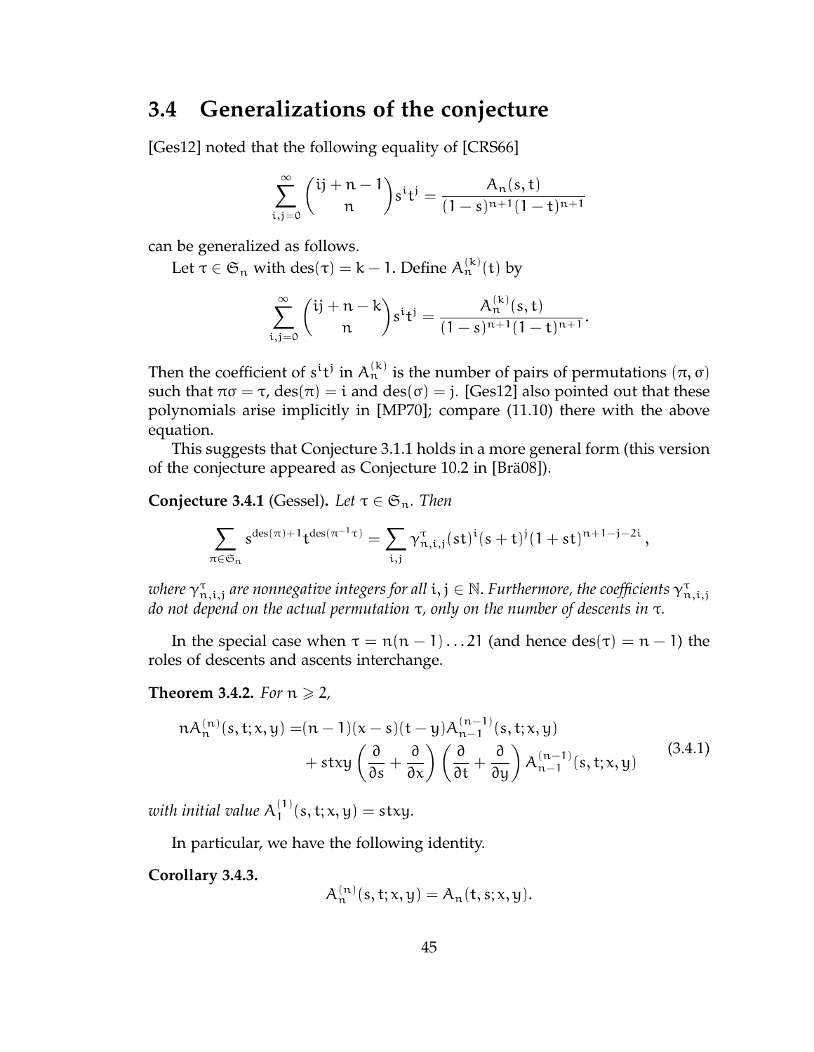## 3.4 Generalizations of the conjecture

[Ges12] noted that the following equality of [CRS66]

$$\sum_{i,j=0}^{\infty} \binom{ij+n-1}{n} s^i t^j = \frac{A_n(s,t)}{(1-s)^{n+1}(1-t)^{n+1}}$$

can be generalized as follows.

Let $\tau \in \mathfrak{S}_n$ with $\mathrm{des}(\tau) = k-1$. Define $A_n^{(k)}(t)$ by

$$\sum_{i,j=0}^{\infty} \binom{ij+n-k}{n} s^i t^j = \frac{A_n^{(k)}(s,t)}{(1-s)^{n+1}(1-t)^{n+1}}.$$

Then the coefficient of $s^i t^j$ in $A_n^{(k)}$ is the number of pairs of permutations $(\pi, \sigma)$ such that $\pi\sigma = \tau$, $\mathrm{des}(\pi) = i$ and $\mathrm{des}(\sigma) = j$. [Ges12] also pointed out that these polynomials arise implicitly in [MP70]; compare (11.10) there with the above equation.

This suggests that Conjecture 3.1.1 holds in a more general form (this version of the conjecture appeared as Conjecture 10.2 in [Brä08]).

**Conjecture 3.4.1** (Gessel)**.** *Let* $\tau \in \mathfrak{S}_n$. *Then*

$$\sum_{\pi \in \mathfrak{S}_n} s^{\mathrm{des}(\pi)+1} t^{\mathrm{des}(\pi^{-1}\tau)} = \sum_{i,j} \gamma^{\tau}_{n,i,j} (st)^i (s+t)^j (1+st)^{n+1-j-2i},$$

*where* $\gamma^{\tau}_{n,i,j}$ *are nonnegative integers for all* $i, j \in \mathbb{N}$. *Furthermore, the coefficients* $\gamma^{\tau}_{n,i,j}$ *do not depend on the actual permutation* $\tau$, *only on the number of descents in* $\tau$.

In the special case when $\tau = n(n-1)\dots 21$ (and hence $\mathrm{des}(\tau) = n-1$) the roles of descents and ascents interchange.

**Theorem 3.4.2.** *For* $n \geqslant 2$,

$$\begin{aligned} nA_n^{(n)}(s,t;x,y) = &(n-1)(x-s)(t-y)A_{n-1}^{(n-1)}(s,t;x,y) \\ &+ stxy\left(\frac{\partial}{\partial s} + \frac{\partial}{\partial x}\right)\left(\frac{\partial}{\partial t} + \frac{\partial}{\partial y}\right)A_{n-1}^{(n-1)}(s,t;x,y) \end{aligned} \tag{3.4.1}$$

*with initial value* $A_1^{(1)}(s,t;x,y) = stxy$.

In particular, we have the following identity.

**Corollary 3.4.3.**

$$A_n^{(n)}(s,t;x,y) = A_n(t,s;x,y).$$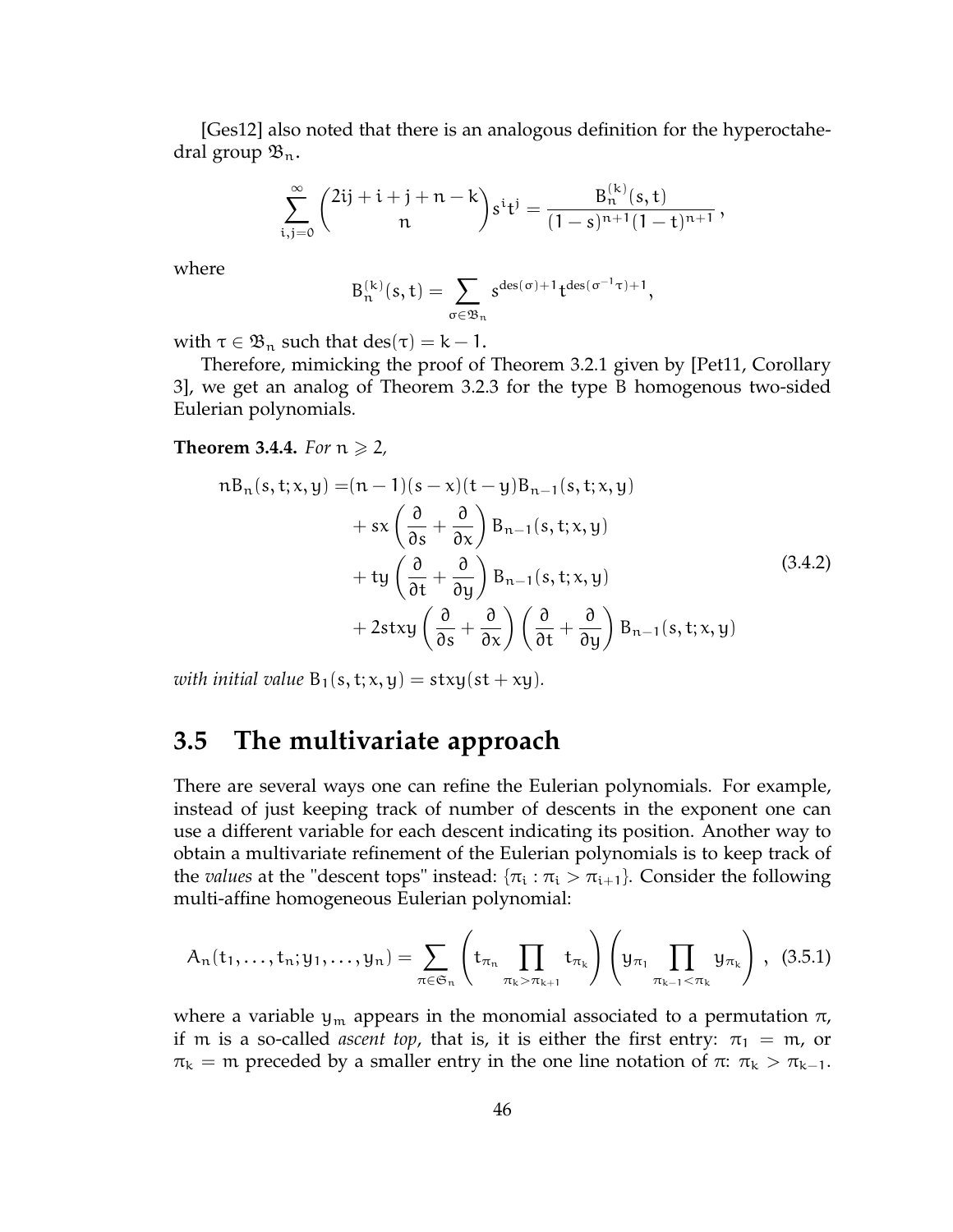[Ges12] also noted that there is an analogous definition for the hyperoctahedral group $\mathfrak{B}_n$.

$$\sum_{i,j=0}^{\infty} \binom{2ij+i+j+n-k}{n} s^i t^j = \frac{B_n^{(k)}(s,t)}{(1-s)^{n+1}(1-t)^{n+1}},$$

where

$$B_n^{(k)}(s,t) = \sum_{\sigma \in \mathfrak{B}_n} s^{\operatorname{des}(\sigma)+1} t^{\operatorname{des}(\sigma^{-1}\tau)+1},$$

with $\tau \in \mathfrak{B}_n$ such that $\operatorname{des}(\tau) = k-1$.

Therefore, mimicking the proof of Theorem 3.2.1 given by [Pet11, Corollary 3], we get an analog of Theorem 3.2.3 for the type B homogenous two-sided Eulerian polynomials.

**Theorem 3.4.4.** *For* $n \geqslant 2$*,*

$$\begin{aligned} nB_n(s,t;x,y) =& (n-1)(s-x)(t-y)B_{n-1}(s,t;x,y) \\ &+ sx\left(\frac{\partial}{\partial s} + \frac{\partial}{\partial x}\right) B_{n-1}(s,t;x,y) \\ &+ ty\left(\frac{\partial}{\partial t} + \frac{\partial}{\partial y}\right) B_{n-1}(s,t;x,y) \\ &+ 2stxy\left(\frac{\partial}{\partial s} + \frac{\partial}{\partial x}\right)\left(\frac{\partial}{\partial t} + \frac{\partial}{\partial y}\right) B_{n-1}(s,t;x,y) \end{aligned} \tag{3.4.2}$$

*with initial value* $B_1(s,t;x,y) = stxy(st+xy)$.

## 3.5 The multivariate approach

There are several ways one can refine the Eulerian polynomials. For example, instead of just keeping track of number of descents in the exponent one can use a different variable for each descent indicating its position. Another way to obtain a multivariate refinement of the Eulerian polynomials is to keep track of the *values* at the "descent tops" instead: $\{\pi_i : \pi_i > \pi_{i+1}\}$. Consider the following multi-affine homogeneous Eulerian polynomial:

$$A_n(t_1,\dots,t_n;y_1,\dots,y_n) = \sum_{\pi \in \mathfrak{S}_n} \left( t_{\pi_n} \prod_{\pi_k > \pi_{k+1}} t_{\pi_k} \right) \left( y_{\pi_1} \prod_{\pi_{k-1} < \pi_k} y_{\pi_k} \right), \tag{3.5.1}$$

where a variable $y_m$ appears in the monomial associated to a permutation $\pi$, if $m$ is a so-called *ascent top*, that is, it is either the first entry: $\pi_1 = m$, or $\pi_k = m$ preceded by a smaller entry in the one line notation of $\pi$: $\pi_k > \pi_{k-1}$.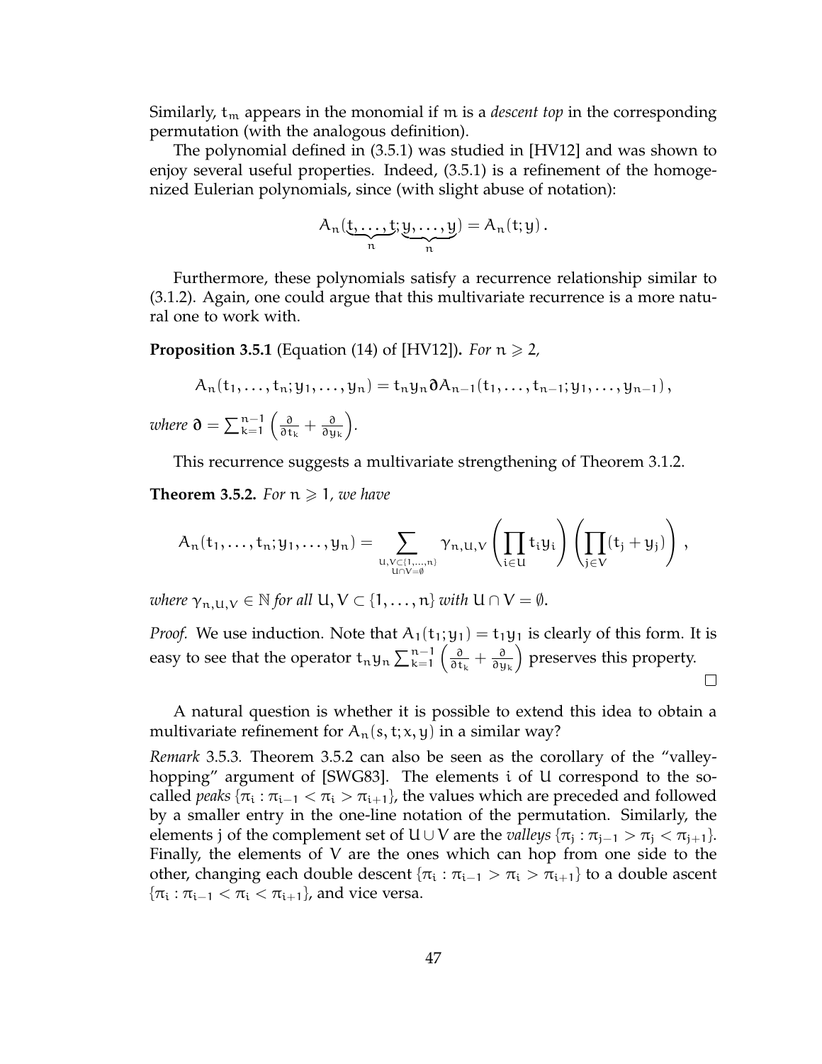Similarly, $t_m$ appears in the monomial if $m$ is a *descent top* in the corresponding permutation (with the analogous definition).

The polynomial defined in (3.5.1) was studied in [HV12] and was shown to enjoy several useful properties. Indeed, (3.5.1) is a refinement of the homogenized Eulerian polynomials, since (with slight abuse of notation):

$$A_n(\underbrace{t,\ldots,t}_{n};\underbrace{y,\ldots,y}_{n}) = A_n(t;y)\,.$$

Furthermore, these polynomials satisfy a recurrence relationship similar to (3.1.2). Again, one could argue that this multivariate recurrence is a more natural one to work with.

**Proposition 3.5.1** (Equation (14) of [HV12])**.** *For $n \geqslant 2$,*

$$A_n(t_1,\ldots,t_n;y_1,\ldots,y_n) = t_n y_n \boldsymbol{\partial} A_{n-1}(t_1,\ldots,t_{n-1};y_1,\ldots,y_{n-1})\,,$$

*where* $\boldsymbol{\partial} = \sum_{k=1}^{n-1}\left(\frac{\partial}{\partial t_k} + \frac{\partial}{\partial y_k}\right)$.

This recurrence suggests a multivariate strengthening of Theorem 3.1.2.

**Theorem 3.5.2.** *For $n \geqslant 1$, we have*

$$A_n(t_1,\ldots,t_n;y_1,\ldots,y_n) = \sum_{\substack{U,V\subset\{1,\ldots,n\}\\ U\cap V=\emptyset}} \gamma_{n,U,V}\left(\prod_{i\in U} t_i y_i\right)\left(\prod_{j\in V}(t_j+y_j)\right)\,,$$

*where $\gamma_{n,U,V} \in \mathbb{N}$ for all $U, V \subset \{1,\ldots,n\}$ with $U \cap V = \emptyset$.*

*Proof.* We use induction. Note that $A_1(t_1;y_1) = t_1y_1$ is clearly of this form. It is easy to see that the operator $t_n y_n \sum_{k=1}^{n-1}\left(\frac{\partial}{\partial t_k} + \frac{\partial}{\partial y_k}\right)$ preserves this property. □

A natural question is whether it is possible to extend this idea to obtain a multivariate refinement for $A_n(s,t;x,y)$ in a similar way?

*Remark* 3.5.3. Theorem 3.5.2 can also be seen as the corollary of the "valley-hopping" argument of [SWG83]. The elements $i$ of $U$ correspond to the so-called *peaks* $\{\pi_i : \pi_{i-1} < \pi_i > \pi_{i+1}\}$, the values which are preceded and followed by a smaller entry in the one-line notation of the permutation. Similarly, the elements $j$ of the complement set of $U \cup V$ are the *valleys* $\{\pi_j : \pi_{j-1} > \pi_j < \pi_{j+1}\}$. Finally, the elements of $V$ are the ones which can hop from one side to the other, changing each double descent $\{\pi_i : \pi_{i-1} > \pi_i > \pi_{i+1}\}$ to a double ascent $\{\pi_i : \pi_{i-1} < \pi_i < \pi_{i+1}\}$, and vice versa.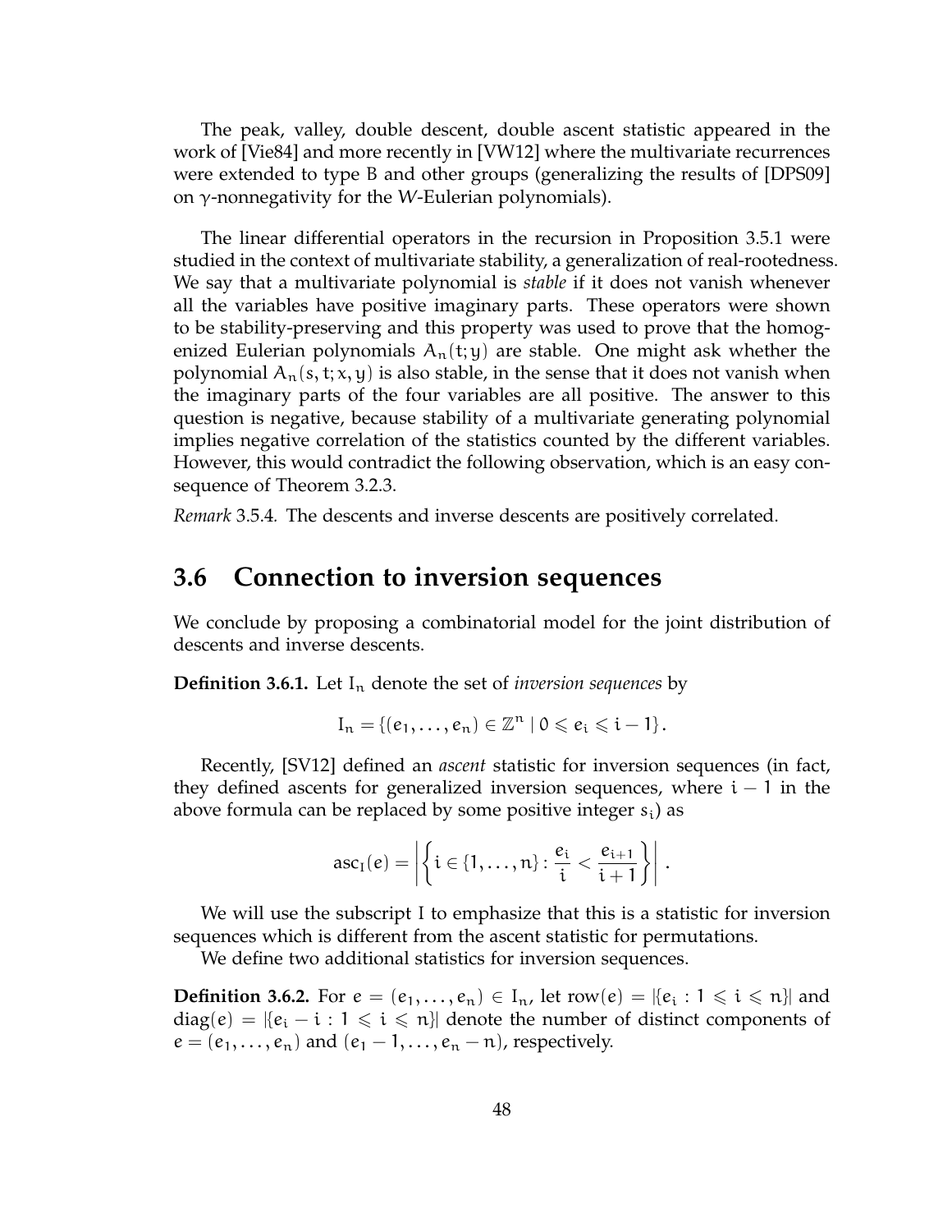The peak, valley, double descent, double ascent statistic appeared in the work of [Vie84] and more recently in [VW12] where the multivariate recurrences were extended to type B and other groups (generalizing the results of [DPS09] on $\gamma$-nonnegativity for the $W$-Eulerian polynomials).

The linear differential operators in the recursion in Proposition 3.5.1 were studied in the context of multivariate stability, a generalization of real-rootedness. We say that a multivariate polynomial is *stable* if it does not vanish whenever all the variables have positive imaginary parts. These operators were shown to be stability-preserving and this property was used to prove that the homogenized Eulerian polynomials $A_n(t;y)$ are stable. One might ask whether the polynomial $A_n(s,t;x,y)$ is also stable, in the sense that it does not vanish when the imaginary parts of the four variables are all positive. The answer to this question is negative, because stability of a multivariate generating polynomial implies negative correlation of the statistics counted by the different variables. However, this would contradict the following observation, which is an easy consequence of Theorem 3.2.3.

*Remark* 3.5.4*.* The descents and inverse descents are positively correlated.

## 3.6 Connection to inversion sequences

We conclude by proposing a combinatorial model for the joint distribution of descents and inverse descents.

**Definition 3.6.1.** Let $I_n$ denote the set of *inversion sequences* by

$$I_n = \{(e_1, \ldots, e_n) \in \mathbb{Z}^n \mid 0 \leqslant e_i \leqslant i-1\}.$$

Recently, [SV12] defined an *ascent* statistic for inversion sequences (in fact, they defined ascents for generalized inversion sequences, where $i-1$ in the above formula can be replaced by some positive integer $s_i$) as

$$\operatorname{asc}_I(e) = \left| \left\{ i \in \{1, \ldots, n\} : \frac{e_i}{i} < \frac{e_{i+1}}{i+1} \right\} \right|.$$

We will use the subscript I to emphasize that this is a statistic for inversion sequences which is different from the ascent statistic for permutations.

We define two additional statistics for inversion sequences.

**Definition 3.6.2.** For $e = (e_1, \ldots, e_n) \in I_n$, let $\operatorname{row}(e) = |\{e_i : 1 \leqslant i \leqslant n\}|$ and $\operatorname{diag}(e) = |\{e_i - i : 1 \leqslant i \leqslant n\}|$ denote the number of distinct components of $e = (e_1, \ldots, e_n)$ and $(e_1 - 1, \ldots, e_n - n)$, respectively.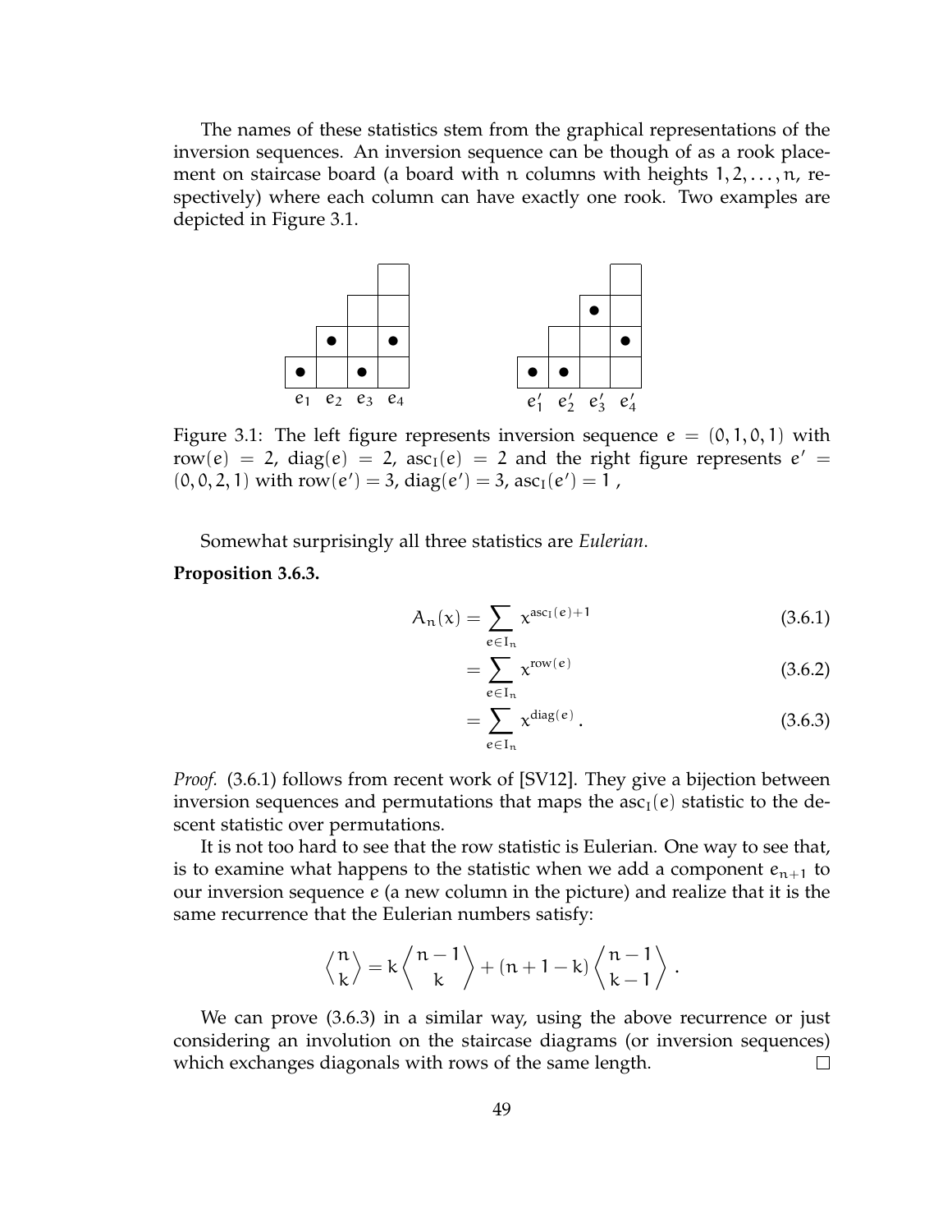The names of these statistics stem from the graphical representations of the inversion sequences. An inversion sequence can be though of as a rook placement on staircase board (a board with $n$ columns with heights $1, 2, \ldots, n$, respectively) where each column can have exactly one rook. Two examples are depicted in Figure 3.1.

Figure 3.1: The left figure represents inversion sequence $e = (0, 1, 0, 1)$ with $\mathrm{row}(e) = 2$, $\mathrm{diag}(e) = 2$, $\mathrm{asc}_I(e) = 2$ and the right figure represents $e' = (0, 0, 2, 1)$ with $\mathrm{row}(e') = 3$, $\mathrm{diag}(e') = 3$, $\mathrm{asc}_I(e') = 1$ ,

Somewhat surprisingly all three statistics are *Eulerian*.

**Proposition 3.6.3.**

$$A_n(x) = \sum_{e \in I_n} x^{\mathrm{asc}_I(e)+1} \tag{3.6.1}$$

$$= \sum_{e \in I_n} x^{\mathrm{row}(e)} \tag{3.6.2}$$

$$= \sum_{e \in I_n} x^{\mathrm{diag}(e)}. \tag{3.6.3}$$

*Proof.* (3.6.1) follows from recent work of [SV12]. They give a bijection between inversion sequences and permutations that maps the $\mathrm{asc}_I(e)$ statistic to the descent statistic over permutations.

It is not too hard to see that the row statistic is Eulerian. One way to see that, is to examine what happens to the statistic when we add a component $e_{n+1}$ to our inversion sequence $e$ (a new column in the picture) and realize that it is the same recurrence that the Eulerian numbers satisfy:

$$\left\langle {n \atop k} \right\rangle = k \left\langle {n-1 \atop k} \right\rangle + (n+1-k) \left\langle {n-1 \atop k-1} \right\rangle .$$

We can prove (3.6.3) in a similar way, using the above recurrence or just considering an involution on the staircase diagrams (or inversion sequences) which exchanges diagonals with rows of the same length. □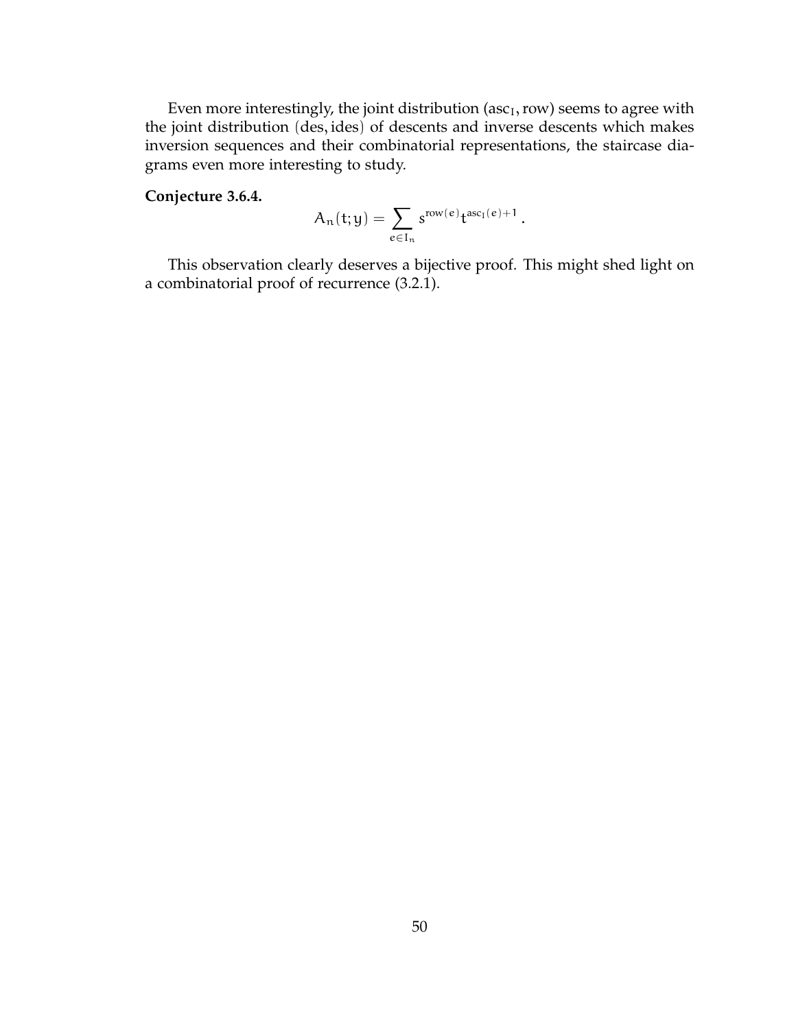Even more interestingly, the joint distribution ($\text{asc}_I$, row) seems to agree with the joint distribution (des, ides) of descents and inverse descents which makes inversion sequences and their combinatorial representations, the staircase diagrams even more interesting to study.

**Conjecture 3.6.4.**

$$A_n(t; y) = \sum_{e \in I_n} s^{\text{row}(e)} t^{\text{asc}_I(e)+1} \,.$$

This observation clearly deserves a bijective proof. This might shed light on a combinatorial proof of recurrence (3.2.1).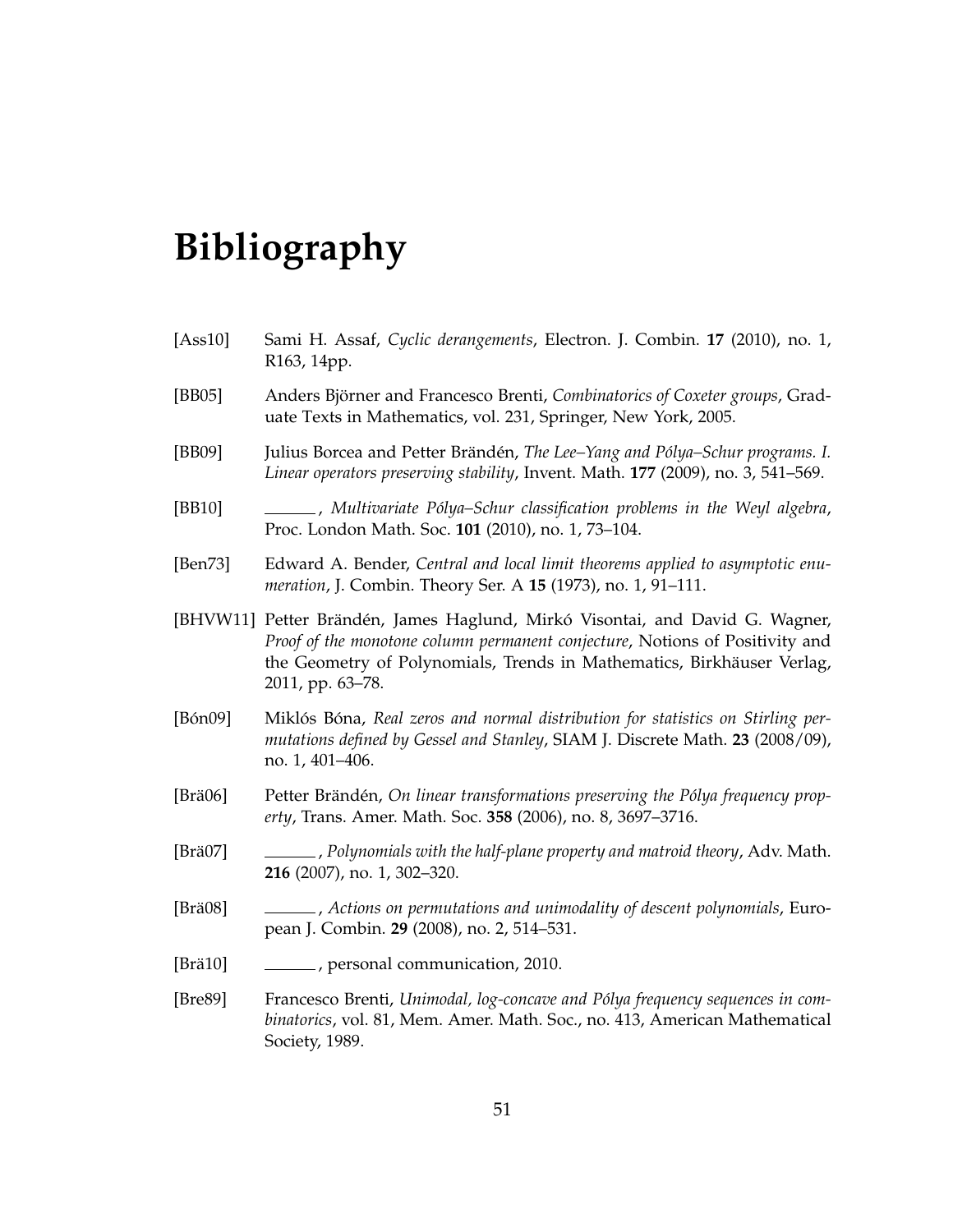# Bibliography

[Ass10] Sami H. Assaf, *Cyclic derangements*, Electron. J. Combin. **17** (2010), no. 1, R163, 14pp.

[BB05] Anders Björner and Francesco Brenti, *Combinatorics of Coxeter groups*, Graduate Texts in Mathematics, vol. 231, Springer, New York, 2005.

[BB09] Julius Borcea and Petter Brändén, *The Lee–Yang and Pólya–Schur programs. I. Linear operators preserving stability*, Invent. Math. **177** (2009), no. 3, 541–569.

[BB10] ______ , *Multivariate Pólya–Schur classification problems in the Weyl algebra*, Proc. London Math. Soc. **101** (2010), no. 1, 73–104.

[Ben73] Edward A. Bender, *Central and local limit theorems applied to asymptotic enumeration*, J. Combin. Theory Ser. A **15** (1973), no. 1, 91–111.

[BHVW11] Petter Brändén, James Haglund, Mirkó Visontai, and David G. Wagner, *Proof of the monotone column permanent conjecture*, Notions of Positivity and the Geometry of Polynomials, Trends in Mathematics, Birkhäuser Verlag, 2011, pp. 63–78.

[Bón09] Miklós Bóna, *Real zeros and normal distribution for statistics on Stirling permutations defined by Gessel and Stanley*, SIAM J. Discrete Math. **23** (2008/09), no. 1, 401–406.

[Brä06] Petter Brändén, *On linear transformations preserving the Pólya frequency property*, Trans. Amer. Math. Soc. **358** (2006), no. 8, 3697–3716.

[Brä07] ______ , *Polynomials with the half-plane property and matroid theory*, Adv. Math. **216** (2007), no. 1, 302–320.

[Brä08] ______ , *Actions on permutations and unimodality of descent polynomials*, European J. Combin. **29** (2008), no. 2, 514–531.

[Brä10] ______ , personal communication, 2010.

[Bre89] Francesco Brenti, *Unimodal, log-concave and Pólya frequency sequences in combinatorics*, vol. 81, Mem. Amer. Math. Soc., no. 413, American Mathematical Society, 1989.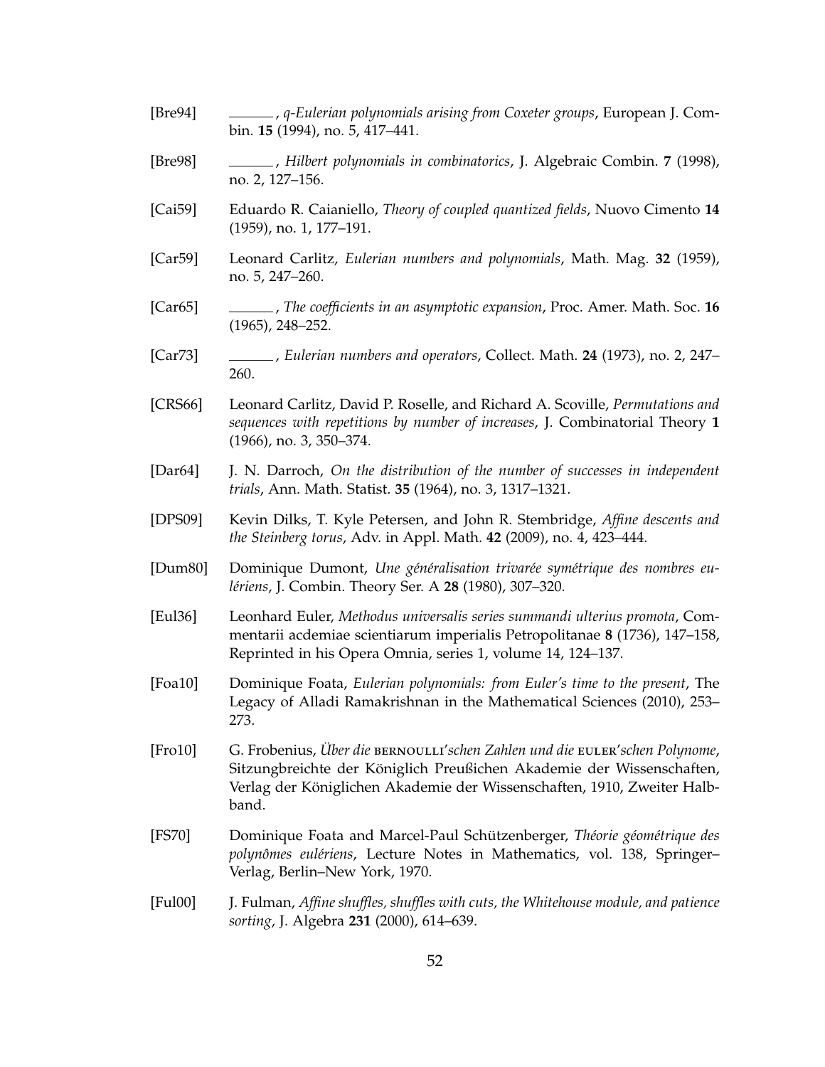[Bre94] ______, *q-Eulerian polynomials arising from Coxeter groups*, European J. Combin. **15** (1994), no. 5, 417–441.

[Bre98] ______, *Hilbert polynomials in combinatorics*, J. Algebraic Combin. **7** (1998), no. 2, 127–156.

[Cai59] Eduardo R. Caianiello, *Theory of coupled quantized fields*, Nuovo Cimento **14** (1959), no. 1, 177–191.

[Car59] Leonard Carlitz, *Eulerian numbers and polynomials*, Math. Mag. **32** (1959), no. 5, 247–260.

[Car65] ______, *The coefficients in an asymptotic expansion*, Proc. Amer. Math. Soc. **16** (1965), 248–252.

[Car73] ______, *Eulerian numbers and operators*, Collect. Math. **24** (1973), no. 2, 247–260.

[CRS66] Leonard Carlitz, David P. Roselle, and Richard A. Scoville, *Permutations and sequences with repetitions by number of increases*, J. Combinatorial Theory **1** (1966), no. 3, 350–374.

[Dar64] J. N. Darroch, *On the distribution of the number of successes in independent trials*, Ann. Math. Statist. **35** (1964), no. 3, 1317–1321.

[DPS09] Kevin Dilks, T. Kyle Petersen, and John R. Stembridge, *Affine descents and the Steinberg torus*, Adv. in Appl. Math. **42** (2009), no. 4, 423–444.

[Dum80] Dominique Dumont, *Une généralisation trivarée symétrique des nombres eulériens*, J. Combin. Theory Ser. A **28** (1980), 307–320.

[Eul36] Leonhard Euler, *Methodus universalis series summandi ulterius promota*, Commentarii acdemiae scientiarum imperialis Petropolitanae **8** (1736), 147–158, Reprinted in his Opera Omnia, series 1, volume 14, 124–137.

[Foa10] Dominique Foata, *Eulerian polynomials: from Euler's time to the present*, The Legacy of Alladi Ramakrishnan in the Mathematical Sciences (2010), 253–273.

[Fro10] G. Frobenius, *Über die* BERNOULLI*'schen Zahlen und die* EULER*'schen Polynome*, Sitzungbreichte der Königlich Preußichen Akademie der Wissenschaften, Verlag der Königlichen Akademie der Wissenschaften, 1910, Zweiter Halbband.

[FS70] Dominique Foata and Marcel-Paul Schützenberger, *Théorie géométrique des polynômes eulériens*, Lecture Notes in Mathematics, vol. 138, Springer–Verlag, Berlin–New York, 1970.

[Ful00] J. Fulman, *Affine shuffles, shuffles with cuts, the Whitehouse module, and patience sorting*, J. Algebra **231** (2000), 614–639.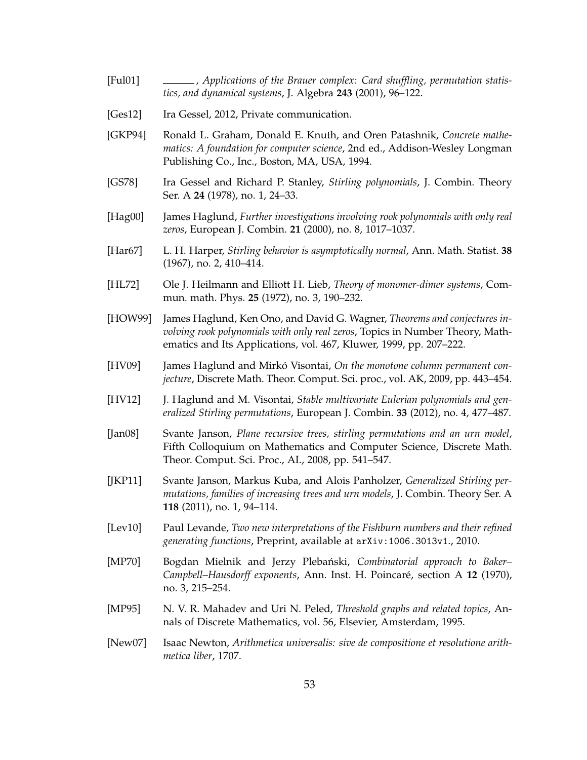[Ful01] ———, *Applications of the Brauer complex: Card shuffling, permutation statistics, and dynamical systems*, J. Algebra **243** (2001), 96–122.

[Ges12] Ira Gessel, 2012, Private communication.

[GKP94] Ronald L. Graham, Donald E. Knuth, and Oren Patashnik, *Concrete mathematics: A foundation for computer science*, 2nd ed., Addison-Wesley Longman Publishing Co., Inc., Boston, MA, USA, 1994.

[GS78] Ira Gessel and Richard P. Stanley, *Stirling polynomials*, J. Combin. Theory Ser. A **24** (1978), no. 1, 24–33.

[Hag00] James Haglund, *Further investigations involving rook polynomials with only real zeros*, European J. Combin. **21** (2000), no. 8, 1017–1037.

[Har67] L. H. Harper, *Stirling behavior is asymptotically normal*, Ann. Math. Statist. **38** (1967), no. 2, 410–414.

[HL72] Ole J. Heilmann and Elliott H. Lieb, *Theory of monomer-dimer systems*, Commun. math. Phys. **25** (1972), no. 3, 190–232.

[HOW99] James Haglund, Ken Ono, and David G. Wagner, *Theorems and conjectures involving rook polynomials with only real zeros*, Topics in Number Theory, Mathematics and Its Applications, vol. 467, Kluwer, 1999, pp. 207–222.

[HV09] James Haglund and Mirkó Visontai, *On the monotone column permanent conjecture*, Discrete Math. Theor. Comput. Sci. proc., vol. AK, 2009, pp. 443–454.

[HV12] J. Haglund and M. Visontai, *Stable multivariate Eulerian polynomials and generalized Stirling permutations*, European J. Combin. **33** (2012), no. 4, 477–487.

[Jan08] Svante Janson, *Plane recursive trees, stirling permutations and an urn model*, Fifth Colloquium on Mathematics and Computer Science, Discrete Math. Theor. Comput. Sci. Proc., AI., 2008, pp. 541–547.

[JKP11] Svante Janson, Markus Kuba, and Alois Panholzer, *Generalized Stirling permutations, families of increasing trees and urn models*, J. Combin. Theory Ser. A **118** (2011), no. 1, 94–114.

[Lev10] Paul Levande, *Two new interpretations of the Fishburn numbers and their refined generating functions*, Preprint, available at `arXiv:1006.3013v1`., 2010.

[MP70] Bogdan Mielnik and Jerzy Plebański, *Combinatorial approach to Baker–Campbell–Hausdorff exponents*, Ann. Inst. H. Poincaré, section A **12** (1970), no. 3, 215–254.

[MP95] N. V. R. Mahadev and Uri N. Peled, *Threshold graphs and related topics*, Annals of Discrete Mathematics, vol. 56, Elsevier, Amsterdam, 1995.

[New07] Isaac Newton, *Arithmetica universalis: sive de compositione et resolutione arithmetica liber*, 1707.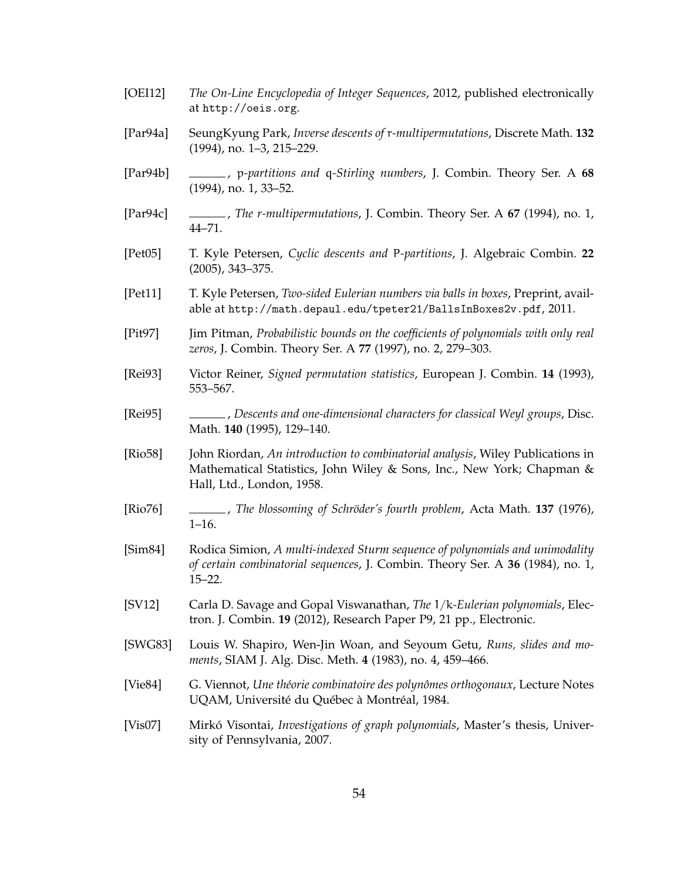[OEI12] *The On-Line Encyclopedia of Integer Sequences*, 2012, published electronically at `http://oeis.org`.

[Par94a] SeungKyung Park, *Inverse descents of* $r$*-multipermutations*, Discrete Math. **132** (1994), no. 1–3, 215–229.

[Par94b] ______, $p$*-partitions and* $q$*-Stirling numbers*, J. Combin. Theory Ser. A **68** (1994), no. 1, 33–52.

[Par94c] ______, *The r-multipermutations*, J. Combin. Theory Ser. A **67** (1994), no. 1, 44–71.

[Pet05] T. Kyle Petersen, *Cyclic descents and* $P$*-partitions*, J. Algebraic Combin. **22** (2005), 343–375.

[Pet11] T. Kyle Petersen, *Two-sided Eulerian numbers via balls in boxes*, Preprint, available at `http://math.depaul.edu/tpeter21/BallsInBoxes2v.pdf`, 2011.

[Pit97] Jim Pitman, *Probabilistic bounds on the coefficients of polynomials with only real zeros*, J. Combin. Theory Ser. A **77** (1997), no. 2, 279–303.

[Rei93] Victor Reiner, *Signed permutation statistics*, European J. Combin. **14** (1993), 553–567.

[Rei95] ______, *Descents and one-dimensional characters for classical Weyl groups*, Disc. Math. **140** (1995), 129–140.

[Rio58] John Riordan, *An introduction to combinatorial analysis*, Wiley Publications in Mathematical Statistics, John Wiley & Sons, Inc., New York; Chapman & Hall, Ltd., London, 1958.

[Rio76] ______, *The blossoming of Schröder's fourth problem*, Acta Math. **137** (1976), 1–16.

[Sim84] Rodica Simion, *A multi-indexed Sturm sequence of polynomials and unimodality of certain combinatorial sequences*, J. Combin. Theory Ser. A **36** (1984), no. 1, 15–22.

[SV12] Carla D. Savage and Gopal Viswanathan, *The* $1/k$*-Eulerian polynomials*, Electron. J. Combin. **19** (2012), Research Paper P9, 21 pp., Electronic.

[SWG83] Louis W. Shapiro, Wen-Jin Woan, and Seyoum Getu, *Runs, slides and moments*, SIAM J. Alg. Disc. Meth. **4** (1983), no. 4, 459–466.

[Vie84] G. Viennot, *Une théorie combinatoire des polynômes orthogonaux*, Lecture Notes UQAM, Université du Québec à Montréal, 1984.

[Vis07] Mirkó Visontai, *Investigations of graph polynomials*, Master's thesis, University of Pennsylvania, 2007.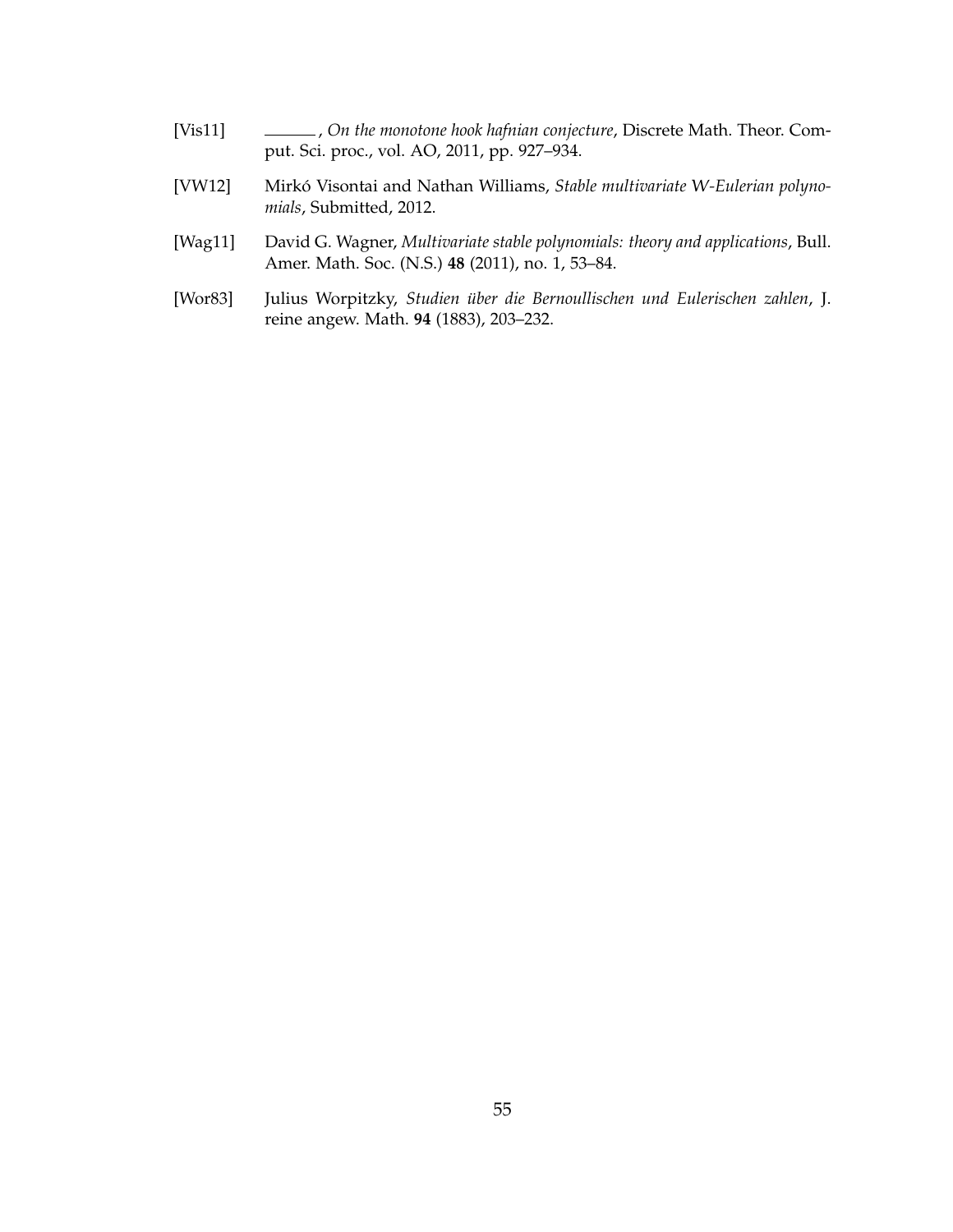[Vis11] ______, *On the monotone hook hafnian conjecture*, Discrete Math. Theor. Comput. Sci. proc., vol. AO, 2011, pp. 927–934.

[VW12] Mirkó Visontai and Nathan Williams, *Stable multivariate W-Eulerian polynomials*, Submitted, 2012.

[Wag11] David G. Wagner, *Multivariate stable polynomials: theory and applications*, Bull. Amer. Math. Soc. (N.S.) **48** (2011), no. 1, 53–84.

[Wor83] Julius Worpitzky, *Studien über die Bernoullischen und Eulerischen zahlen*, J. reine angew. Math. **94** (1883), 203–232.